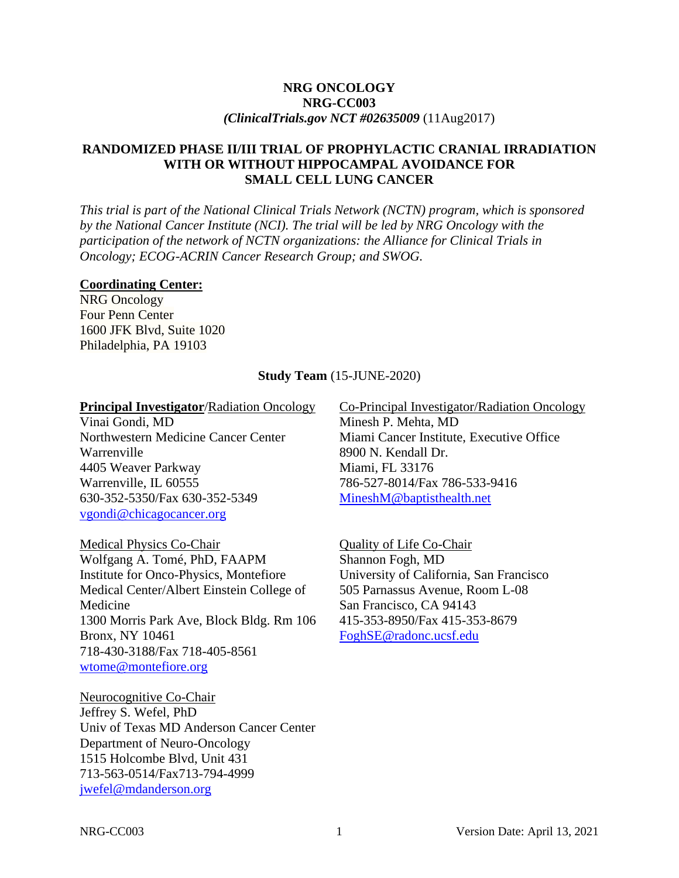**NRG ONCOLOGY**
**NRG-CC003**
***(ClinicalTrials.gov NCT #02635009*** (11Aug2017)

# RANDOMIZED PHASE II/III TRIAL OF PROPHYLACTIC CRANIAL IRRADIATION WITH OR WITHOUT HIPPOCAMPAL AVOIDANCE FOR SMALL CELL LUNG CANCER

*This trial is part of the National Clinical Trials Network (NCTN) program, which is sponsored by the National Cancer Institute (NCI). The trial will be led by NRG Oncology with the participation of the network of NCTN organizations: the Alliance for Clinical Trials in Oncology; ECOG-ACRIN Cancer Research Group; and SWOG.*

**Coordinating Center:**
NRG Oncology
Four Penn Center
1600 JFK Blvd, Suite 1020
Philadelphia, PA 19103

**Study Team** (15-JUNE-2020)

**Principal Investigator**/Radiation Oncology
Vinai Gondi, MD
Northwestern Medicine Cancer Center Warrenville
4405 Weaver Parkway
Warrenville, IL 60555
630-352-5350/Fax 630-352-5349
vgondi@chicagocancer.org

Co-Principal Investigator/Radiation Oncology
Minesh P. Mehta, MD
Miami Cancer Institute, Executive Office
8900 N. Kendall Dr.
Miami, FL 33176
786-527-8014/Fax 786-533-9416
MineshM@baptisthealth.net

Medical Physics Co-Chair
Wolfgang A. Tomé, PhD, FAAPM
Institute for Onco-Physics, Montefiore Medical Center/Albert Einstein College of Medicine
1300 Morris Park Ave, Block Bldg. Rm 106
Bronx, NY 10461
718-430-3188/Fax 718-405-8561
wtome@montefiore.org

Quality of Life Co-Chair
Shannon Fogh, MD
University of California, San Francisco
505 Parnassus Avenue, Room L-08
San Francisco, CA 94143
415-353-8950/Fax 415-353-8679
FoghSE@radonc.ucsf.edu

Neurocognitive Co-Chair
Jeffrey S. Wefel, PhD
Univ of Texas MD Anderson Cancer Center
Department of Neuro-Oncology
1515 Holcombe Blvd, Unit 431
713-563-0514/Fax713-794-4999
jwefel@mdanderson.org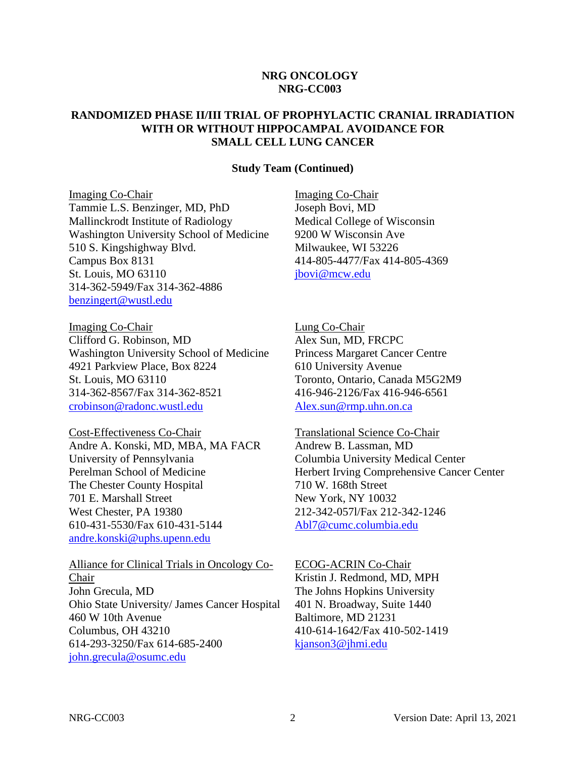**NRG ONCOLOGY**
**NRG-CC003**

**RANDOMIZED PHASE II/III TRIAL OF PROPHYLACTIC CRANIAL IRRADIATION WITH OR WITHOUT HIPPOCAMPAL AVOIDANCE FOR SMALL CELL LUNG CANCER**

**Study Team (Continued)**

Imaging Co-Chair
Tammie L.S. Benzinger, MD, PhD
Mallinckrodt Institute of Radiology
Washington University School of Medicine
510 S. Kingshighway Blvd.
Campus Box 8131
St. Louis, MO 63110
314-362-5949/Fax 314-362-4886
benzingert@wustl.edu

Imaging Co-Chair
Joseph Bovi, MD
Medical College of Wisconsin
9200 W Wisconsin Ave
Milwaukee, WI 53226
414-805-4477/Fax 414-805-4369
jbovi@mcw.edu

Imaging Co-Chair
Clifford G. Robinson, MD
Washington University School of Medicine
4921 Parkview Place, Box 8224
St. Louis, MO 63110
314-362-8567/Fax 314-362-8521
crobinson@radonc.wustl.edu

Lung Co-Chair
Alex Sun, MD, FRCPC
Princess Margaret Cancer Centre
610 University Avenue
Toronto, Ontario, Canada M5G2M9
416-946-2126/Fax 416-946-6561
Alex.sun@rmp.uhn.on.ca

Cost-Effectiveness Co-Chair
Andre A. Konski, MD, MBA, MA FACR
University of Pennsylvania
Perelman School of Medicine
The Chester County Hospital
701 E. Marshall Street
West Chester, PA 19380
610-431-5530/Fax 610-431-5144
andre.konski@uphs.upenn.edu

Translational Science Co-Chair
Andrew B. Lassman, MD
Columbia University Medical Center
Herbert Irving Comprehensive Cancer Center
710 W. 168th Street
New York, NY 10032
212-342-057l/Fax 212-342-1246
Abl7@cumc.columbia.edu

Alliance for Clinical Trials in Oncology Co-Chair
John Grecula, MD
Ohio State University/ James Cancer Hospital
460 W 10th Avenue
Columbus, OH 43210
614-293-3250/Fax 614-685-2400
john.grecula@osumc.edu

ECOG-ACRIN Co-Chair
Kristin J. Redmond, MD, MPH
The Johns Hopkins University
401 N. Broadway, Suite 1440
Baltimore, MD 21231
410-614-1642/Fax 410-502-1419
kjanson3@jhmi.edu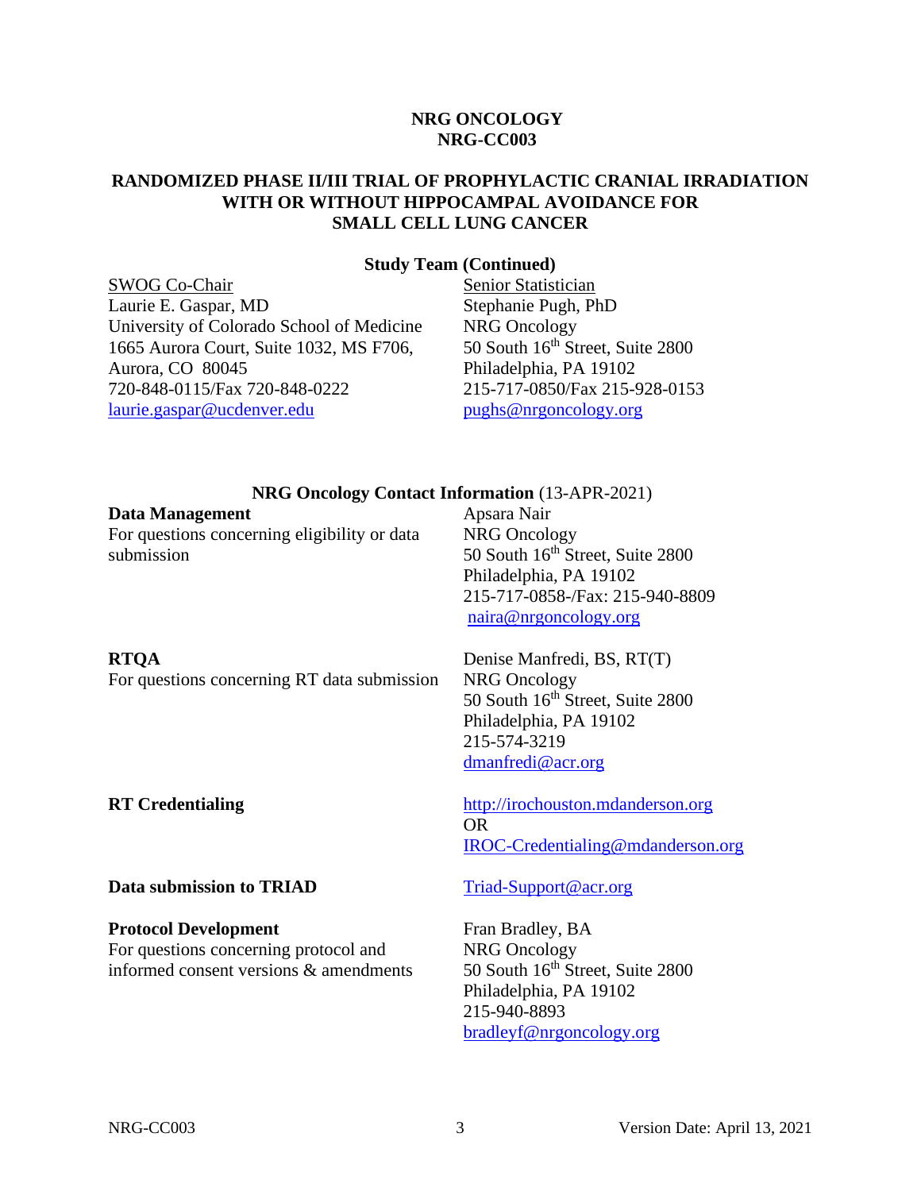**NRG ONCOLOGY**
**NRG-CC003**

**RANDOMIZED PHASE II/III TRIAL OF PROPHYLACTIC CRANIAL IRRADIATION WITH OR WITHOUT HIPPOCAMPAL AVOIDANCE FOR SMALL CELL LUNG CANCER**

**Study Team (Continued)**

SWOG Co-Chair
Laurie E. Gaspar, MD
University of Colorado School of Medicine
1665 Aurora Court, Suite 1032, MS F706,
Aurora, CO 80045
720-848-0115/Fax 720-848-0222
laurie.gaspar@ucdenver.edu

Senior Statistician
Stephanie Pugh, PhD
NRG Oncology
50 South 16th Street, Suite 2800
Philadelphia, PA 19102
215-717-0850/Fax 215-928-0153
pughs@nrgoncology.org

**NRG Oncology Contact Information** (13-APR-2021)

**Data Management**
For questions concerning eligibility or data submission

Apsara Nair
NRG Oncology
50 South 16th Street, Suite 2800
Philadelphia, PA 19102
215-717-0858-/Fax: 215-940-8809
naira@nrgoncology.org

**RTQA**
For questions concerning RT data submission

Denise Manfredi, BS, RT(T)
NRG Oncology
50 South 16th Street, Suite 2800
Philadelphia, PA 19102
215-574-3219
dmanfredi@acr.org

**RT Credentialing**

http://irochouston.mdanderson.org
OR
IROC-Credentialing@mdanderson.org

**Data submission to TRIAD**

Triad-Support@acr.org

**Protocol Development**
For questions concerning protocol and informed consent versions & amendments

Fran Bradley, BA
NRG Oncology
50 South 16th Street, Suite 2800
Philadelphia, PA 19102
215-940-8893
bradleyf@nrgoncology.org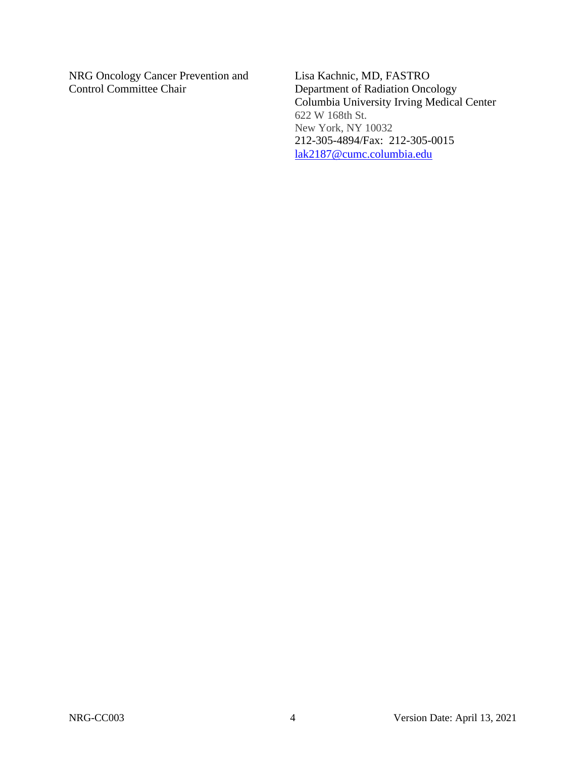| | |
|---|---|
| NRG Oncology Cancer Prevention and Control Committee Chair | Lisa Kachnic, MD, FASTRO<br>Department of Radiation Oncology<br>Columbia University Irving Medical Center<br>622 W 168th St.<br>New York, NY 10032<br>212-305-4894/Fax: 212-305-0015<br>lak2187@cumc.columbia.edu |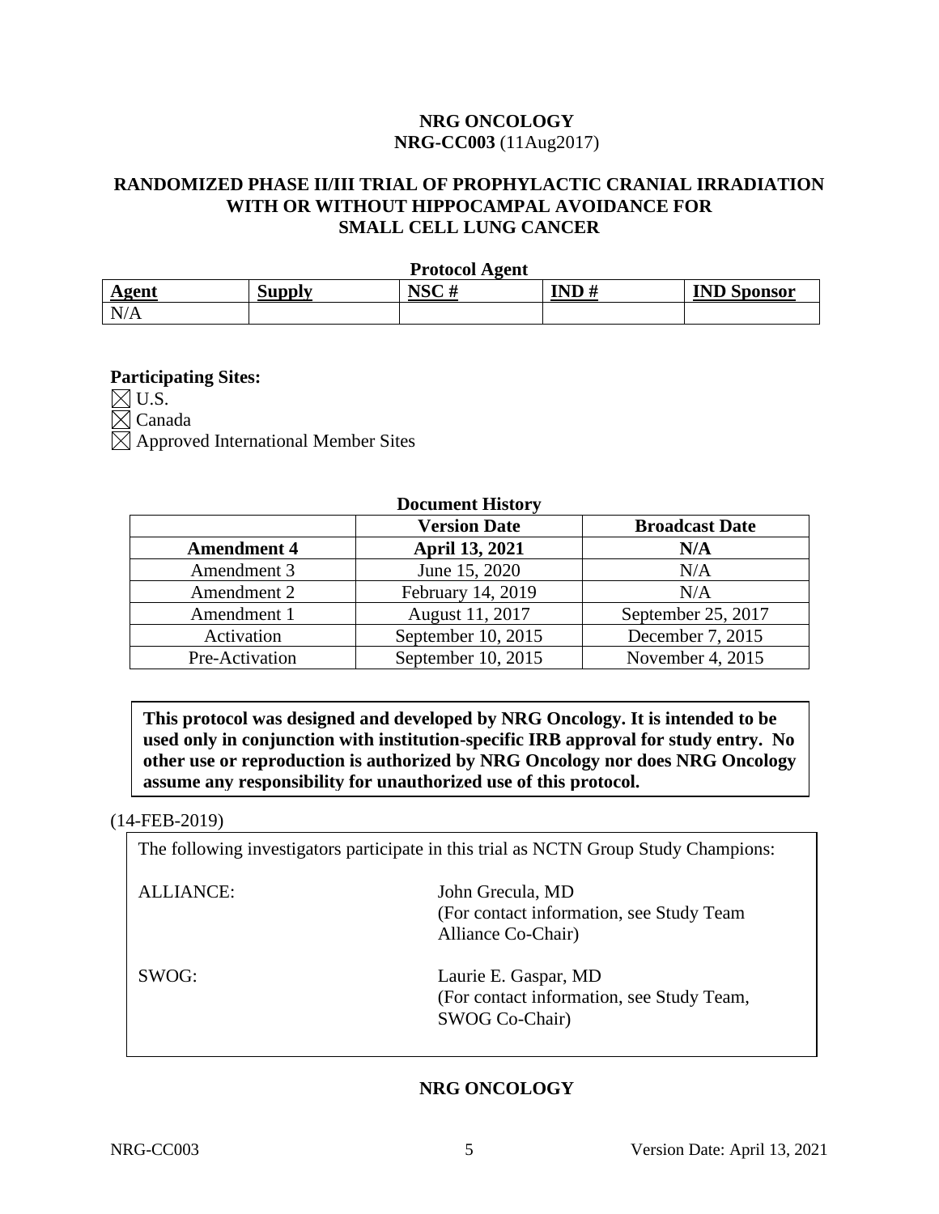**NRG ONCOLOGY**

**NRG-CC003** (11Aug2017)

# RANDOMIZED PHASE II/III TRIAL OF PROPHYLACTIC CRANIAL IRRADIATION WITH OR WITHOUT HIPPOCAMPAL AVOIDANCE FOR SMALL CELL LUNG CANCER

**Protocol Agent**

| Agent | Supply | NSC # | IND # | IND Sponsor |
|---|---|---|---|---|
| N/A | | | | |

**Participating Sites:**

☒ U.S.
☒ Canada
☒ Approved International Member Sites

**Document History**

| | Version Date | Broadcast Date |
|---|---|---|
| **Amendment 4** | **April 13, 2021** | **N/A** |
| Amendment 3 | June 15, 2020 | N/A |
| Amendment 2 | February 14, 2019 | N/A |
| Amendment 1 | August 11, 2017 | September 25, 2017 |
| Activation | September 10, 2015 | December 7, 2015 |
| Pre-Activation | September 10, 2015 | November 4, 2015 |

**This protocol was designed and developed by NRG Oncology. It is intended to be used only in conjunction with institution-specific IRB approval for study entry. No other use or reproduction is authorized by NRG Oncology nor does NRG Oncology assume any responsibility for unauthorized use of this protocol.**

(14-FEB-2019)

The following investigators participate in this trial as NCTN Group Study Champions:

| | |
|---|---|
| ALLIANCE: | John Grecula, MD<br>(For contact information, see Study Team Alliance Co-Chair) |
| SWOG: | Laurie E. Gaspar, MD<br>(For contact information, see Study Team, SWOG Co-Chair) |

**NRG ONCOLOGY**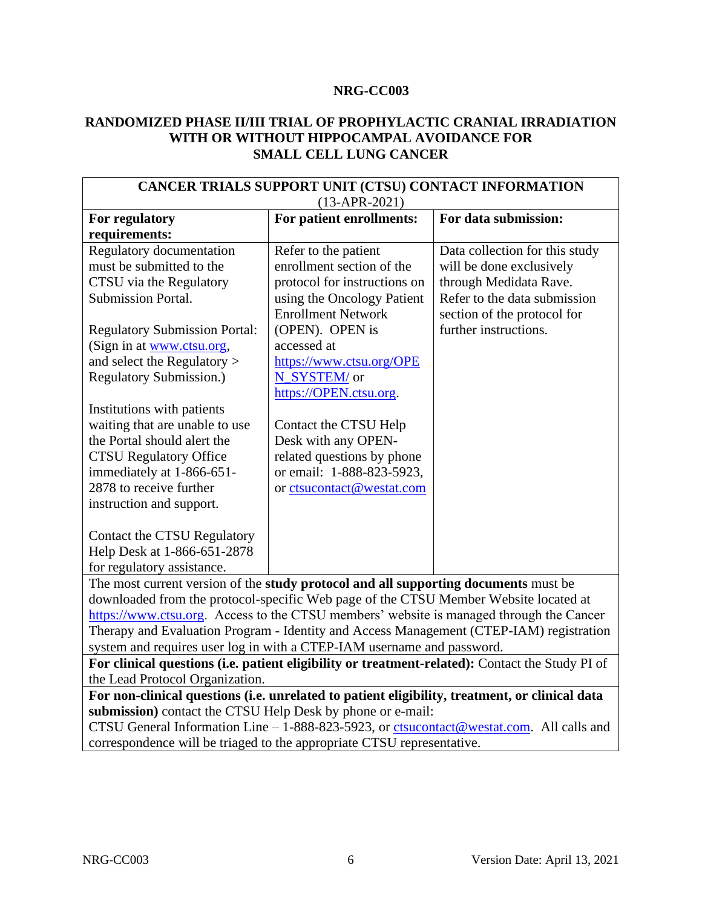**NRG-CC003**

**RANDOMIZED PHASE II/III TRIAL OF PROPHYLACTIC CRANIAL IRRADIATION WITH OR WITHOUT HIPPOCAMPAL AVOIDANCE FOR SMALL CELL LUNG CANCER**

| **CANCER TRIALS SUPPORT UNIT (CTSU) CONTACT INFORMATION** (13-APR-2021) | | |
|---|---|---|
| **For regulatory requirements:** | **For patient enrollments:** | **For data submission:** |
| Regulatory documentation must be submitted to the CTSU via the Regulatory Submission Portal.<br><br>Regulatory Submission Portal: (Sign in at www.ctsu.org, and select the Regulatory > Regulatory Submission.)<br><br>Institutions with patients waiting that are unable to use the Portal should alert the CTSU Regulatory Office immediately at 1-866-651-2878 to receive further instruction and support.<br><br>Contact the CTSU Regulatory Help Desk at 1-866-651-2878 for regulatory assistance. | Refer to the patient enrollment section of the protocol for instructions on using the Oncology Patient Enrollment Network (OPEN). OPEN is accessed at https://www.ctsu.org/OPEN_SYSTEM/ or https://OPEN.ctsu.org.<br><br>Contact the CTSU Help Desk with any OPEN-related questions by phone or email: 1-888-823-5923, or ctsucontact@westat.com | Data collection for this study will be done exclusively through Medidata Rave. Refer to the data submission section of the protocol for further instructions. |
| The most current version of the **study protocol and all supporting documents** must be downloaded from the protocol-specific Web page of the CTSU Member Website located at https://www.ctsu.org. Access to the CTSU members' website is managed through the Cancer Therapy and Evaluation Program - Identity and Access Management (CTEP-IAM) registration system and requires user log in with a CTEP-IAM username and password. | | |
| **For clinical questions (i.e. patient eligibility or treatment-related):** Contact the Study PI of the Lead Protocol Organization. | | |
| **For non-clinical questions (i.e. unrelated to patient eligibility, treatment, or clinical data submission)** contact the CTSU Help Desk by phone or e-mail:<br>CTSU General Information Line – 1-888-823-5923, or ctsucontact@westat.com. All calls and correspondence will be triaged to the appropriate CTSU representative. | | |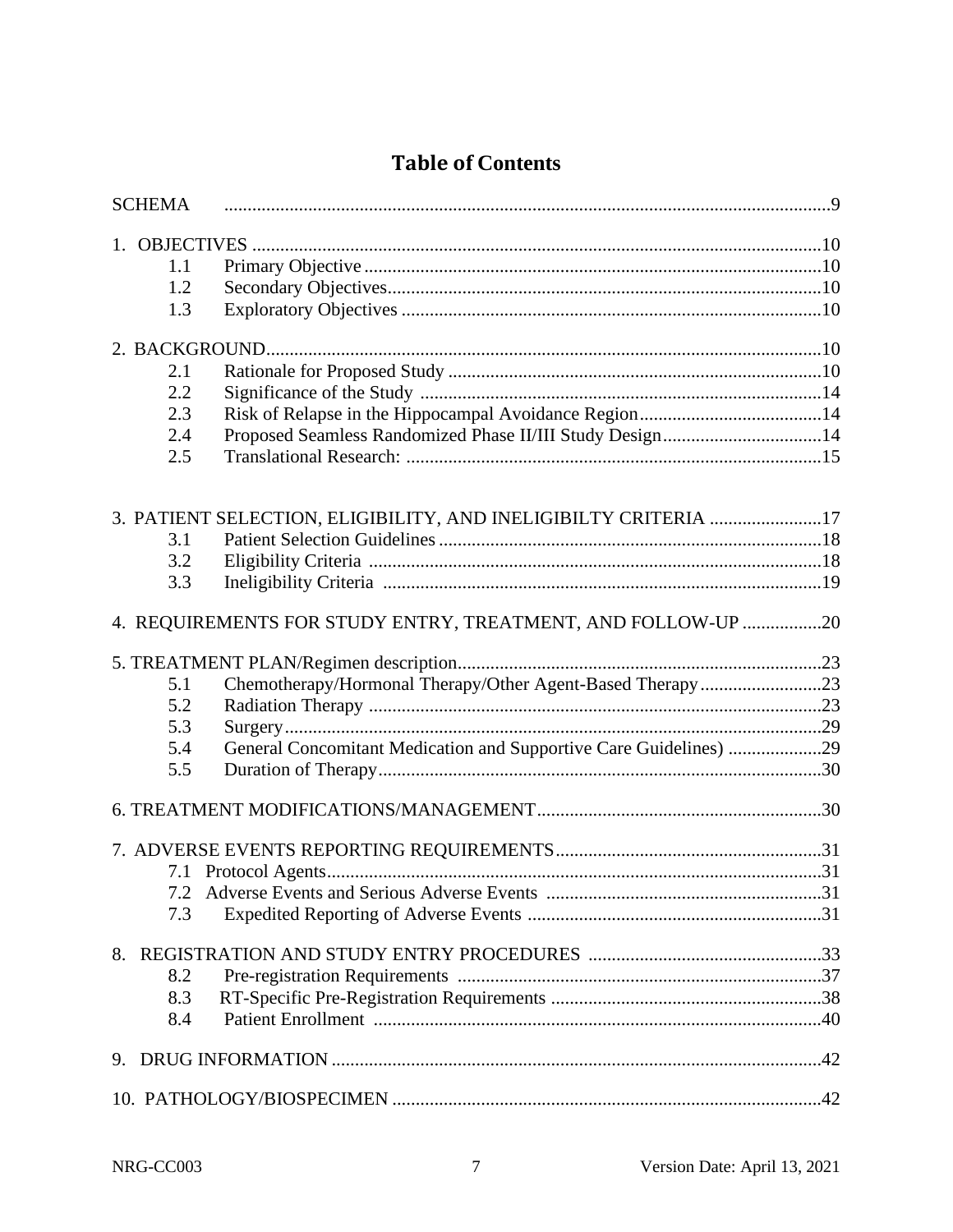# Table of Contents

SCHEMA .....9

1. OBJECTIVES .....10
   - 1.1 Primary Objective .....10
   - 1.2 Secondary Objectives .....10
   - 1.3 Exploratory Objectives .....10

2. BACKGROUND .....10
   - 2.1 Rationale for Proposed Study .....10
   - 2.2 Significance of the Study .....14
   - 2.3 Risk of Relapse in the Hippocampal Avoidance Region .....14
   - 2.4 Proposed Seamless Randomized Phase II/III Study Design .....14
   - 2.5 Translational Research: .....15

3. PATIENT SELECTION, ELIGIBILITY, AND INELIGIBILTY CRITERIA .....17
   - 3.1 Patient Selection Guidelines .....18
   - 3.2 Eligibility Criteria .....18
   - 3.3 Ineligibility Criteria .....19

4. REQUIREMENTS FOR STUDY ENTRY, TREATMENT, AND FOLLOW-UP .....20

5. TREATMENT PLAN/Regimen description .....23
   - 5.1 Chemotherapy/Hormonal Therapy/Other Agent-Based Therapy .....23
   - 5.2 Radiation Therapy .....23
   - 5.3 Surgery .....29
   - 5.4 General Concomitant Medication and Supportive Care Guidelines) .....29
   - 5.5 Duration of Therapy .....30

6. TREATMENT MODIFICATIONS/MANAGEMENT .....30

7. ADVERSE EVENTS REPORTING REQUIREMENTS .....31
   - 7.1 Protocol Agents .....31
   - 7.2 Adverse Events and Serious Adverse Events .....31
   - 7.3 Expedited Reporting of Adverse Events .....31

8. REGISTRATION AND STUDY ENTRY PROCEDURES .....33
   - 8.2 Pre-registration Requirements .....37
   - 8.3 RT-Specific Pre-Registration Requirements .....38
   - 8.4 Patient Enrollment .....40

9. DRUG INFORMATION .....42

10. PATHOLOGY/BIOSPECIMEN .....42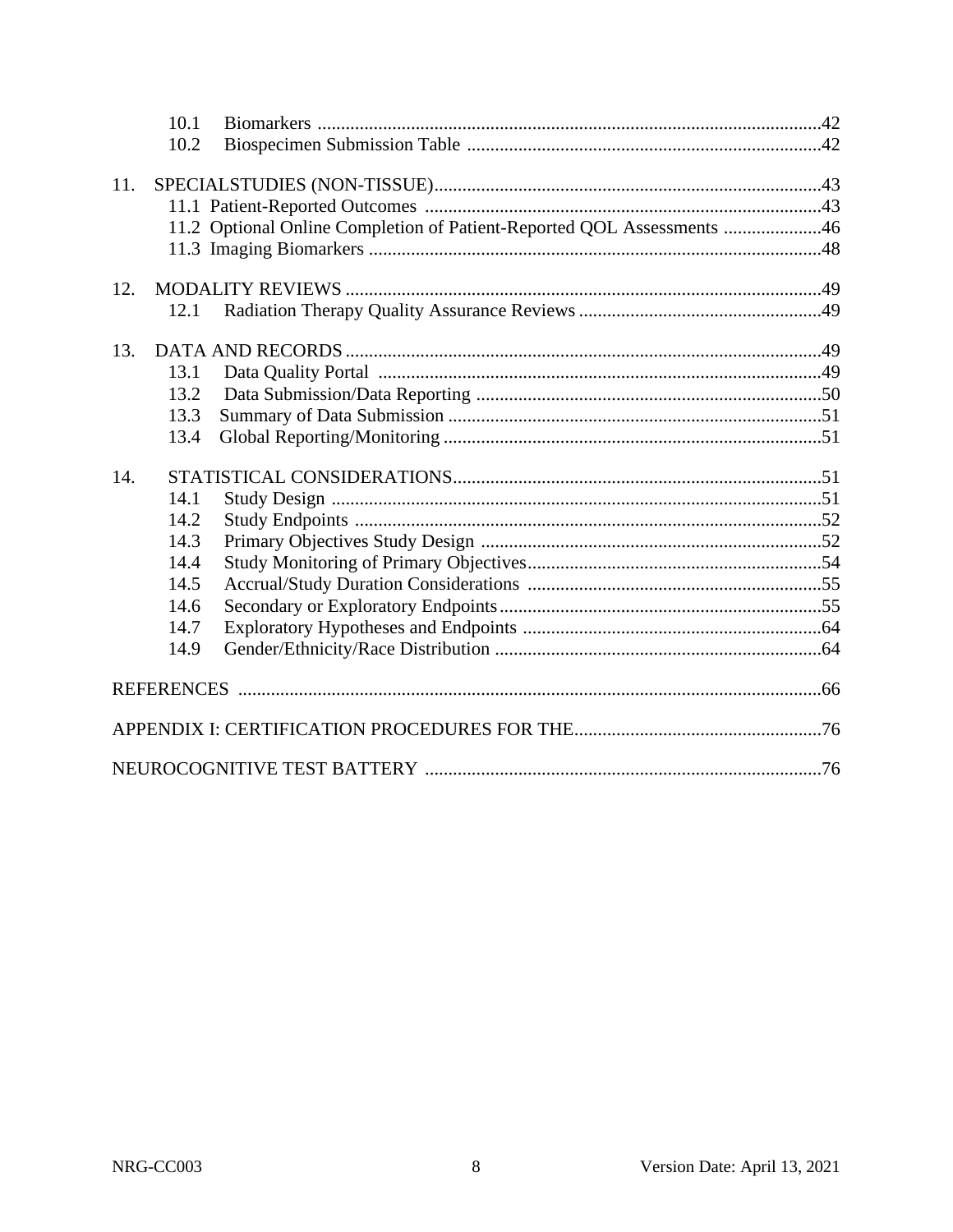10.1 Biomarkers ...........................................................................................................42
10.2 Biospecimen Submission Table ............................................................................42

11. SPECIALSTUDIES (NON-TISSUE)...................................................................................43
11.1 Patient-Reported Outcomes ......................................................................................43
11.2 Optional Online Completion of Patient-Reported QOL Assessments .....................46
11.3 Imaging Biomarkers .................................................................................................48

12. MODALITY REVIEWS .....................................................................................................49
12.1 Radiation Therapy Quality Assurance Reviews ....................................................49

13. DATA AND RECORDS .....................................................................................................49
13.1 Data Quality Portal ...............................................................................................49
13.2 Data Submission/Data Reporting ..........................................................................50
13.3 Summary of Data Submission ................................................................................51
13.4 Global Reporting/Monitoring .................................................................................51

14. STATISTICAL CONSIDERATIONS...............................................................................51
14.1 Study Design ..........................................................................................................51
14.2 Study Endpoints .....................................................................................................52
14.3 Primary Objectives Study Design .........................................................................52
14.4 Study Monitoring of Primary Objectives...............................................................54
14.5 Accrual/Study Duration Considerations ...............................................................55
14.6 Secondary or Exploratory Endpoints.....................................................................55
14.7 Exploratory Hypotheses and Endpoints ................................................................64
14.9 Gender/Ethnicity/Race Distribution ......................................................................64

REFERENCES ............................................................................................................66

APPENDIX I: CERTIFICATION PROCEDURES FOR THE.....................................................76

NEUROCOGNITIVE TEST BATTERY .....................................................................................76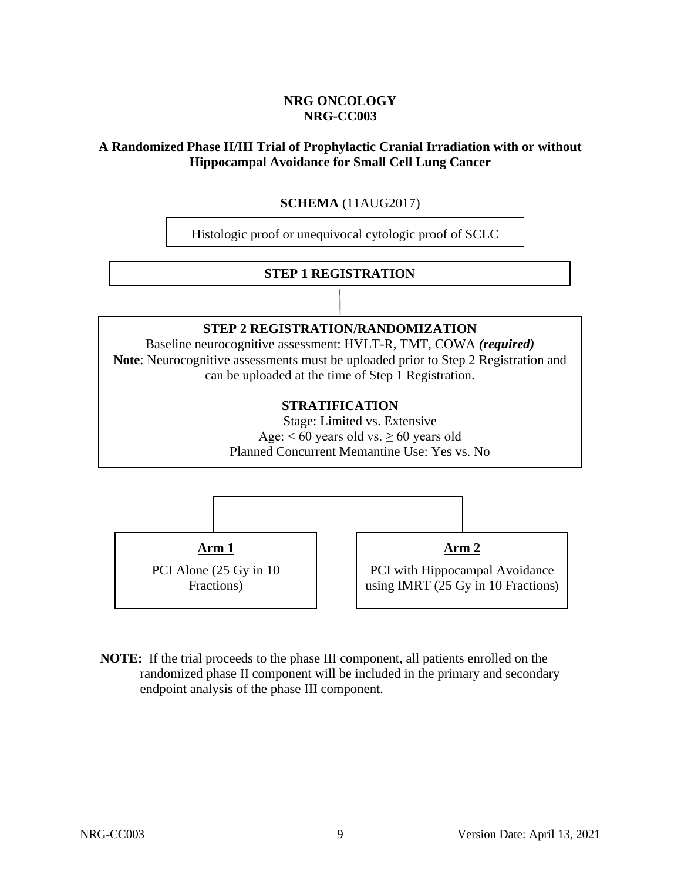**NRG ONCOLOGY**
**NRG-CC003**

## A Randomized Phase II/III Trial of Prophylactic Cranial Irradiation with or without Hippocampal Avoidance for Small Cell Lung Cancer

**SCHEMA** (11AUG2017)

Histologic proof or unequivocal cytologic proof of SCLC

**STEP 1 REGISTRATION**

**STEP 2 REGISTRATION/RANDOMIZATION**

Baseline neurocognitive assessment: HVLT-R, TMT, COWA ***(required)***

**Note**: Neurocognitive assessments must be uploaded prior to Step 2 Registration and can be uploaded at the time of Step 1 Registration.

**STRATIFICATION**

Stage: Limited vs. Extensive

Age: < 60 years old vs. ≥ 60 years old

Planned Concurrent Memantine Use: Yes vs. No

| **Arm 1** | **Arm 2** |
|---|---|
| PCI Alone (25 Gy in 10 Fractions) | PCI with Hippocampal Avoidance using IMRT (25 Gy in 10 Fractions) |

**NOTE:** If the trial proceeds to the phase III component, all patients enrolled on the randomized phase II component will be included in the primary and secondary endpoint analysis of the phase III component.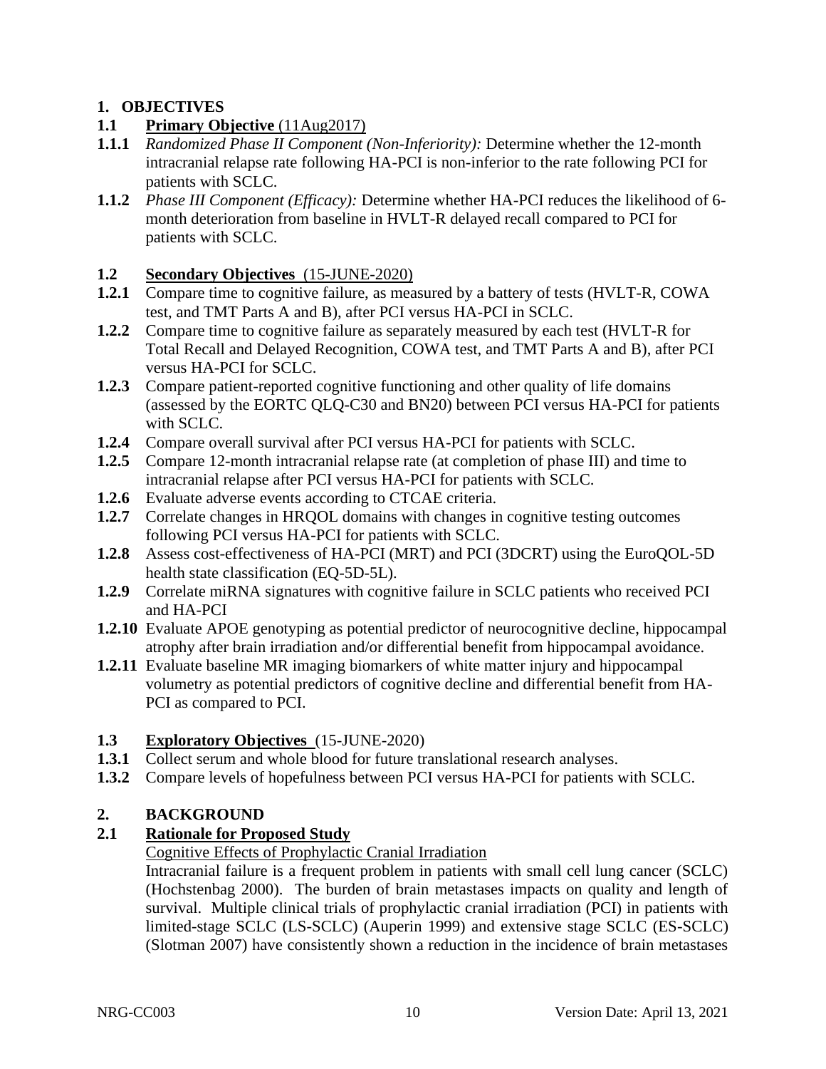# 1. OBJECTIVES

## 1.1 **Primary Objective** (11Aug2017)

**1.1.1** *Randomized Phase II Component (Non-Inferiority):* Determine whether the 12-month intracranial relapse rate following HA-PCI is non-inferior to the rate following PCI for patients with SCLC.

**1.1.2** *Phase III Component (Efficacy):* Determine whether HA-PCI reduces the likelihood of 6-month deterioration from baseline in HVLT-R delayed recall compared to PCI for patients with SCLC.

## 1.2 **Secondary Objectives** (15-JUNE-2020)

**1.2.1** Compare time to cognitive failure, as measured by a battery of tests (HVLT-R, COWA test, and TMT Parts A and B), after PCI versus HA-PCI in SCLC.

**1.2.2** Compare time to cognitive failure as separately measured by each test (HVLT-R for Total Recall and Delayed Recognition, COWA test, and TMT Parts A and B), after PCI versus HA-PCI for SCLC.

**1.2.3** Compare patient-reported cognitive functioning and other quality of life domains (assessed by the EORTC QLQ-C30 and BN20) between PCI versus HA-PCI for patients with SCLC.

**1.2.4** Compare overall survival after PCI versus HA-PCI for patients with SCLC.

**1.2.5** Compare 12-month intracranial relapse rate (at completion of phase III) and time to intracranial relapse after PCI versus HA-PCI for patients with SCLC.

**1.2.6** Evaluate adverse events according to CTCAE criteria.

**1.2.7** Correlate changes in HRQOL domains with changes in cognitive testing outcomes following PCI versus HA-PCI for patients with SCLC.

**1.2.8** Assess cost-effectiveness of HA-PCI (MRT) and PCI (3DCRT) using the EuroQOL-5D health state classification (EQ-5D-5L).

**1.2.9** Correlate miRNA signatures with cognitive failure in SCLC patients who received PCI and HA-PCI

**1.2.10** Evaluate APOE genotyping as potential predictor of neurocognitive decline, hippocampal atrophy after brain irradiation and/or differential benefit from hippocampal avoidance.

**1.2.11** Evaluate baseline MR imaging biomarkers of white matter injury and hippocampal volumetry as potential predictors of cognitive decline and differential benefit from HA-PCI as compared to PCI.

## 1.3 **Exploratory Objectives** (15-JUNE-2020)

**1.3.1** Collect serum and whole blood for future translational research analyses.

**1.3.2** Compare levels of hopefulness between PCI versus HA-PCI for patients with SCLC.

# 2. BACKGROUND

## 2.1 **Rationale for Proposed Study**

Cognitive Effects of Prophylactic Cranial Irradiation

Intracranial failure is a frequent problem in patients with small cell lung cancer (SCLC) (Hochstenbag 2000). The burden of brain metastases impacts on quality and length of survival. Multiple clinical trials of prophylactic cranial irradiation (PCI) in patients with limited-stage SCLC (LS-SCLC) (Auperin 1999) and extensive stage SCLC (ES-SCLC) (Slotman 2007) have consistently shown a reduction in the incidence of brain metastases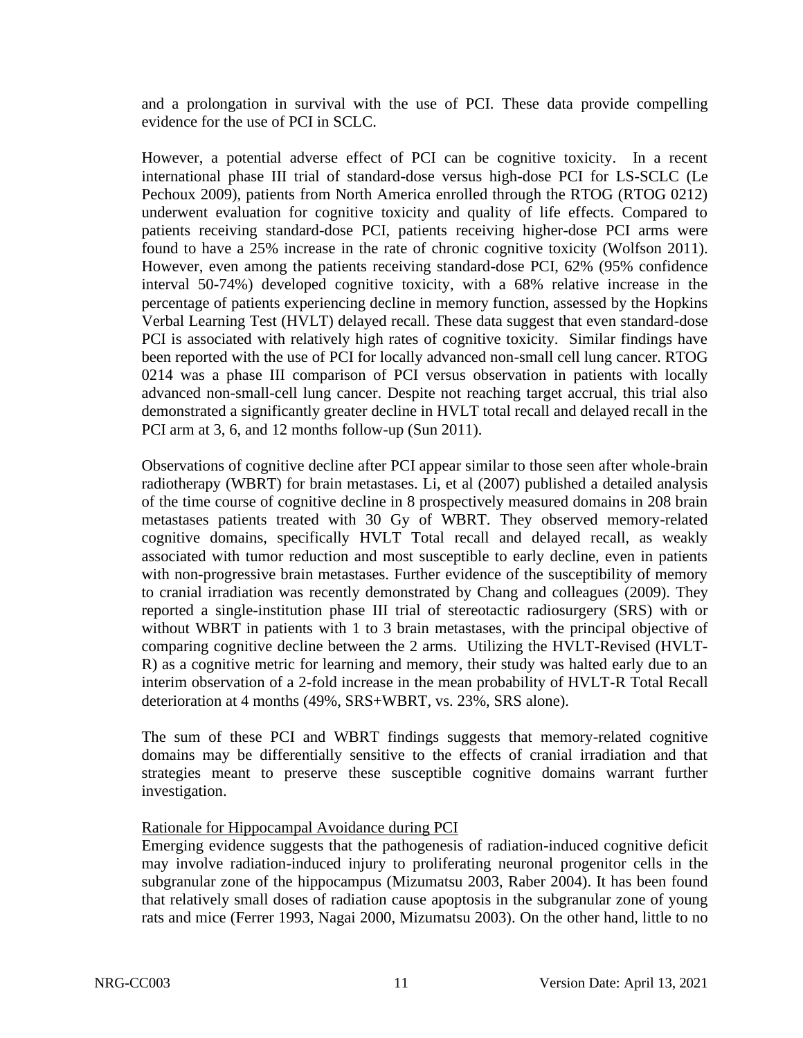and a prolongation in survival with the use of PCI. These data provide compelling evidence for the use of PCI in SCLC.

However, a potential adverse effect of PCI can be cognitive toxicity. In a recent international phase III trial of standard-dose versus high-dose PCI for LS-SCLC (Le Pechoux 2009), patients from North America enrolled through the RTOG (RTOG 0212) underwent evaluation for cognitive toxicity and quality of life effects. Compared to patients receiving standard-dose PCI, patients receiving higher-dose PCI arms were found to have a 25% increase in the rate of chronic cognitive toxicity (Wolfson 2011). However, even among the patients receiving standard-dose PCI, 62% (95% confidence interval 50-74%) developed cognitive toxicity, with a 68% relative increase in the percentage of patients experiencing decline in memory function, assessed by the Hopkins Verbal Learning Test (HVLT) delayed recall. These data suggest that even standard-dose PCI is associated with relatively high rates of cognitive toxicity. Similar findings have been reported with the use of PCI for locally advanced non-small cell lung cancer. RTOG 0214 was a phase III comparison of PCI versus observation in patients with locally advanced non-small-cell lung cancer. Despite not reaching target accrual, this trial also demonstrated a significantly greater decline in HVLT total recall and delayed recall in the PCI arm at 3, 6, and 12 months follow-up (Sun 2011).

Observations of cognitive decline after PCI appear similar to those seen after whole-brain radiotherapy (WBRT) for brain metastases. Li, et al (2007) published a detailed analysis of the time course of cognitive decline in 8 prospectively measured domains in 208 brain metastases patients treated with 30 Gy of WBRT. They observed memory-related cognitive domains, specifically HVLT Total recall and delayed recall, as weakly associated with tumor reduction and most susceptible to early decline, even in patients with non-progressive brain metastases. Further evidence of the susceptibility of memory to cranial irradiation was recently demonstrated by Chang and colleagues (2009). They reported a single-institution phase III trial of stereotactic radiosurgery (SRS) with or without WBRT in patients with 1 to 3 brain metastases, with the principal objective of comparing cognitive decline between the 2 arms. Utilizing the HVLT-Revised (HVLT-R) as a cognitive metric for learning and memory, their study was halted early due to an interim observation of a 2-fold increase in the mean probability of HVLT-R Total Recall deterioration at 4 months (49%, SRS+WBRT, vs. 23%, SRS alone).

The sum of these PCI and WBRT findings suggests that memory-related cognitive domains may be differentially sensitive to the effects of cranial irradiation and that strategies meant to preserve these susceptible cognitive domains warrant further investigation.

Rationale for Hippocampal Avoidance during PCI

Emerging evidence suggests that the pathogenesis of radiation-induced cognitive deficit may involve radiation-induced injury to proliferating neuronal progenitor cells in the subgranular zone of the hippocampus (Mizumatsu 2003, Raber 2004). It has been found that relatively small doses of radiation cause apoptosis in the subgranular zone of young rats and mice (Ferrer 1993, Nagai 2000, Mizumatsu 2003). On the other hand, little to no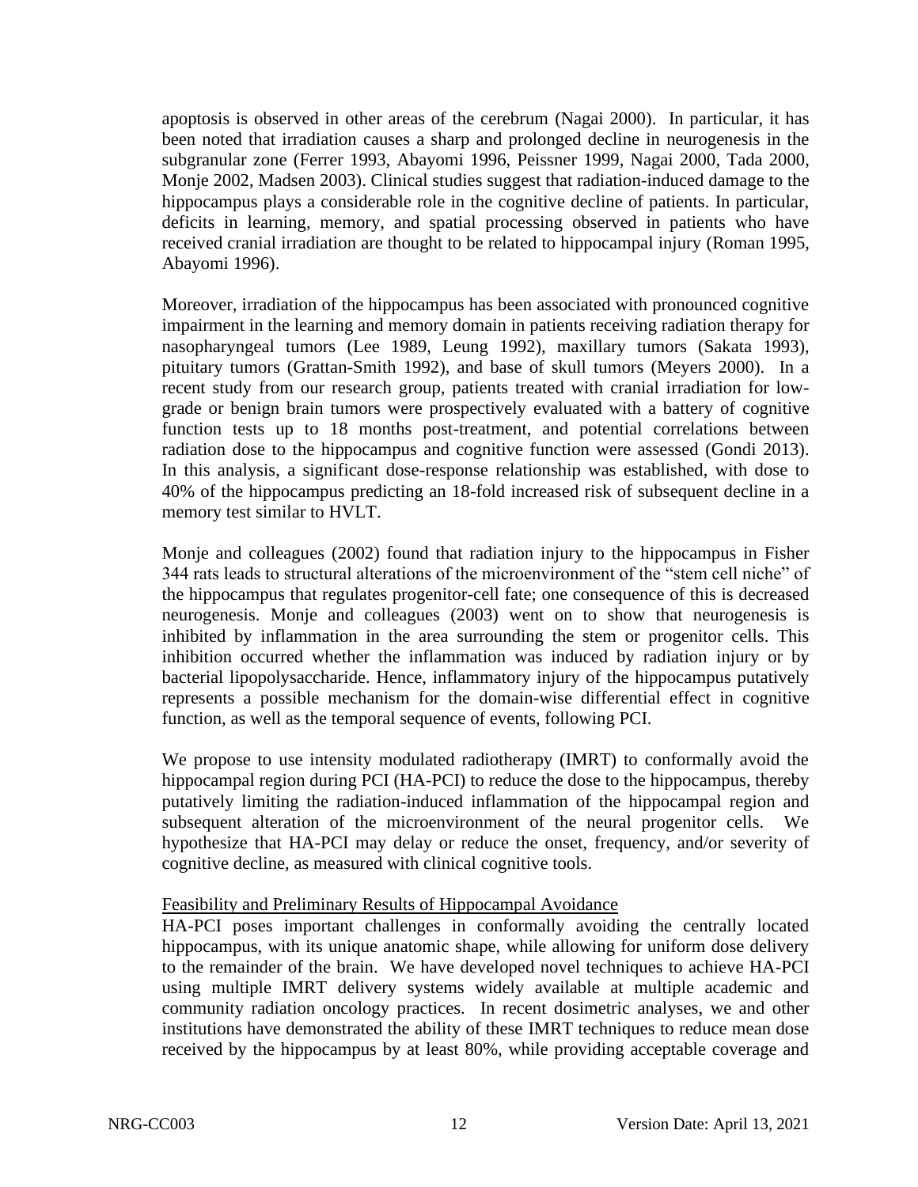apoptosis is observed in other areas of the cerebrum (Nagai 2000). In particular, it has been noted that irradiation causes a sharp and prolonged decline in neurogenesis in the subgranular zone (Ferrer 1993, Abayomi 1996, Peissner 1999, Nagai 2000, Tada 2000, Monje 2002, Madsen 2003). Clinical studies suggest that radiation-induced damage to the hippocampus plays a considerable role in the cognitive decline of patients. In particular, deficits in learning, memory, and spatial processing observed in patients who have received cranial irradiation are thought to be related to hippocampal injury (Roman 1995, Abayomi 1996).

Moreover, irradiation of the hippocampus has been associated with pronounced cognitive impairment in the learning and memory domain in patients receiving radiation therapy for nasopharyngeal tumors (Lee 1989, Leung 1992), maxillary tumors (Sakata 1993), pituitary tumors (Grattan-Smith 1992), and base of skull tumors (Meyers 2000). In a recent study from our research group, patients treated with cranial irradiation for low-grade or benign brain tumors were prospectively evaluated with a battery of cognitive function tests up to 18 months post-treatment, and potential correlations between radiation dose to the hippocampus and cognitive function were assessed (Gondi 2013). In this analysis, a significant dose-response relationship was established, with dose to 40% of the hippocampus predicting an 18-fold increased risk of subsequent decline in a memory test similar to HVLT.

Monje and colleagues (2002) found that radiation injury to the hippocampus in Fisher 344 rats leads to structural alterations of the microenvironment of the "stem cell niche" of the hippocampus that regulates progenitor-cell fate; one consequence of this is decreased neurogenesis. Monje and colleagues (2003) went on to show that neurogenesis is inhibited by inflammation in the area surrounding the stem or progenitor cells. This inhibition occurred whether the inflammation was induced by radiation injury or by bacterial lipopolysaccharide. Hence, inflammatory injury of the hippocampus putatively represents a possible mechanism for the domain-wise differential effect in cognitive function, as well as the temporal sequence of events, following PCI.

We propose to use intensity modulated radiotherapy (IMRT) to conformally avoid the hippocampal region during PCI (HA-PCI) to reduce the dose to the hippocampus, thereby putatively limiting the radiation-induced inflammation of the hippocampal region and subsequent alteration of the microenvironment of the neural progenitor cells. We hypothesize that HA-PCI may delay or reduce the onset, frequency, and/or severity of cognitive decline, as measured with clinical cognitive tools.

Feasibility and Preliminary Results of Hippocampal Avoidance

HA-PCI poses important challenges in conformally avoiding the centrally located hippocampus, with its unique anatomic shape, while allowing for uniform dose delivery to the remainder of the brain. We have developed novel techniques to achieve HA-PCI using multiple IMRT delivery systems widely available at multiple academic and community radiation oncology practices. In recent dosimetric analyses, we and other institutions have demonstrated the ability of these IMRT techniques to reduce mean dose received by the hippocampus by at least 80%, while providing acceptable coverage and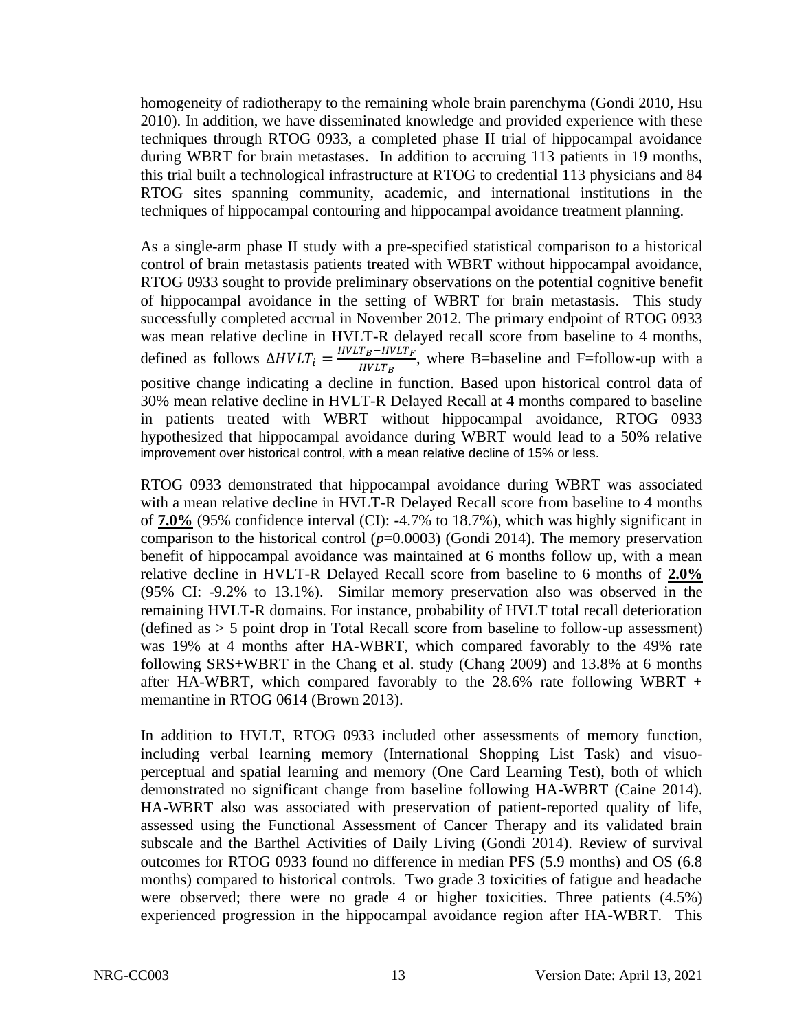homogeneity of radiotherapy to the remaining whole brain parenchyma (Gondi 2010, Hsu 2010). In addition, we have disseminated knowledge and provided experience with these techniques through RTOG 0933, a completed phase II trial of hippocampal avoidance during WBRT for brain metastases. In addition to accruing 113 patients in 19 months, this trial built a technological infrastructure at RTOG to credential 113 physicians and 84 RTOG sites spanning community, academic, and international institutions in the techniques of hippocampal contouring and hippocampal avoidance treatment planning.

As a single-arm phase II study with a pre-specified statistical comparison to a historical control of brain metastasis patients treated with WBRT without hippocampal avoidance, RTOG 0933 sought to provide preliminary observations on the potential cognitive benefit of hippocampal avoidance in the setting of WBRT for brain metastasis. This study successfully completed accrual in November 2012. The primary endpoint of RTOG 0933 was mean relative decline in HVLT-R delayed recall score from baseline to 4 months, defined as follows $\Delta HVLT_i = \frac{HVLT_B - HVLT_F}{HVLT_B}$, where B=baseline and F=follow-up with a positive change indicating a decline in function. Based upon historical control data of 30% mean relative decline in HVLT-R Delayed Recall at 4 months compared to baseline in patients treated with WBRT without hippocampal avoidance, RTOG 0933 hypothesized that hippocampal avoidance during WBRT would lead to a 50% relative improvement over historical control, with a mean relative decline of 15% or less.

RTOG 0933 demonstrated that hippocampal avoidance during WBRT was associated with a mean relative decline in HVLT-R Delayed Recall score from baseline to 4 months of **7.0%** (95% confidence interval (CI): -4.7% to 18.7%), which was highly significant in comparison to the historical control (*p*=0.0003) (Gondi 2014). The memory preservation benefit of hippocampal avoidance was maintained at 6 months follow up, with a mean relative decline in HVLT-R Delayed Recall score from baseline to 6 months of **2.0%** (95% CI: -9.2% to 13.1%). Similar memory preservation also was observed in the remaining HVLT-R domains. For instance, probability of HVLT total recall deterioration (defined as > 5 point drop in Total Recall score from baseline to follow-up assessment) was 19% at 4 months after HA-WBRT, which compared favorably to the 49% rate following SRS+WBRT in the Chang et al. study (Chang 2009) and 13.8% at 6 months after HA-WBRT, which compared favorably to the 28.6% rate following WBRT + memantine in RTOG 0614 (Brown 2013).

In addition to HVLT, RTOG 0933 included other assessments of memory function, including verbal learning memory (International Shopping List Task) and visuo-perceptual and spatial learning and memory (One Card Learning Test), both of which demonstrated no significant change from baseline following HA-WBRT (Caine 2014). HA-WBRT also was associated with preservation of patient-reported quality of life, assessed using the Functional Assessment of Cancer Therapy and its validated brain subscale and the Barthel Activities of Daily Living (Gondi 2014). Review of survival outcomes for RTOG 0933 found no difference in median PFS (5.9 months) and OS (6.8 months) compared to historical controls. Two grade 3 toxicities of fatigue and headache were observed; there were no grade 4 or higher toxicities. Three patients (4.5%) experienced progression in the hippocampal avoidance region after HA-WBRT. This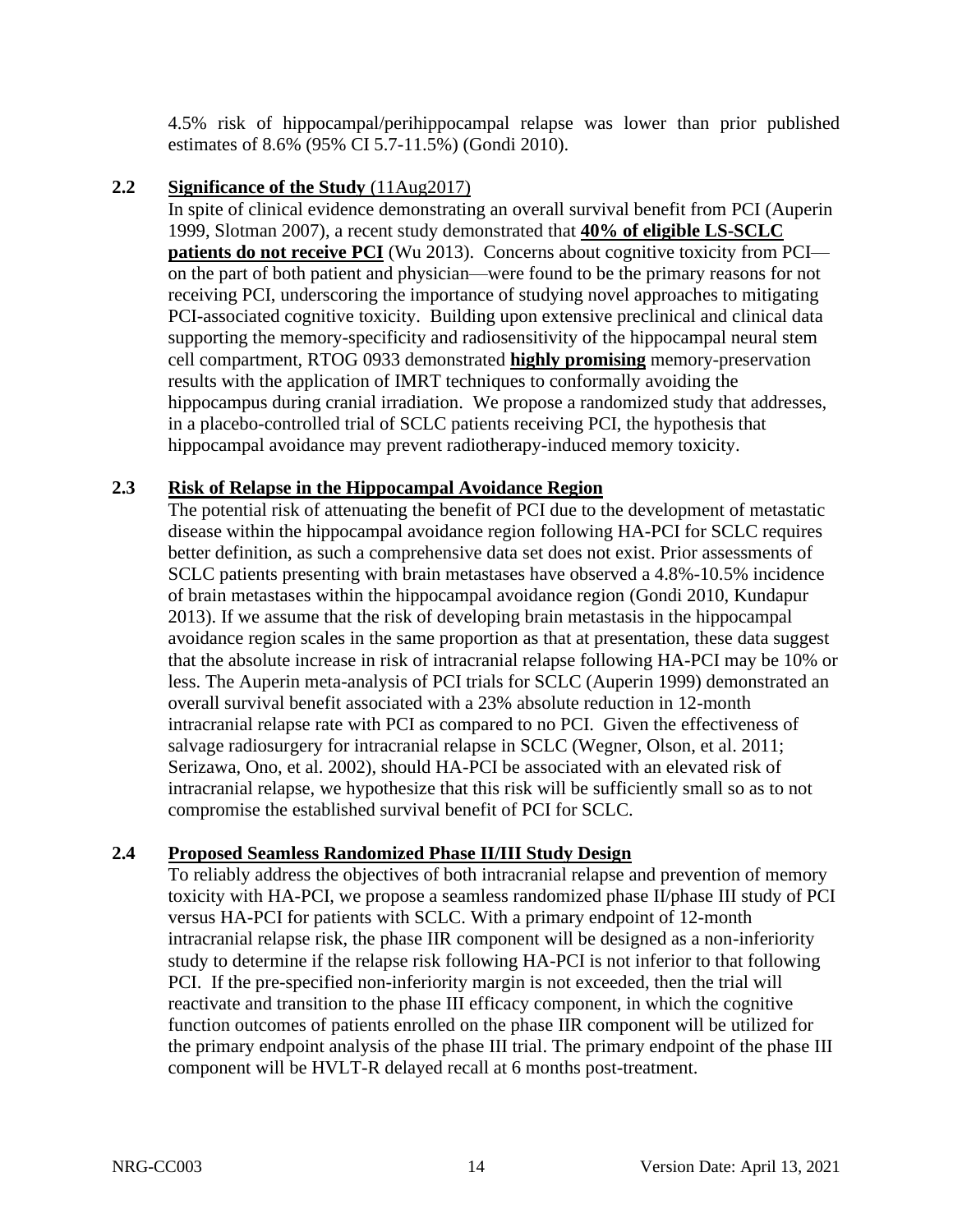4.5% risk of hippocampal/perihippocampal relapse was lower than prior published estimates of 8.6% (95% CI 5.7-11.5%) (Gondi 2010).

## 2.2 Significance of the Study (11Aug2017)

In spite of clinical evidence demonstrating an overall survival benefit from PCI (Auperin 1999, Slotman 2007), a recent study demonstrated that **40% of eligible LS-SCLC patients do not receive PCI** (Wu 2013). Concerns about cognitive toxicity from PCI—on the part of both patient and physician—were found to be the primary reasons for not receiving PCI, underscoring the importance of studying novel approaches to mitigating PCI-associated cognitive toxicity. Building upon extensive preclinical and clinical data supporting the memory-specificity and radiosensitivity of the hippocampal neural stem cell compartment, RTOG 0933 demonstrated **highly promising** memory-preservation results with the application of IMRT techniques to conformally avoiding the hippocampus during cranial irradiation. We propose a randomized study that addresses, in a placebo-controlled trial of SCLC patients receiving PCI, the hypothesis that hippocampal avoidance may prevent radiotherapy-induced memory toxicity.

## 2.3 Risk of Relapse in the Hippocampal Avoidance Region

The potential risk of attenuating the benefit of PCI due to the development of metastatic disease within the hippocampal avoidance region following HA-PCI for SCLC requires better definition, as such a comprehensive data set does not exist. Prior assessments of SCLC patients presenting with brain metastases have observed a 4.8%-10.5% incidence of brain metastases within the hippocampal avoidance region (Gondi 2010, Kundapur 2013). If we assume that the risk of developing brain metastasis in the hippocampal avoidance region scales in the same proportion as that at presentation, these data suggest that the absolute increase in risk of intracranial relapse following HA-PCI may be 10% or less. The Auperin meta-analysis of PCI trials for SCLC (Auperin 1999) demonstrated an overall survival benefit associated with a 23% absolute reduction in 12-month intracranial relapse rate with PCI as compared to no PCI. Given the effectiveness of salvage radiosurgery for intracranial relapse in SCLC (Wegner, Olson, et al. 2011; Serizawa, Ono, et al. 2002), should HA-PCI be associated with an elevated risk of intracranial relapse, we hypothesize that this risk will be sufficiently small so as to not compromise the established survival benefit of PCI for SCLC.

## 2.4 Proposed Seamless Randomized Phase II/III Study Design

To reliably address the objectives of both intracranial relapse and prevention of memory toxicity with HA-PCI, we propose a seamless randomized phase II/phase III study of PCI versus HA-PCI for patients with SCLC. With a primary endpoint of 12-month intracranial relapse risk, the phase IIR component will be designed as a non-inferiority study to determine if the relapse risk following HA-PCI is not inferior to that following PCI. If the pre-specified non-inferiority margin is not exceeded, then the trial will reactivate and transition to the phase III efficacy component, in which the cognitive function outcomes of patients enrolled on the phase IIR component will be utilized for the primary endpoint analysis of the phase III trial. The primary endpoint of the phase III component will be HVLT-R delayed recall at 6 months post-treatment.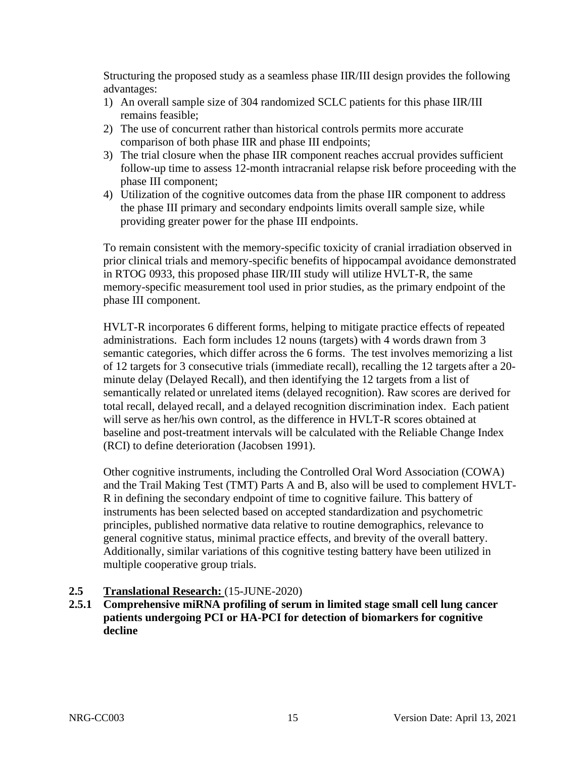Structuring the proposed study as a seamless phase IIR/III design provides the following advantages:

1) An overall sample size of 304 randomized SCLC patients for this phase IIR/III remains feasible;
2) The use of concurrent rather than historical controls permits more accurate comparison of both phase IIR and phase III endpoints;
3) The trial closure when the phase IIR component reaches accrual provides sufficient follow-up time to assess 12-month intracranial relapse risk before proceeding with the phase III component;
4) Utilization of the cognitive outcomes data from the phase IIR component to address the phase III primary and secondary endpoints limits overall sample size, while providing greater power for the phase III endpoints.

To remain consistent with the memory-specific toxicity of cranial irradiation observed in prior clinical trials and memory-specific benefits of hippocampal avoidance demonstrated in RTOG 0933, this proposed phase IIR/III study will utilize HVLT-R, the same memory-specific measurement tool used in prior studies, as the primary endpoint of the phase III component.

HVLT-R incorporates 6 different forms, helping to mitigate practice effects of repeated administrations. Each form includes 12 nouns (targets) with 4 words drawn from 3 semantic categories, which differ across the 6 forms. The test involves memorizing a list of 12 targets for 3 consecutive trials (immediate recall), recalling the 12 targets after a 20-minute delay (Delayed Recall), and then identifying the 12 targets from a list of semantically related or unrelated items (delayed recognition). Raw scores are derived for total recall, delayed recall, and a delayed recognition discrimination index. Each patient will serve as her/his own control, as the difference in HVLT-R scores obtained at baseline and post-treatment intervals will be calculated with the Reliable Change Index (RCI) to define deterioration (Jacobsen 1991).

Other cognitive instruments, including the Controlled Oral Word Association (COWA) and the Trail Making Test (TMT) Parts A and B, also will be used to complement HVLT-R in defining the secondary endpoint of time to cognitive failure. This battery of instruments has been selected based on accepted standardization and psychometric principles, published normative data relative to routine demographics, relevance to general cognitive status, minimal practice effects, and brevity of the overall battery. Additionally, similar variations of this cognitive testing battery have been utilized in multiple cooperative group trials.

## 2.5 Translational Research: (15-JUNE-2020)

### 2.5.1 Comprehensive miRNA profiling of serum in limited stage small cell lung cancer patients undergoing PCI or HA-PCI for detection of biomarkers for cognitive decline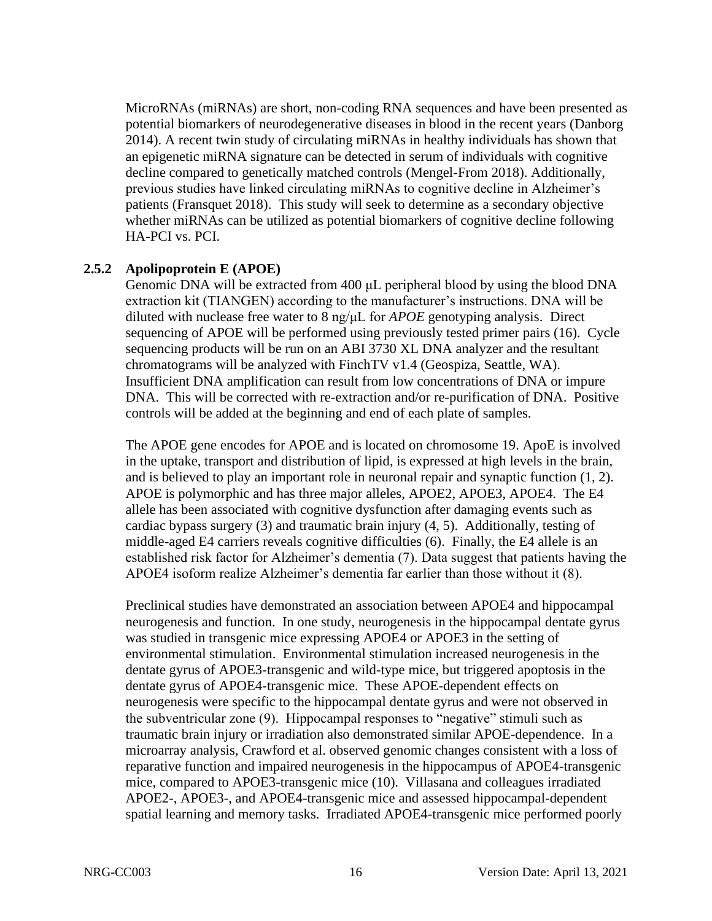MicroRNAs (miRNAs) are short, non-coding RNA sequences and have been presented as potential biomarkers of neurodegenerative diseases in blood in the recent years (Danborg 2014). A recent twin study of circulating miRNAs in healthy individuals has shown that an epigenetic miRNA signature can be detected in serum of individuals with cognitive decline compared to genetically matched controls (Mengel-From 2018). Additionally, previous studies have linked circulating miRNAs to cognitive decline in Alzheimer's patients (Fransquet 2018). This study will seek to determine as a secondary objective whether miRNAs can be utilized as potential biomarkers of cognitive decline following HA-PCI vs. PCI.

### 2.5.2 Apolipoprotein E (APOE)

Genomic DNA will be extracted from 400 μL peripheral blood by using the blood DNA extraction kit (TIANGEN) according to the manufacturer's instructions. DNA will be diluted with nuclease free water to 8 ng/μL for *APOE* genotyping analysis. Direct sequencing of APOE will be performed using previously tested primer pairs (16). Cycle sequencing products will be run on an ABI 3730 XL DNA analyzer and the resultant chromatograms will be analyzed with FinchTV v1.4 (Geospiza, Seattle, WA). Insufficient DNA amplification can result from low concentrations of DNA or impure DNA. This will be corrected with re-extraction and/or re-purification of DNA. Positive controls will be added at the beginning and end of each plate of samples.

The APOE gene encodes for APOE and is located on chromosome 19. ApoE is involved in the uptake, transport and distribution of lipid, is expressed at high levels in the brain, and is believed to play an important role in neuronal repair and synaptic function (1, 2). APOE is polymorphic and has three major alleles, APOE2, APOE3, APOE4. The E4 allele has been associated with cognitive dysfunction after damaging events such as cardiac bypass surgery (3) and traumatic brain injury (4, 5). Additionally, testing of middle-aged E4 carriers reveals cognitive difficulties (6). Finally, the E4 allele is an established risk factor for Alzheimer's dementia (7). Data suggest that patients having the APOE4 isoform realize Alzheimer's dementia far earlier than those without it (8).

Preclinical studies have demonstrated an association between APOE4 and hippocampal neurogenesis and function. In one study, neurogenesis in the hippocampal dentate gyrus was studied in transgenic mice expressing APOE4 or APOE3 in the setting of environmental stimulation. Environmental stimulation increased neurogenesis in the dentate gyrus of APOE3-transgenic and wild-type mice, but triggered apoptosis in the dentate gyrus of APOE4-transgenic mice. These APOE-dependent effects on neurogenesis were specific to the hippocampal dentate gyrus and were not observed in the subventricular zone (9). Hippocampal responses to "negative" stimuli such as traumatic brain injury or irradiation also demonstrated similar APOE-dependence. In a microarray analysis, Crawford et al. observed genomic changes consistent with a loss of reparative function and impaired neurogenesis in the hippocampus of APOE4-transgenic mice, compared to APOE3-transgenic mice (10). Villasana and colleagues irradiated APOE2-, APOE3-, and APOE4-transgenic mice and assessed hippocampal-dependent spatial learning and memory tasks. Irradiated APOE4-transgenic mice performed poorly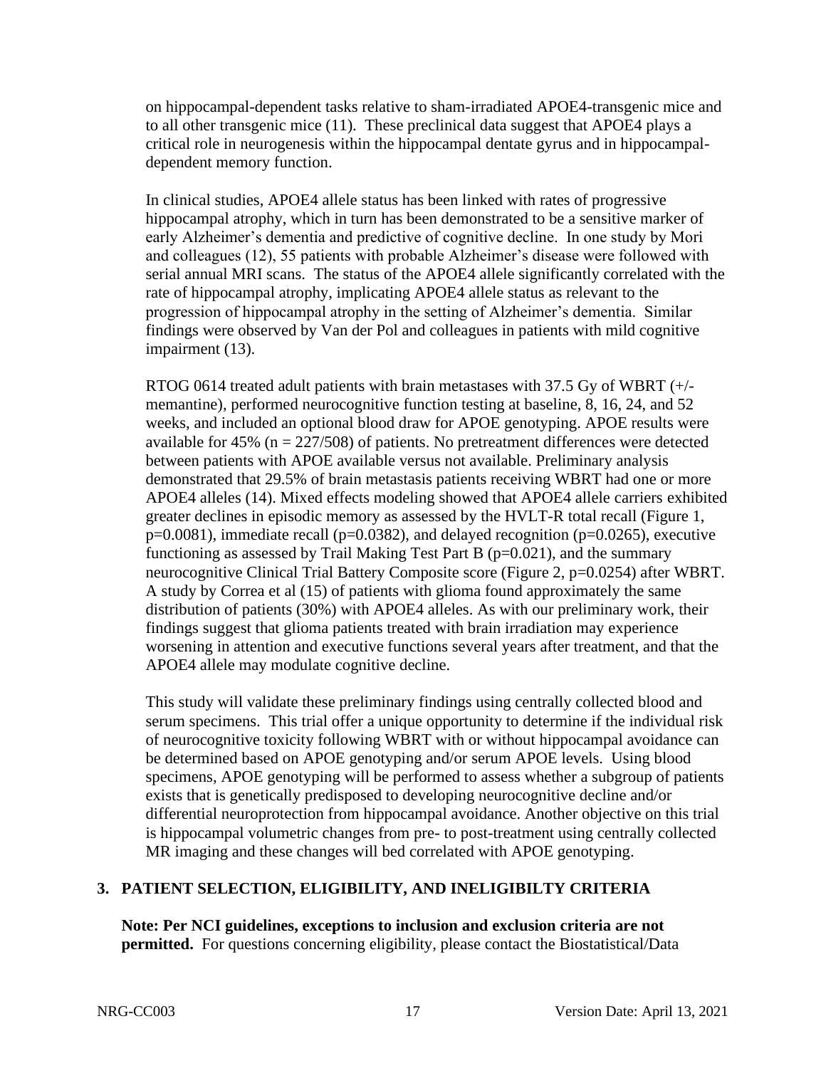on hippocampal-dependent tasks relative to sham-irradiated APOE4-transgenic mice and to all other transgenic mice (11). These preclinical data suggest that APOE4 plays a critical role in neurogenesis within the hippocampal dentate gyrus and in hippocampal-dependent memory function.

In clinical studies, APOE4 allele status has been linked with rates of progressive hippocampal atrophy, which in turn has been demonstrated to be a sensitive marker of early Alzheimer's dementia and predictive of cognitive decline. In one study by Mori and colleagues (12), 55 patients with probable Alzheimer's disease were followed with serial annual MRI scans. The status of the APOE4 allele significantly correlated with the rate of hippocampal atrophy, implicating APOE4 allele status as relevant to the progression of hippocampal atrophy in the setting of Alzheimer's dementia. Similar findings were observed by Van der Pol and colleagues in patients with mild cognitive impairment (13).

RTOG 0614 treated adult patients with brain metastases with 37.5 Gy of WBRT (+/- memantine), performed neurocognitive function testing at baseline, 8, 16, 24, and 52 weeks, and included an optional blood draw for APOE genotyping. APOE results were available for 45% (n = 227/508) of patients. No pretreatment differences were detected between patients with APOE available versus not available. Preliminary analysis demonstrated that 29.5% of brain metastasis patients receiving WBRT had one or more APOE4 alleles (14). Mixed effects modeling showed that APOE4 allele carriers exhibited greater declines in episodic memory as assessed by the HVLT-R total recall (Figure 1, p=0.0081), immediate recall (p=0.0382), and delayed recognition (p=0.0265), executive functioning as assessed by Trail Making Test Part B (p=0.021), and the summary neurocognitive Clinical Trial Battery Composite score (Figure 2, p=0.0254) after WBRT. A study by Correa et al (15) of patients with glioma found approximately the same distribution of patients (30%) with APOE4 alleles. As with our preliminary work, their findings suggest that glioma patients treated with brain irradiation may experience worsening in attention and executive functions several years after treatment, and that the APOE4 allele may modulate cognitive decline.

This study will validate these preliminary findings using centrally collected blood and serum specimens. This trial offer a unique opportunity to determine if the individual risk of neurocognitive toxicity following WBRT with or without hippocampal avoidance can be determined based on APOE genotyping and/or serum APOE levels. Using blood specimens, APOE genotyping will be performed to assess whether a subgroup of patients exists that is genetically predisposed to developing neurocognitive decline and/or differential neuroprotection from hippocampal avoidance. Another objective on this trial is hippocampal volumetric changes from pre- to post-treatment using centrally collected MR imaging and these changes will bed correlated with APOE genotyping.

## 3. PATIENT SELECTION, ELIGIBILITY, AND INELIGIBILTY CRITERIA

**Note: Per NCI guidelines, exceptions to inclusion and exclusion criteria are not permitted.** For questions concerning eligibility, please contact the Biostatistical/Data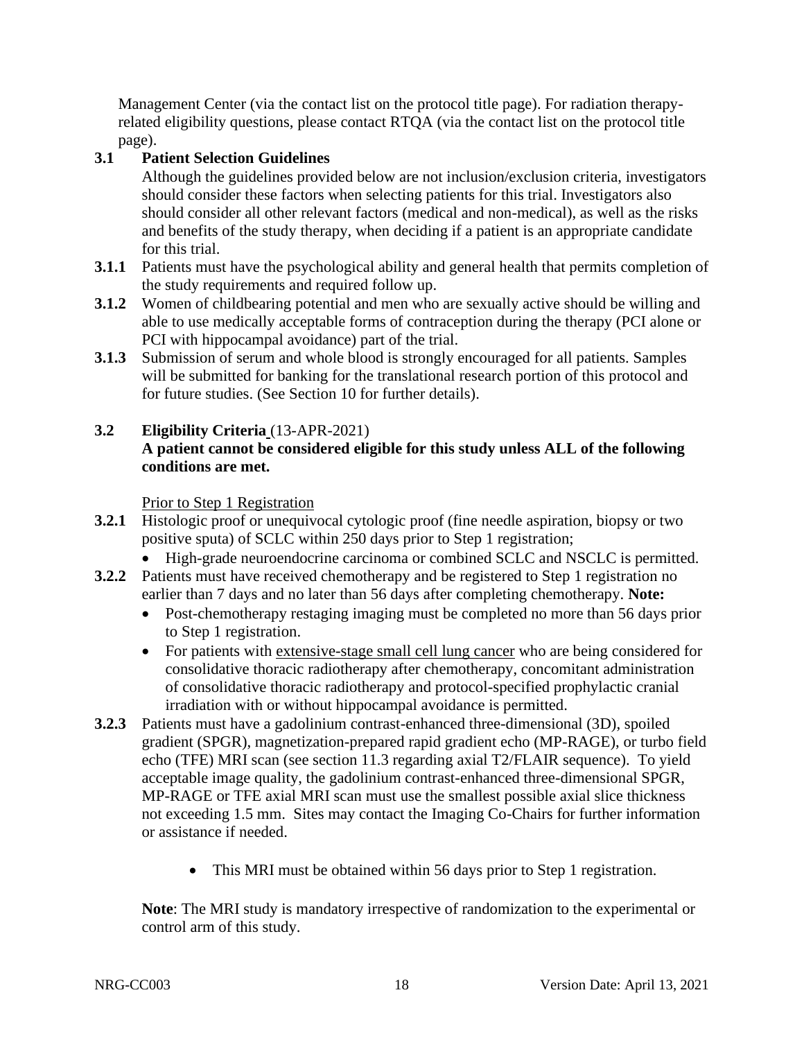Management Center (via the contact list on the protocol title page). For radiation therapy-related eligibility questions, please contact RTQA (via the contact list on the protocol title page).

### 3.1 Patient Selection Guidelines

Although the guidelines provided below are not inclusion/exclusion criteria, investigators should consider these factors when selecting patients for this trial. Investigators also should consider all other relevant factors (medical and non-medical), as well as the risks and benefits of the study therapy, when deciding if a patient is an appropriate candidate for this trial.

**3.1.1** Patients must have the psychological ability and general health that permits completion of the study requirements and required follow up.

**3.1.2** Women of childbearing potential and men who are sexually active should be willing and able to use medically acceptable forms of contraception during the therapy (PCI alone or PCI with hippocampal avoidance) part of the trial.

**3.1.3** Submission of serum and whole blood is strongly encouraged for all patients. Samples will be submitted for banking for the translational research portion of this protocol and for future studies. (See Section 10 for further details).

### 3.2 Eligibility Criteria (13-APR-2021)

**A patient cannot be considered eligible for this study unless ALL of the following conditions are met.**

Prior to Step 1 Registration

**3.2.1** Histologic proof or unequivocal cytologic proof (fine needle aspiration, biopsy or two positive sputa) of SCLC within 250 days prior to Step 1 registration;

- High-grade neuroendocrine carcinoma or combined SCLC and NSCLC is permitted.

**3.2.2** Patients must have received chemotherapy and be registered to Step 1 registration no earlier than 7 days and no later than 56 days after completing chemotherapy. **Note:**

- Post-chemotherapy restaging imaging must be completed no more than 56 days prior to Step 1 registration.
- For patients with extensive-stage small cell lung cancer who are being considered for consolidative thoracic radiotherapy after chemotherapy, concomitant administration of consolidative thoracic radiotherapy and protocol-specified prophylactic cranial irradiation with or without hippocampal avoidance is permitted.

**3.2.3** Patients must have a gadolinium contrast-enhanced three-dimensional (3D), spoiled gradient (SPGR), magnetization-prepared rapid gradient echo (MP-RAGE), or turbo field echo (TFE) MRI scan (see section 11.3 regarding axial T2/FLAIR sequence). To yield acceptable image quality, the gadolinium contrast-enhanced three-dimensional SPGR, MP-RAGE or TFE axial MRI scan must use the smallest possible axial slice thickness not exceeding 1.5 mm. Sites may contact the Imaging Co-Chairs for further information or assistance if needed.

- This MRI must be obtained within 56 days prior to Step 1 registration.

**Note**: The MRI study is mandatory irrespective of randomization to the experimental or control arm of this study.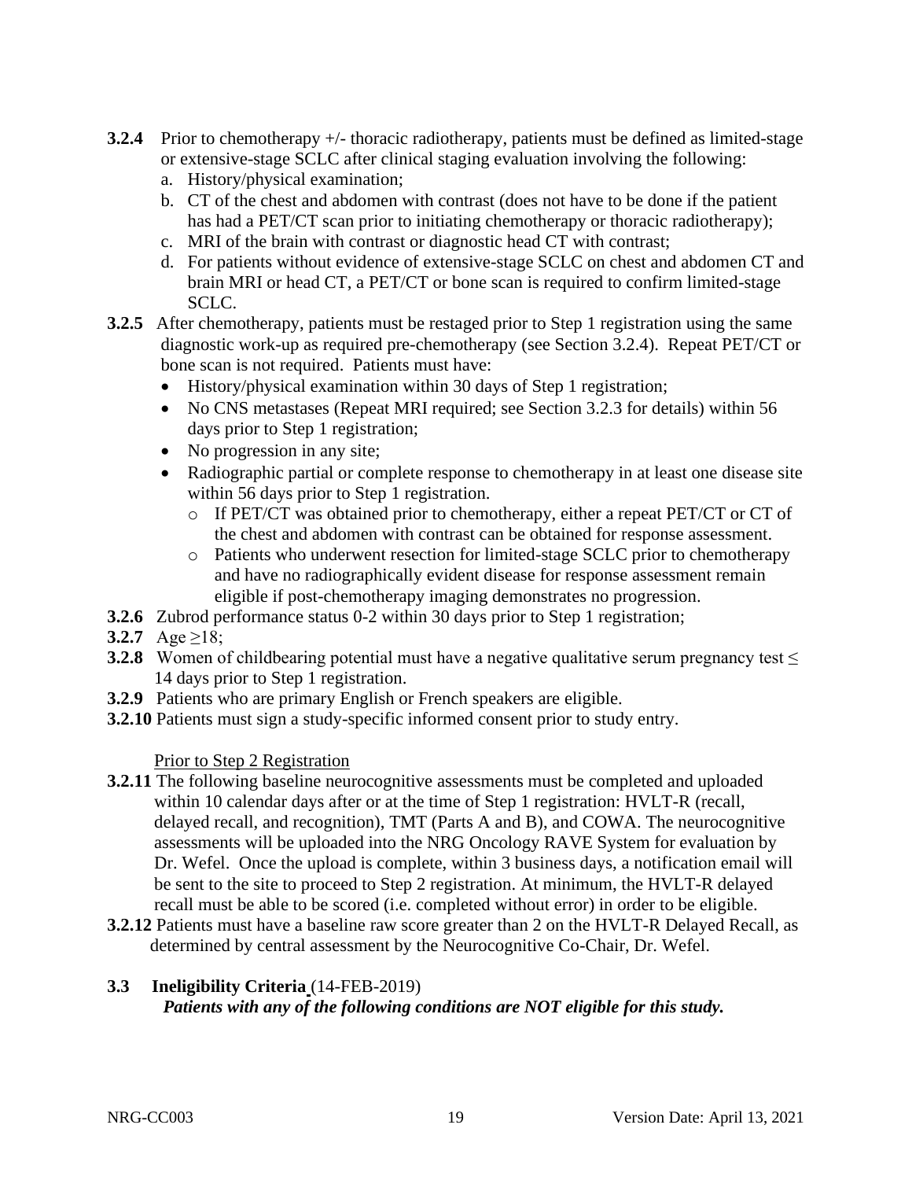**3.2.4** Prior to chemotherapy +/- thoracic radiotherapy, patients must be defined as limited-stage or extensive-stage SCLC after clinical staging evaluation involving the following:

a. History/physical examination;
b. CT of the chest and abdomen with contrast (does not have to be done if the patient has had a PET/CT scan prior to initiating chemotherapy or thoracic radiotherapy);
c. MRI of the brain with contrast or diagnostic head CT with contrast;
d. For patients without evidence of extensive-stage SCLC on chest and abdomen CT and brain MRI or head CT, a PET/CT or bone scan is required to confirm limited-stage SCLC.

**3.2.5** After chemotherapy, patients must be restaged prior to Step 1 registration using the same diagnostic work-up as required pre-chemotherapy (see Section 3.2.4). Repeat PET/CT or bone scan is not required. Patients must have:

- History/physical examination within 30 days of Step 1 registration;
- No CNS metastases (Repeat MRI required; see Section 3.2.3 for details) within 56 days prior to Step 1 registration;
- No progression in any site;
- Radiographic partial or complete response to chemotherapy in at least one disease site within 56 days prior to Step 1 registration.
    - If PET/CT was obtained prior to chemotherapy, either a repeat PET/CT or CT of the chest and abdomen with contrast can be obtained for response assessment.
    - Patients who underwent resection for limited-stage SCLC prior to chemotherapy and have no radiographically evident disease for response assessment remain eligible if post-chemotherapy imaging demonstrates no progression.

**3.2.6** Zubrod performance status 0-2 within 30 days prior to Step 1 registration;

**3.2.7** Age ≥18;

**3.2.8** Women of childbearing potential must have a negative qualitative serum pregnancy test ≤ 14 days prior to Step 1 registration.

**3.2.9** Patients who are primary English or French speakers are eligible.

**3.2.10** Patients must sign a study-specific informed consent prior to study entry.

<u>Prior to Step 2 Registration</u>

**3.2.11** The following baseline neurocognitive assessments must be completed and uploaded within 10 calendar days after or at the time of Step 1 registration: HVLT-R (recall, delayed recall, and recognition), TMT (Parts A and B), and COWA. The neurocognitive assessments will be uploaded into the NRG Oncology RAVE System for evaluation by Dr. Wefel. Once the upload is complete, within 3 business days, a notification email will be sent to the site to proceed to Step 2 registration. At minimum, the HVLT-R delayed recall must be able to be scored (i.e. completed without error) in order to be eligible.

**3.2.12** Patients must have a baseline raw score greater than 2 on the HVLT-R Delayed Recall, as determined by central assessment by the Neurocognitive Co-Chair, Dr. Wefel.

### 3.3 Ineligibility Criteria (14-FEB-2019)

***Patients with any of the following conditions are NOT eligible for this study.***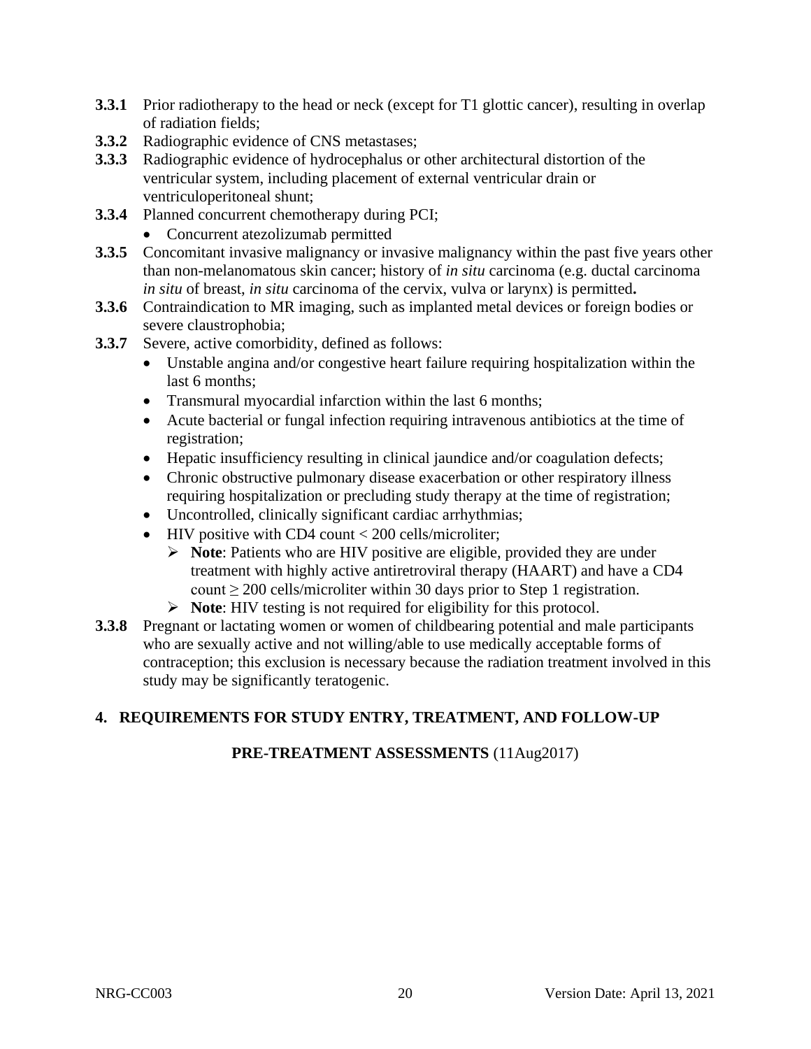**3.3.1** Prior radiotherapy to the head or neck (except for T1 glottic cancer), resulting in overlap of radiation fields;

**3.3.2** Radiographic evidence of CNS metastases;

**3.3.3** Radiographic evidence of hydrocephalus or other architectural distortion of the ventricular system, including placement of external ventricular drain or ventriculoperitoneal shunt;

**3.3.4** Planned concurrent chemotherapy during PCI;

- Concurrent atezolizumab permitted

**3.3.5** Concomitant invasive malignancy or invasive malignancy within the past five years other than non-melanomatous skin cancer; history of *in situ* carcinoma (e.g. ductal carcinoma *in situ* of breast, *in situ* carcinoma of the cervix, vulva or larynx) is permitted**.**

**3.3.6** Contraindication to MR imaging, such as implanted metal devices or foreign bodies or severe claustrophobia;

**3.3.7** Severe, active comorbidity, defined as follows:

- Unstable angina and/or congestive heart failure requiring hospitalization within the last 6 months;
- Transmural myocardial infarction within the last 6 months;
- Acute bacterial or fungal infection requiring intravenous antibiotics at the time of registration;
- Hepatic insufficiency resulting in clinical jaundice and/or coagulation defects;
- Chronic obstructive pulmonary disease exacerbation or other respiratory illness requiring hospitalization or precluding study therapy at the time of registration;
- Uncontrolled, clinically significant cardiac arrhythmias;
- HIV positive with CD4 count < 200 cells/microliter;
  - **Note**: Patients who are HIV positive are eligible, provided they are under treatment with highly active antiretroviral therapy (HAART) and have a CD4 count ≥ 200 cells/microliter within 30 days prior to Step 1 registration.
  - **Note**: HIV testing is not required for eligibility for this protocol.

**3.3.8** Pregnant or lactating women or women of childbearing potential and male participants who are sexually active and not willing/able to use medically acceptable forms of contraception; this exclusion is necessary because the radiation treatment involved in this study may be significantly teratogenic.

## 4. REQUIREMENTS FOR STUDY ENTRY, TREATMENT, AND FOLLOW-UP

**PRE-TREATMENT ASSESSMENTS** (11Aug2017)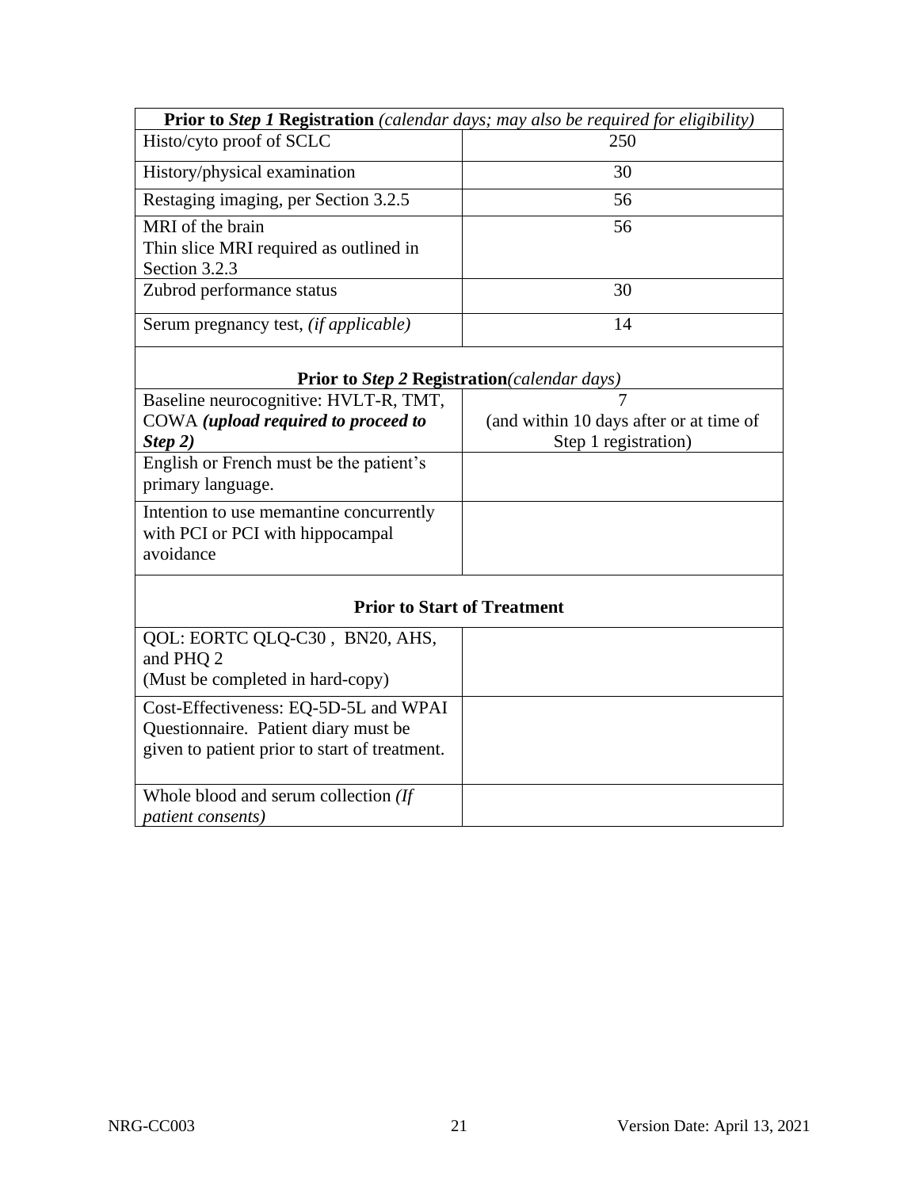| **Prior to *Step 1* Registration** *(calendar days; may also be required for eligibility)* | |
|---|---|
| Histo/cyto proof of SCLC | 250 |
| History/physical examination | 30 |
| Restaging imaging, per Section 3.2.5 | 56 |
| MRI of the brain<br>Thin slice MRI required as outlined in Section 3.2.3 | 56 |
| Zubrod performance status | 30 |
| Serum pregnancy test, *(if applicable)* | 14 |
| **Prior to *Step 2* Registration***(calendar days)* | |
| Baseline neurocognitive: HVLT-R, TMT, COWA ***(upload required to proceed to Step 2)*** | 7<br>(and within 10 days after or at time of Step 1 registration) |
| English or French must be the patient's primary language. | |
| Intention to use memantine concurrently with PCI or PCI with hippocampal avoidance | |
| **Prior to Start of Treatment** | |
| QOL: EORTC QLQ-C30 , BN20, AHS, and PHQ 2<br>(Must be completed in hard-copy) | |
| Cost-Effectiveness: EQ-5D-5L and WPAI Questionnaire. Patient diary must be given to patient prior to start of treatment. | |
| Whole blood and serum collection *(If patient consents)* | |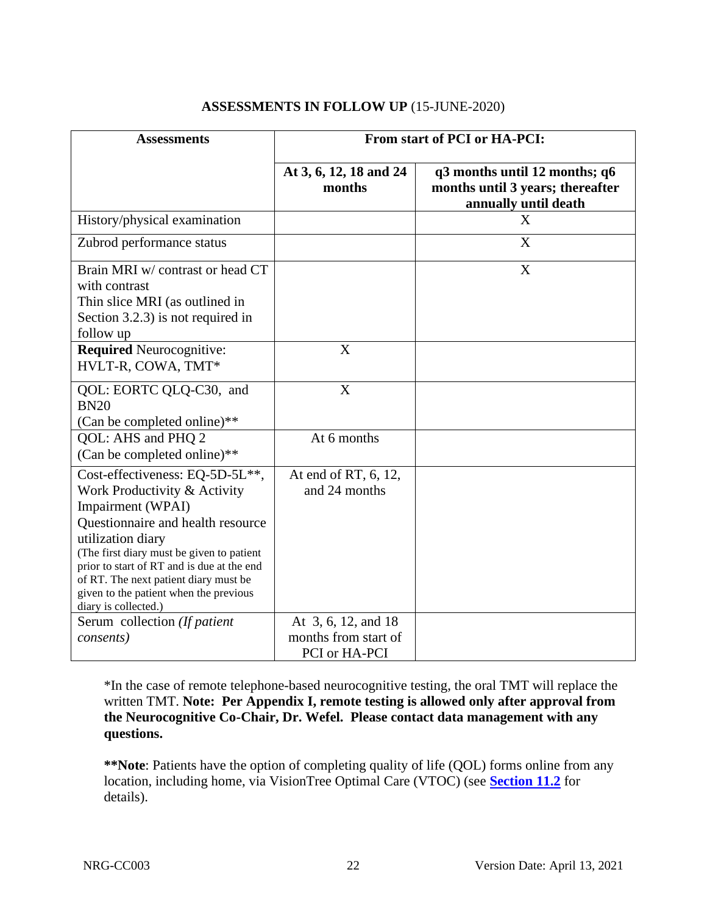## ASSESSMENTS IN FOLLOW UP (15-JUNE-2020)

| Assessments | From start of PCI or HA-PCI: | |
|---|---|---|
| | **At 3, 6, 12, 18 and 24 months** | **q3 months until 12 months; q6 months until 3 years; thereafter annually until death** |
| History/physical examination | | X |
| Zubrod performance status | | X |
| Brain MRI w/ contrast or head CT with contrast<br>Thin slice MRI (as outlined in Section 3.2.3) is not required in follow up | | X |
| **Required** Neurocognitive: HVLT-R, COWA, TMT* | X | |
| QOL: EORTC QLQ-C30, and BN20<br>(Can be completed online)** | X | |
| QOL: AHS and PHQ 2<br>(Can be completed online)** | At 6 months | |
| Cost-effectiveness: EQ-5D-5L**, Work Productivity & Activity Impairment (WPAI) Questionnaire and health resource utilization diary<br>(The first diary must be given to patient prior to start of RT and is due at the end of RT. The next patient diary must be given to the patient when the previous diary is collected.) | At end of RT, 6, 12, and 24 months | |
| Serum collection *(If patient consents)* | At 3, 6, 12, and 18 months from start of PCI or HA-PCI | |

*In the case of remote telephone-based neurocognitive testing, the oral TMT will replace the written TMT. **Note: Per Appendix I, remote testing is allowed only after approval from the Neurocognitive Co-Chair, Dr. Wefel. Please contact data management with any questions.**

****Note**: Patients have the option of completing quality of life (QOL) forms online from any location, including home, via VisionTree Optimal Care (VTOC) (see **Section 11.2** for details).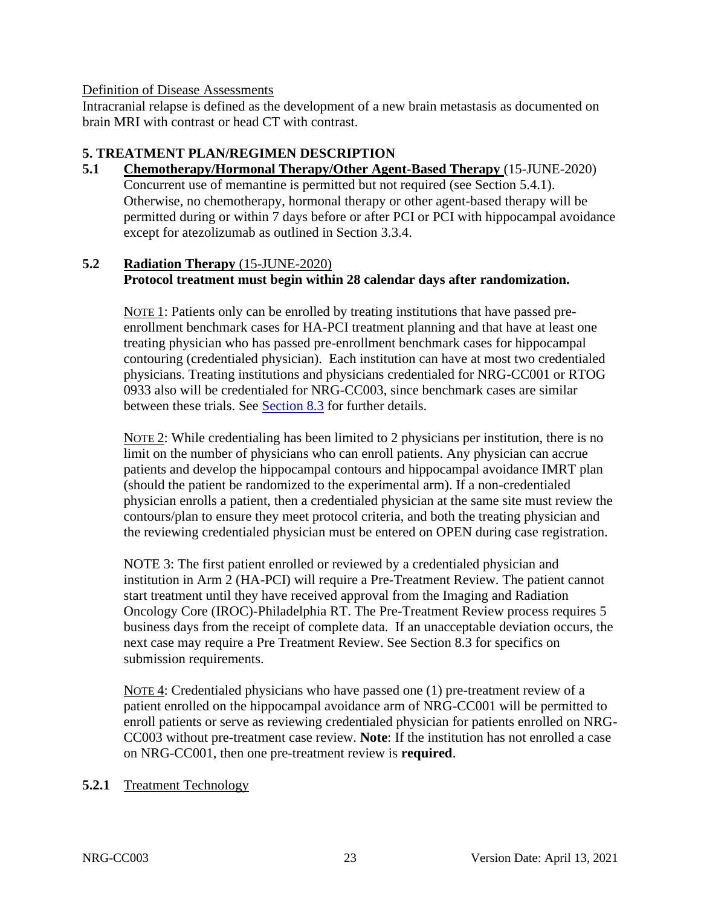<u>Definition of Disease Assessments</u>

Intracranial relapse is defined as the development of a new brain metastasis as documented on brain MRI with contrast or head CT with contrast.

## 5. TREATMENT PLAN/REGIMEN DESCRIPTION

### 5.1 Chemotherapy/Hormonal Therapy/Other Agent-Based Therapy (15-JUNE-2020)

Concurrent use of memantine is permitted but not required (see Section 5.4.1). Otherwise, no chemotherapy, hormonal therapy or other agent-based therapy will be permitted during or within 7 days before or after PCI or PCI with hippocampal avoidance except for atezolizumab as outlined in Section 3.3.4.

### 5.2 Radiation Therapy (15-JUNE-2020)

**Protocol treatment must begin within 28 calendar days after randomization.**

<u>NOTE 1</u>: Patients only can be enrolled by treating institutions that have passed pre-enrollment benchmark cases for HA-PCI treatment planning and that have at least one treating physician who has passed pre-enrollment benchmark cases for hippocampal contouring (credentialed physician). Each institution can have at most two credentialed physicians. Treating institutions and physicians credentialed for NRG-CC001 or RTOG 0933 also will be credentialed for NRG-CC003, since benchmark cases are similar between these trials. See Section 8.3 for further details.

<u>NOTE 2</u>: While credentialing has been limited to 2 physicians per institution, there is no limit on the number of physicians who can enroll patients. Any physician can accrue patients and develop the hippocampal contours and hippocampal avoidance IMRT plan (should the patient be randomized to the experimental arm). If a non-credentialed physician enrolls a patient, then a credentialed physician at the same site must review the contours/plan to ensure they meet protocol criteria, and both the treating physician and the reviewing credentialed physician must be entered on OPEN during case registration.

NOTE 3: The first patient enrolled or reviewed by a credentialed physician and institution in Arm 2 (HA-PCI) will require a Pre-Treatment Review. The patient cannot start treatment until they have received approval from the Imaging and Radiation Oncology Core (IROC)-Philadelphia RT. The Pre-Treatment Review process requires 5 business days from the receipt of complete data. If an unacceptable deviation occurs, the next case may require a Pre Treatment Review. See Section 8.3 for specifics on submission requirements.

<u>NOTE 4</u>: Credentialed physicians who have passed one (1) pre-treatment review of a patient enrolled on the hippocampal avoidance arm of NRG-CC001 will be permitted to enroll patients or serve as reviewing credentialed physician for patients enrolled on NRG-CC003 without pre-treatment case review. **Note**: If the institution has not enrolled a case on NRG-CC001, then one pre-treatment review is **required**.

#### 5.2.1 <u>Treatment Technology</u>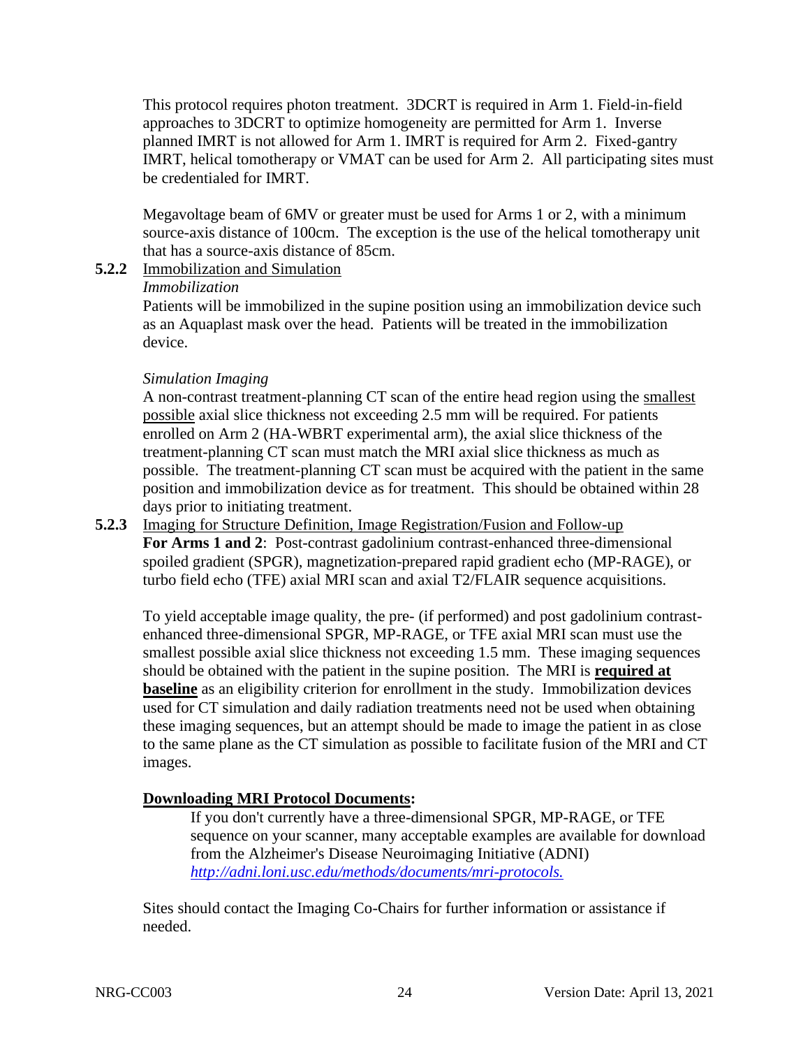This protocol requires photon treatment. 3DCRT is required in Arm 1. Field-in-field approaches to 3DCRT to optimize homogeneity are permitted for Arm 1. Inverse planned IMRT is not allowed for Arm 1. IMRT is required for Arm 2. Fixed-gantry IMRT, helical tomotherapy or VMAT can be used for Arm 2. All participating sites must be credentialed for IMRT.

Megavoltage beam of 6MV or greater must be used for Arms 1 or 2, with a minimum source-axis distance of 100cm. The exception is the use of the helical tomotherapy unit that has a source-axis distance of 85cm.

**5.2.2** Immobilization and Simulation

*Immobilization*

Patients will be immobilized in the supine position using an immobilization device such as an Aquaplast mask over the head. Patients will be treated in the immobilization device.

*Simulation Imaging*

A non-contrast treatment-planning CT scan of the entire head region using the smallest possible axial slice thickness not exceeding 2.5 mm will be required. For patients enrolled on Arm 2 (HA-WBRT experimental arm), the axial slice thickness of the treatment-planning CT scan must match the MRI axial slice thickness as much as possible. The treatment-planning CT scan must be acquired with the patient in the same position and immobilization device as for treatment. This should be obtained within 28 days prior to initiating treatment.

**5.2.3** Imaging for Structure Definition, Image Registration/Fusion and Follow-up

**For Arms 1 and 2**: Post-contrast gadolinium contrast-enhanced three-dimensional spoiled gradient (SPGR), magnetization-prepared rapid gradient echo (MP-RAGE), or turbo field echo (TFE) axial MRI scan and axial T2/FLAIR sequence acquisitions.

To yield acceptable image quality, the pre- (if performed) and post gadolinium contrast-enhanced three-dimensional SPGR, MP-RAGE, or TFE axial MRI scan must use the smallest possible axial slice thickness not exceeding 1.5 mm. These imaging sequences should be obtained with the patient in the supine position. The MRI is **required at baseline** as an eligibility criterion for enrollment in the study. Immobilization devices used for CT simulation and daily radiation treatments need not be used when obtaining these imaging sequences, but an attempt should be made to image the patient in as close to the same plane as the CT simulation as possible to facilitate fusion of the MRI and CT images.

**Downloading MRI Protocol Documents:**

If you don't currently have a three-dimensional SPGR, MP-RAGE, or TFE sequence on your scanner, many acceptable examples are available for download from the Alzheimer's Disease Neuroimaging Initiative (ADNI) *http://adni.loni.usc.edu/methods/documents/mri-protocols.*

Sites should contact the Imaging Co-Chairs for further information or assistance if needed.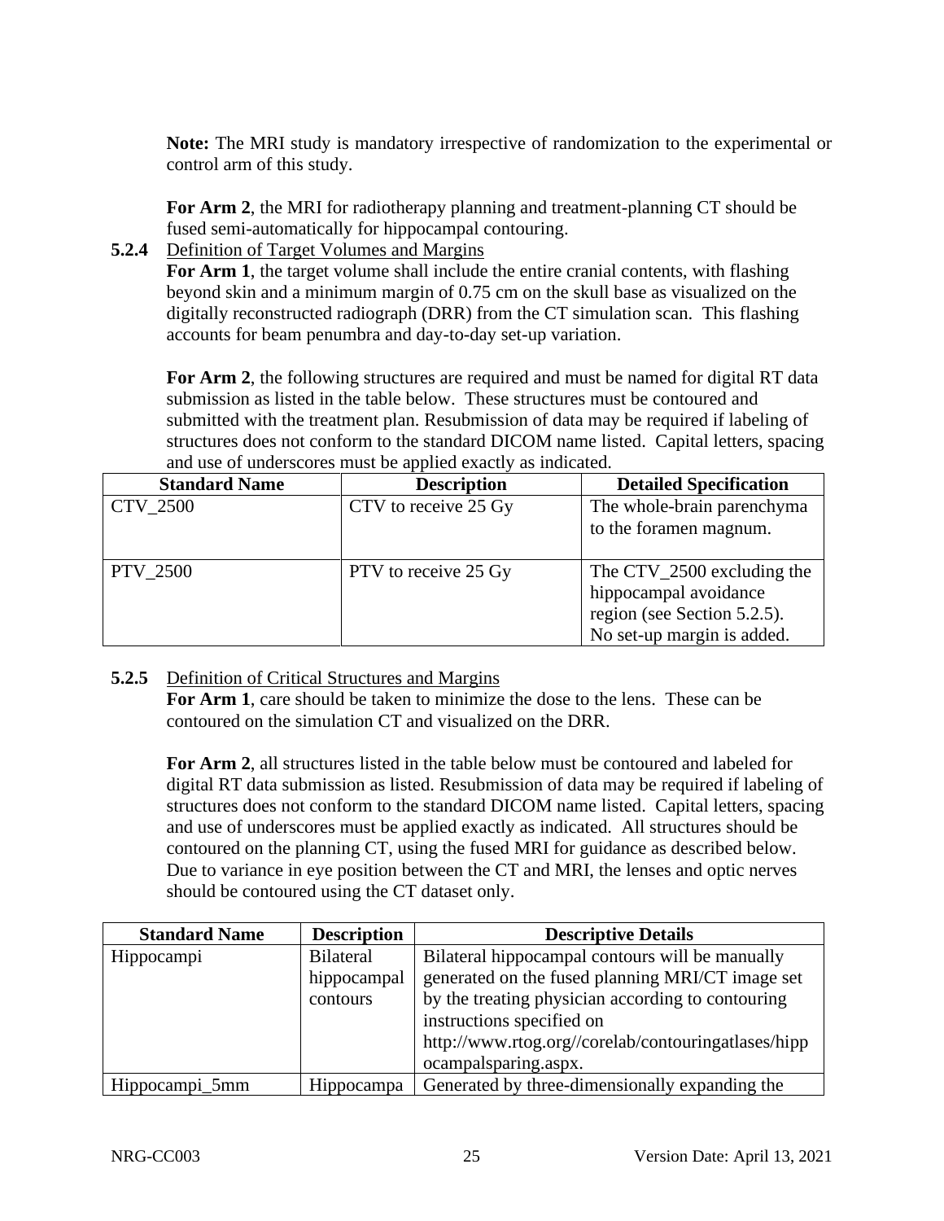**Note:** The MRI study is mandatory irrespective of randomization to the experimental or control arm of this study.

**For Arm 2**, the MRI for radiotherapy planning and treatment-planning CT should be fused semi-automatically for hippocampal contouring.

**5.2.4** Definition of Target Volumes and Margins

**For Arm 1**, the target volume shall include the entire cranial contents, with flashing beyond skin and a minimum margin of 0.75 cm on the skull base as visualized on the digitally reconstructed radiograph (DRR) from the CT simulation scan. This flashing accounts for beam penumbra and day-to-day set-up variation.

**For Arm 2**, the following structures are required and must be named for digital RT data submission as listed in the table below. These structures must be contoured and submitted with the treatment plan. Resubmission of data may be required if labeling of structures does not conform to the standard DICOM name listed. Capital letters, spacing and use of underscores must be applied exactly as indicated.

| Standard Name | Description | Detailed Specification |
| --- | --- | --- |
| CTV_2500 | CTV to receive 25 Gy | The whole-brain parenchyma to the foramen magnum. |
| PTV_2500 | PTV to receive 25 Gy | The CTV_2500 excluding the hippocampal avoidance region (see Section 5.2.5). No set-up margin is added. |

**5.2.5** Definition of Critical Structures and Margins

**For Arm 1**, care should be taken to minimize the dose to the lens. These can be contoured on the simulation CT and visualized on the DRR.

**For Arm 2**, all structures listed in the table below must be contoured and labeled for digital RT data submission as listed. Resubmission of data may be required if labeling of structures does not conform to the standard DICOM name listed. Capital letters, spacing and use of underscores must be applied exactly as indicated. All structures should be contoured on the planning CT, using the fused MRI for guidance as described below. Due to variance in eye position between the CT and MRI, the lenses and optic nerves should be contoured using the CT dataset only.

| Standard Name | Description | Descriptive Details |
| --- | --- | --- |
| Hippocampi | Bilateral hippocampal contours | Bilateral hippocampal contours will be manually generated on the fused planning MRI/CT image set by the treating physician according to contouring instructions specified on http://www.rtog.org//corelab/contouringatlases/hippocampalsparing.aspx. |
| Hippocampi_5mm | Hippocampa | Generated by three-dimensionally expanding the |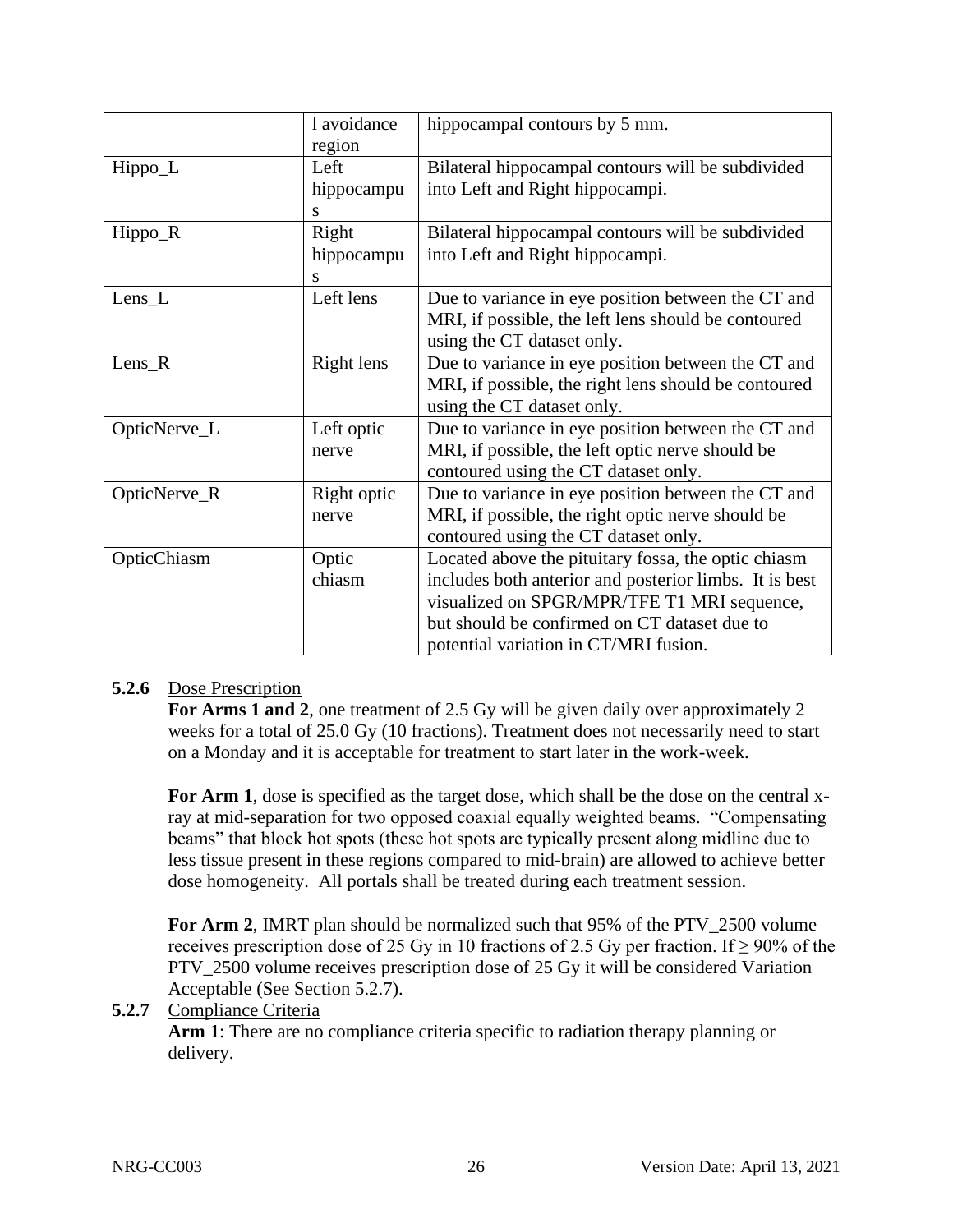| | l avoidance region | hippocampal contours by 5 mm. |
|---|---|---|
| Hippo_L | Left hippocampus | Bilateral hippocampal contours will be subdivided into Left and Right hippocampi. |
| Hippo_R | Right hippocampus | Bilateral hippocampal contours will be subdivided into Left and Right hippocampi. |
| Lens_L | Left lens | Due to variance in eye position between the CT and MRI, if possible, the left lens should be contoured using the CT dataset only. |
| Lens_R | Right lens | Due to variance in eye position between the CT and MRI, if possible, the right lens should be contoured using the CT dataset only. |
| OpticNerve_L | Left optic nerve | Due to variance in eye position between the CT and MRI, if possible, the left optic nerve should be contoured using the CT dataset only. |
| OpticNerve_R | Right optic nerve | Due to variance in eye position between the CT and MRI, if possible, the right optic nerve should be contoured using the CT dataset only. |
| OpticChiasm | Optic chiasm | Located above the pituitary fossa, the optic chiasm includes both anterior and posterior limbs. It is best visualized on SPGR/MPR/TFE T1 MRI sequence, but should be confirmed on CT dataset due to potential variation in CT/MRI fusion. |

**5.2.6** Dose Prescription

**For Arms 1 and 2**, one treatment of 2.5 Gy will be given daily over approximately 2 weeks for a total of 25.0 Gy (10 fractions). Treatment does not necessarily need to start on a Monday and it is acceptable for treatment to start later in the work-week.

**For Arm 1**, dose is specified as the target dose, which shall be the dose on the central x-ray at mid-separation for two opposed coaxial equally weighted beams. "Compensating beams" that block hot spots (these hot spots are typically present along midline due to less tissue present in these regions compared to mid-brain) are allowed to achieve better dose homogeneity. All portals shall be treated during each treatment session.

**For Arm 2**, IMRT plan should be normalized such that 95% of the PTV_2500 volume receives prescription dose of 25 Gy in 10 fractions of 2.5 Gy per fraction. If ≥ 90% of the PTV_2500 volume receives prescription dose of 25 Gy it will be considered Variation Acceptable (See Section 5.2.7).

**5.2.7** Compliance Criteria

**Arm 1**: There are no compliance criteria specific to radiation therapy planning or delivery.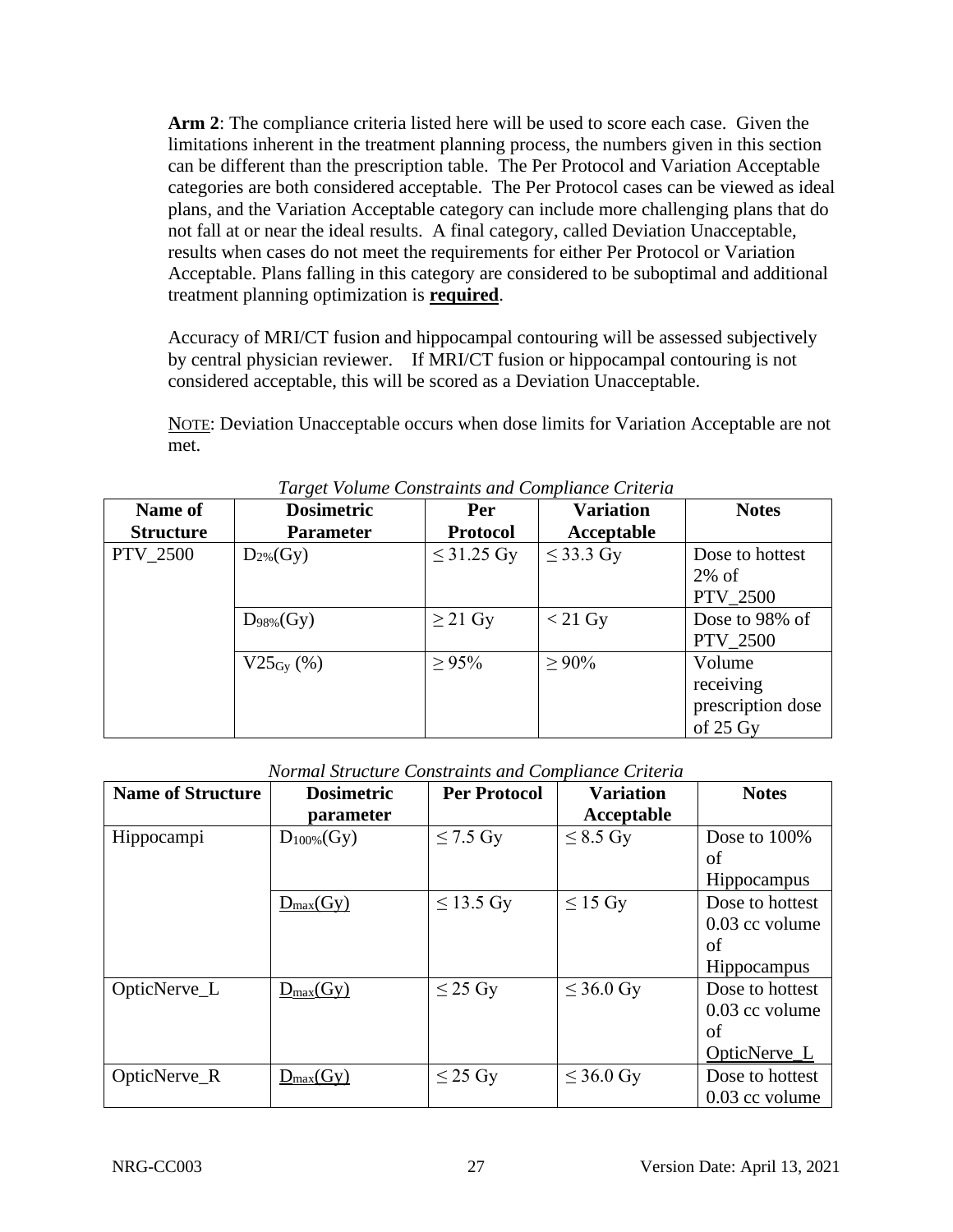**Arm 2**: The compliance criteria listed here will be used to score each case. Given the limitations inherent in the treatment planning process, the numbers given in this section can be different than the prescription table. The Per Protocol and Variation Acceptable categories are both considered acceptable. The Per Protocol cases can be viewed as ideal plans, and the Variation Acceptable category can include more challenging plans that do not fall at or near the ideal results. A final category, called Deviation Unacceptable, results when cases do not meet the requirements for either Per Protocol or Variation Acceptable. Plans falling in this category are considered to be suboptimal and additional treatment planning optimization is **required**.

Accuracy of MRI/CT fusion and hippocampal contouring will be assessed subjectively by central physician reviewer. If MRI/CT fusion or hippocampal contouring is not considered acceptable, this will be scored as a Deviation Unacceptable.

NOTE: Deviation Unacceptable occurs when dose limits for Variation Acceptable are not met.

*Target Volume Constraints and Compliance Criteria*

| Name of Structure | Dosimetric Parameter | Per Protocol | Variation Acceptable | Notes |
|---|---|---|---|---|
| PTV_2500 | $D_{2\%}$(Gy) | ≤ 31.25 Gy | ≤ 33.3 Gy | Dose to hottest 2% of PTV_2500 |
| | $D_{98\%}$(Gy) | ≥ 21 Gy | < 21 Gy | Dose to 98% of PTV_2500 |
| | $V25_{Gy}$ (%) | ≥ 95% | ≥ 90% | Volume receiving prescription dose of 25 Gy |

*Normal Structure Constraints and Compliance Criteria*

| Name of Structure | Dosimetric parameter | Per Protocol | Variation Acceptable | Notes |
|---|---|---|---|---|
| Hippocampi | $D_{100\%}$(Gy) | ≤ 7.5 Gy | ≤ 8.5 Gy | Dose to 100% of Hippocampus |
| | $D_{max}$(Gy) | ≤ 13.5 Gy | ≤ 15 Gy | Dose to hottest 0.03 cc volume of Hippocampus |
| OpticNerve_L | $D_{max}$(Gy) | ≤ 25 Gy | ≤ 36.0 Gy | Dose to hottest 0.03 cc volume of OpticNerve_L |
| OpticNerve_R | $D_{max}$(Gy) | ≤ 25 Gy | ≤ 36.0 Gy | Dose to hottest 0.03 cc volume |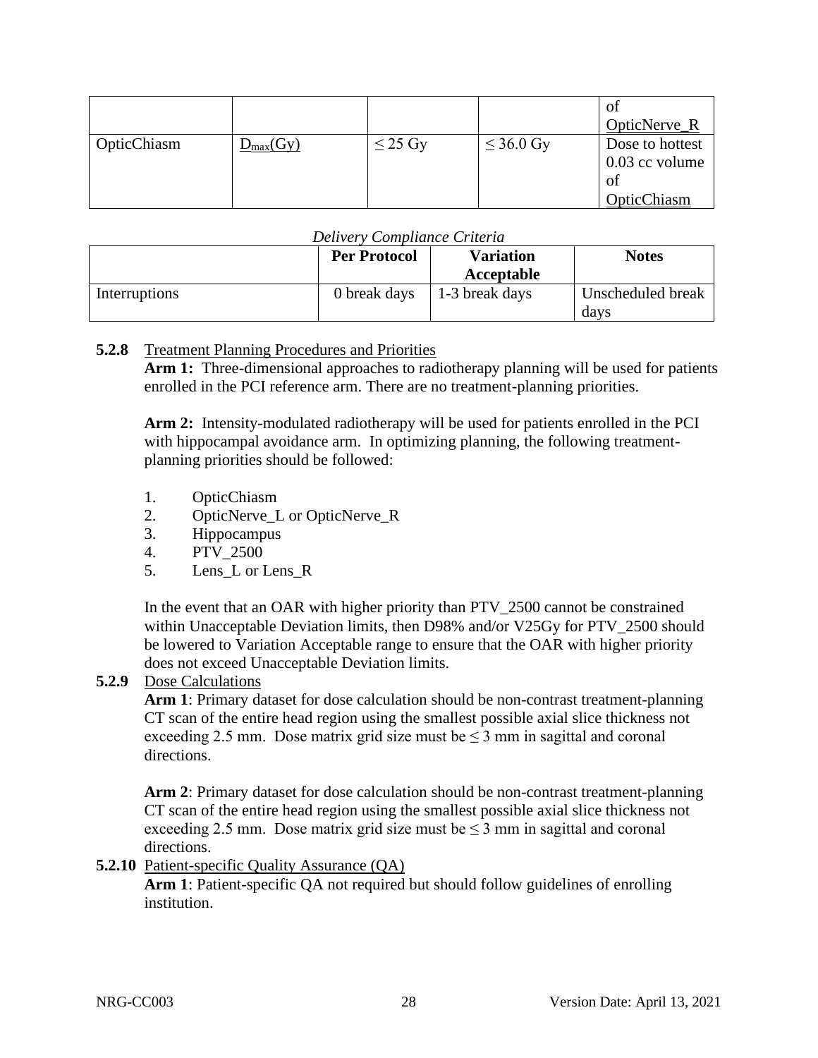| | | | | of OpticNerve_R |
|---|---|---|---|---|
| OpticChiasm | $D_{max}$(Gy) | ≤ 25 Gy | ≤ 36.0 Gy | Dose to hottest 0.03 cc volume of OpticChiasm |

*Delivery Compliance Criteria*

| | Per Protocol | Variation Acceptable | Notes |
|---|---|---|---|
| Interruptions | 0 break days | 1-3 break days | Unscheduled break days |

**5.2.8** Treatment Planning Procedures and Priorities

**Arm 1:** Three-dimensional approaches to radiotherapy planning will be used for patients enrolled in the PCI reference arm. There are no treatment-planning priorities.

**Arm 2:** Intensity-modulated radiotherapy will be used for patients enrolled in the PCI with hippocampal avoidance arm. In optimizing planning, the following treatment-planning priorities should be followed:

1. OpticChiasm
2. OpticNerve_L or OpticNerve_R
3. Hippocampus
4. PTV_2500
5. Lens_L or Lens_R

In the event that an OAR with higher priority than PTV_2500 cannot be constrained within Unacceptable Deviation limits, then D98% and/or V25Gy for PTV_2500 should be lowered to Variation Acceptable range to ensure that the OAR with higher priority does not exceed Unacceptable Deviation limits.

**5.2.9** Dose Calculations

**Arm 1**: Primary dataset for dose calculation should be non-contrast treatment-planning CT scan of the entire head region using the smallest possible axial slice thickness not exceeding 2.5 mm. Dose matrix grid size must be ≤ 3 mm in sagittal and coronal directions.

**Arm 2**: Primary dataset for dose calculation should be non-contrast treatment-planning CT scan of the entire head region using the smallest possible axial slice thickness not exceeding 2.5 mm. Dose matrix grid size must be ≤ 3 mm in sagittal and coronal directions.

**5.2.10** Patient-specific Quality Assurance (QA)

**Arm 1**: Patient-specific QA not required but should follow guidelines of enrolling institution.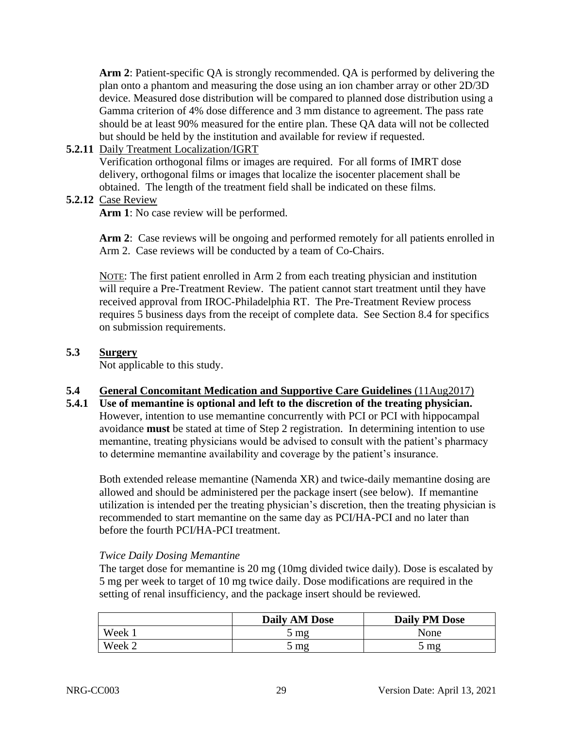**Arm 2**: Patient-specific QA is strongly recommended. QA is performed by delivering the plan onto a phantom and measuring the dose using an ion chamber array or other 2D/3D device. Measured dose distribution will be compared to planned dose distribution using a Gamma criterion of 4% dose difference and 3 mm distance to agreement. The pass rate should be at least 90% measured for the entire plan. These QA data will not be collected but should be held by the institution and available for review if requested.

**5.2.11** Daily Treatment Localization/IGRT

Verification orthogonal films or images are required. For all forms of IMRT dose delivery, orthogonal films or images that localize the isocenter placement shall be obtained. The length of the treatment field shall be indicated on these films.

**5.2.12** Case Review

**Arm 1**: No case review will be performed.

**Arm 2**: Case reviews will be ongoing and performed remotely for all patients enrolled in Arm 2. Case reviews will be conducted by a team of Co-Chairs.

NOTE: The first patient enrolled in Arm 2 from each treating physician and institution will require a Pre-Treatment Review. The patient cannot start treatment until they have received approval from IROC-Philadelphia RT. The Pre-Treatment Review process requires 5 business days from the receipt of complete data. See Section 8.4 for specifics on submission requirements.

## 5.3 Surgery

Not applicable to this study.

## 5.4 General Concomitant Medication and Supportive Care Guidelines (11Aug2017)

**5.4.1 Use of memantine is optional and left to the discretion of the treating physician.** However, intention to use memantine concurrently with PCI or PCI with hippocampal avoidance **must** be stated at time of Step 2 registration. In determining intention to use memantine, treating physicians would be advised to consult with the patient's pharmacy to determine memantine availability and coverage by the patient's insurance.

Both extended release memantine (Namenda XR) and twice-daily memantine dosing are allowed and should be administered per the package insert (see below). If memantine utilization is intended per the treating physician's discretion, then the treating physician is recommended to start memantine on the same day as PCI/HA-PCI and no later than before the fourth PCI/HA-PCI treatment.

*Twice Daily Dosing Memantine*

The target dose for memantine is 20 mg (10mg divided twice daily). Dose is escalated by 5 mg per week to target of 10 mg twice daily. Dose modifications are required in the setting of renal insufficiency, and the package insert should be reviewed.

| | Daily AM Dose | Daily PM Dose |
|---|---|---|
| Week 1 | 5 mg | None |
| Week 2 | 5 mg | 5 mg |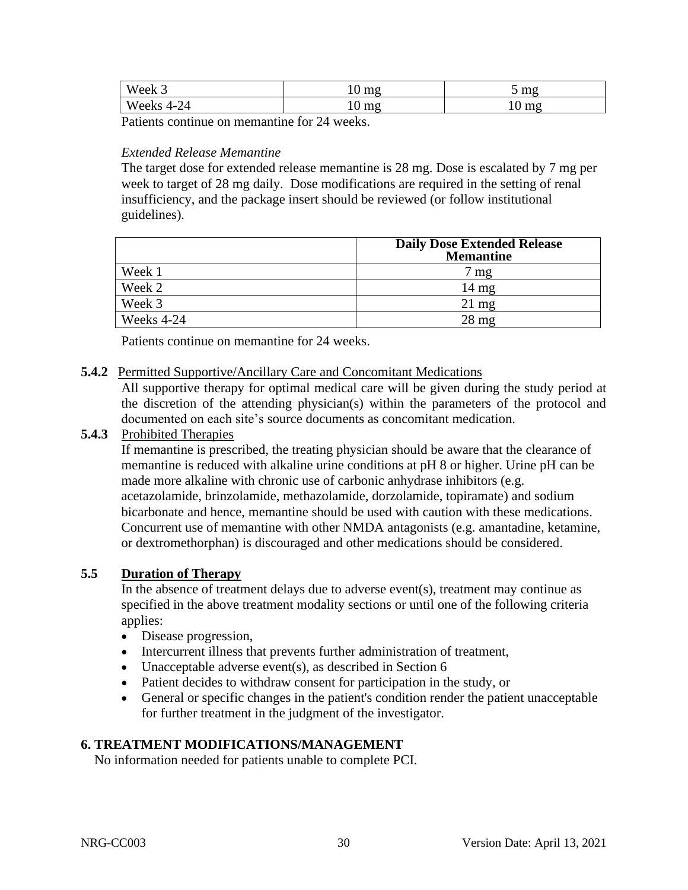| Week 3 | 10 mg | 5 mg |
|---|---|---|
| Weeks 4-24 | 10 mg | 10 mg |

Patients continue on memantine for 24 weeks.

*Extended Release Memantine*

The target dose for extended release memantine is 28 mg. Dose is escalated by 7 mg per week to target of 28 mg daily. Dose modifications are required in the setting of renal insufficiency, and the package insert should be reviewed (or follow institutional guidelines).

| | Daily Dose Extended Release Memantine |
|---|---|
| Week 1 | 7 mg |
| Week 2 | 14 mg |
| Week 3 | 21 mg |
| Weeks 4-24 | 28 mg |

Patients continue on memantine for 24 weeks.

**5.4.2** Permitted Supportive/Ancillary Care and Concomitant Medications

All supportive therapy for optimal medical care will be given during the study period at the discretion of the attending physician(s) within the parameters of the protocol and documented on each site's source documents as concomitant medication.

**5.4.3** Prohibited Therapies

If memantine is prescribed, the treating physician should be aware that the clearance of memantine is reduced with alkaline urine conditions at pH 8 or higher. Urine pH can be made more alkaline with chronic use of carbonic anhydrase inhibitors (e.g. acetazolamide, brinzolamide, methazolamide, dorzolamide, topiramate) and sodium bicarbonate and hence, memantine should be used with caution with these medications. Concurrent use of memantine with other NMDA antagonists (e.g. amantadine, ketamine, or dextromethorphan) is discouraged and other medications should be considered.

## 5.5 Duration of Therapy

In the absence of treatment delays due to adverse event(s), treatment may continue as specified in the above treatment modality sections or until one of the following criteria applies:

- Disease progression,
- Intercurrent illness that prevents further administration of treatment,
- Unacceptable adverse event(s), as described in Section 6
- Patient decides to withdraw consent for participation in the study, or
- General or specific changes in the patient's condition render the patient unacceptable for further treatment in the judgment of the investigator.

# 6. TREATMENT MODIFICATIONS/MANAGEMENT

No information needed for patients unable to complete PCI.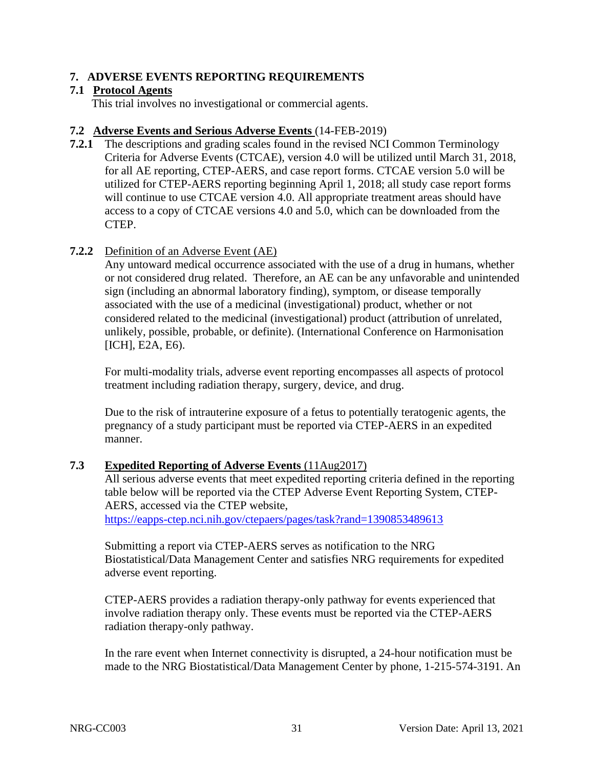## 7. ADVERSE EVENTS REPORTING REQUIREMENTS

### 7.1 Protocol Agents

This trial involves no investigational or commercial agents.

### 7.2 Adverse Events and Serious Adverse Events (14-FEB-2019)

**7.2.1** The descriptions and grading scales found in the revised NCI Common Terminology Criteria for Adverse Events (CTCAE), version 4.0 will be utilized until March 31, 2018, for all AE reporting, CTEP-AERS, and case report forms. CTCAE version 5.0 will be utilized for CTEP-AERS reporting beginning April 1, 2018; all study case report forms will continue to use CTCAE version 4.0. All appropriate treatment areas should have access to a copy of CTCAE versions 4.0 and 5.0, which can be downloaded from the CTEP.

**7.2.2** Definition of an Adverse Event (AE)

Any untoward medical occurrence associated with the use of a drug in humans, whether or not considered drug related. Therefore, an AE can be any unfavorable and unintended sign (including an abnormal laboratory finding), symptom, or disease temporally associated with the use of a medicinal (investigational) product, whether or not considered related to the medicinal (investigational) product (attribution of unrelated, unlikely, possible, probable, or definite). (International Conference on Harmonisation [ICH], E2A, E6).

For multi-modality trials, adverse event reporting encompasses all aspects of protocol treatment including radiation therapy, surgery, device, and drug.

Due to the risk of intrauterine exposure of a fetus to potentially teratogenic agents, the pregnancy of a study participant must be reported via CTEP-AERS in an expedited manner.

### 7.3 Expedited Reporting of Adverse Events (11Aug2017)

All serious adverse events that meet expedited reporting criteria defined in the reporting table below will be reported via the CTEP Adverse Event Reporting System, CTEP-AERS, accessed via the CTEP website, https://eapps-ctep.nci.nih.gov/ctepaers/pages/task?rand=1390853489613

Submitting a report via CTEP-AERS serves as notification to the NRG Biostatistical/Data Management Center and satisfies NRG requirements for expedited adverse event reporting.

CTEP-AERS provides a radiation therapy-only pathway for events experienced that involve radiation therapy only. These events must be reported via the CTEP-AERS radiation therapy-only pathway.

In the rare event when Internet connectivity is disrupted, a 24-hour notification must be made to the NRG Biostatistical/Data Management Center by phone, 1-215-574-3191. An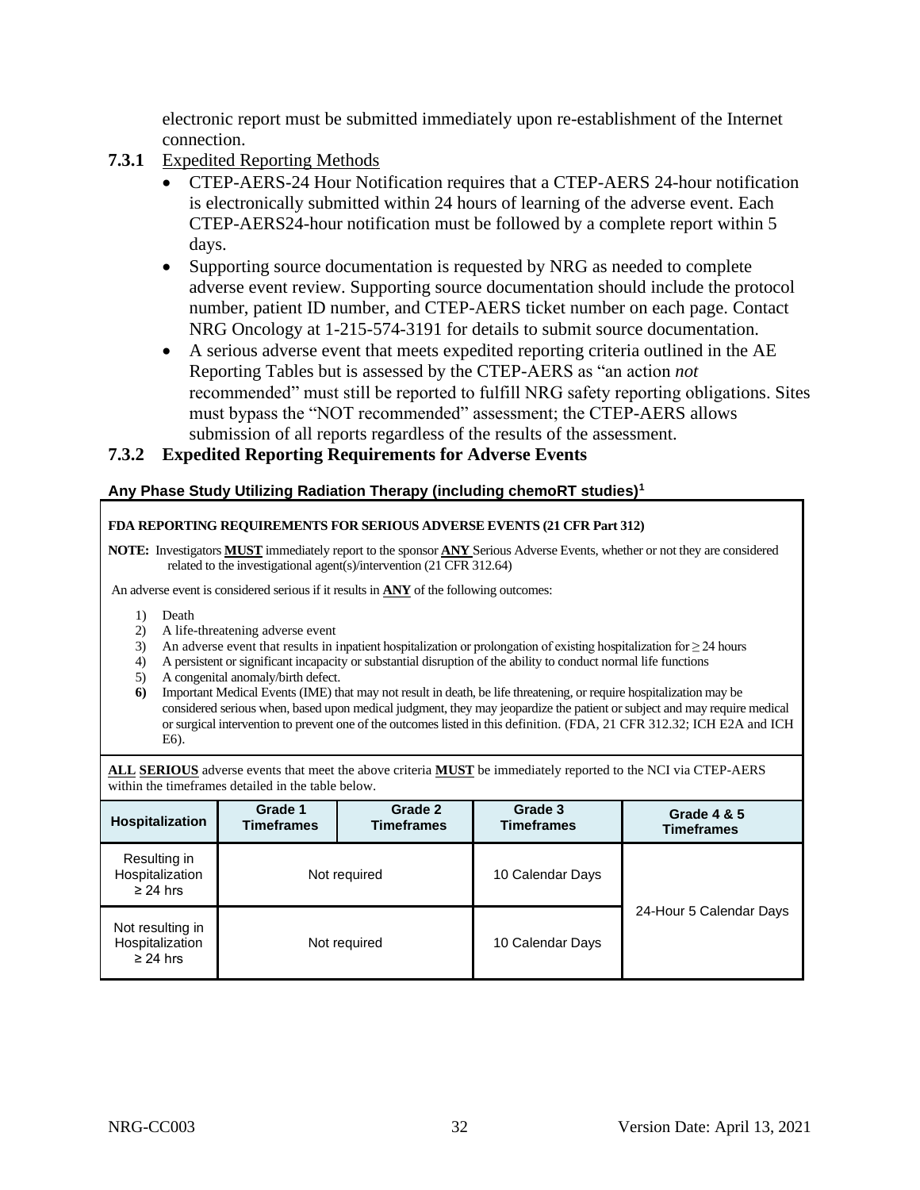electronic report must be submitted immediately upon re-establishment of the Internet connection.

**7.3.1** Expedited Reporting Methods

- CTEP-AERS-24 Hour Notification requires that a CTEP-AERS 24-hour notification is electronically submitted within 24 hours of learning of the adverse event. Each CTEP-AERS24-hour notification must be followed by a complete report within 5 days.
- Supporting source documentation is requested by NRG as needed to complete adverse event review. Supporting source documentation should include the protocol number, patient ID number, and CTEP-AERS ticket number on each page. Contact NRG Oncology at 1-215-574-3191 for details to submit source documentation.
- A serious adverse event that meets expedited reporting criteria outlined in the AE Reporting Tables but is assessed by the CTEP-AERS as "an action *not* recommended" must still be reported to fulfill NRG safety reporting obligations. Sites must bypass the "NOT recommended" assessment; the CTEP-AERS allows submission of all reports regardless of the results of the assessment.

### 7.3.2 Expedited Reporting Requirements for Adverse Events

**Any Phase Study Utilizing Radiation Therapy (including chemoRT studies)[1]**

**FDA REPORTING REQUIREMENTS FOR SERIOUS ADVERSE EVENTS (21 CFR Part 312)**

**NOTE:** Investigators **MUST** immediately report to the sponsor **ANY** Serious Adverse Events, whether or not they are considered related to the investigational agent(s)/intervention (21 CFR 312.64)

An adverse event is considered serious if it results in **ANY** of the following outcomes:

1) Death
2) A life-threatening adverse event
3) An adverse event that results in inpatient hospitalization or prolongation of existing hospitalization for ≥ 24 hours
4) A persistent or significant incapacity or substantial disruption of the ability to conduct normal life functions
5) A congenital anomaly/birth defect.
6) Important Medical Events (IME) that may not result in death, be life threatening, or require hospitalization may be considered serious when, based upon medical judgment, they may jeopardize the patient or subject and may require medical or surgical intervention to prevent one of the outcomes listed in this definition. (FDA, 21 CFR 312.32; ICH E2A and ICH E6).

**ALL SERIOUS** adverse events that meet the above criteria **MUST** be immediately reported to the NCI via CTEP-AERS within the timeframes detailed in the table below.

| Hospitalization | Grade 1 Timeframes | Grade 2 Timeframes | Grade 3 Timeframes | Grade 4 & 5 Timeframes |
|---|---|---|---|---|
| Resulting in Hospitalization ≥ 24 hrs | Not required | | 10 Calendar Days | 24-Hour 5 Calendar Days |
| Not resulting in Hospitalization ≥ 24 hrs | Not required | | 10 Calendar Days | |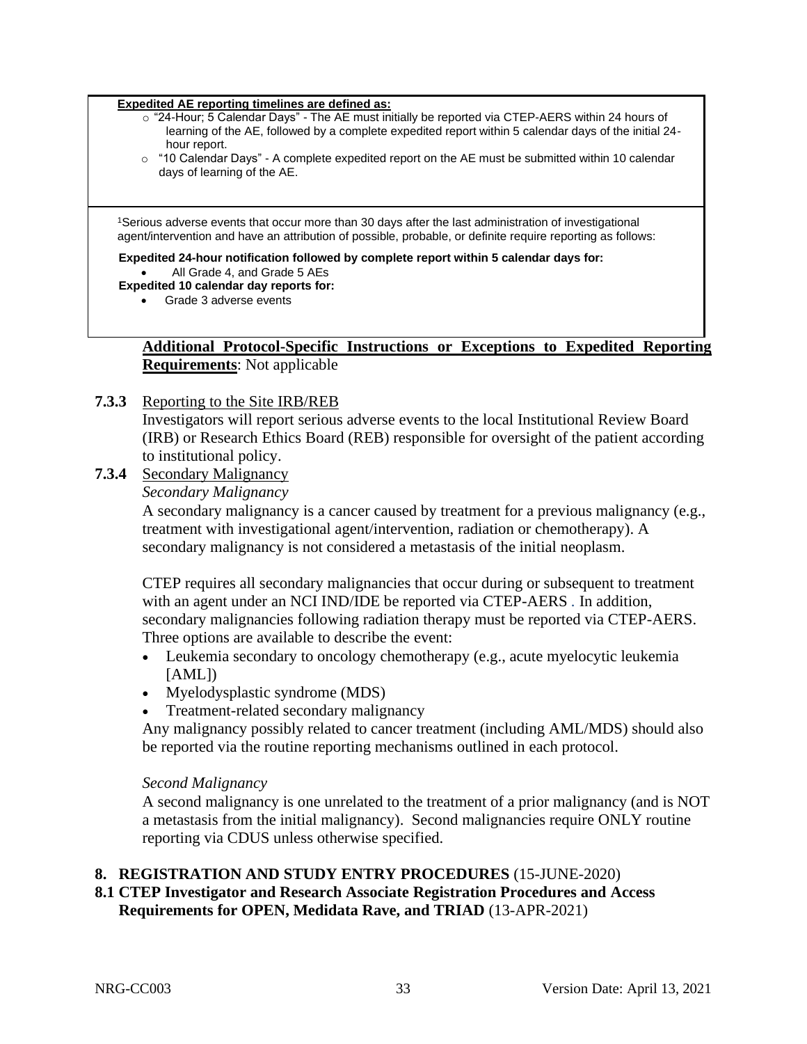**Expedited AE reporting timelines are defined as:**

- "24-Hour; 5 Calendar Days" - The AE must initially be reported via CTEP-AERS within 24 hours of learning of the AE, followed by a complete expedited report within 5 calendar days of the initial 24-hour report.
- "10 Calendar Days" - A complete expedited report on the AE must be submitted within 10 calendar days of learning of the AE.

[1]Serious adverse events that occur more than 30 days after the last administration of investigational agent/intervention and have an attribution of possible, probable, or definite require reporting as follows:

**Expedited 24-hour notification followed by complete report within 5 calendar days for:**

- All Grade 4, and Grade 5 AEs

**Expedited 10 calendar day reports for:**

- Grade 3 adverse events

**Additional Protocol-Specific Instructions or Exceptions to Expedited Reporting Requirements**: Not applicable

**7.3.3** Reporting to the Site IRB/REB

Investigators will report serious adverse events to the local Institutional Review Board (IRB) or Research Ethics Board (REB) responsible for oversight of the patient according to institutional policy.

**7.3.4** Secondary Malignancy

*Secondary Malignancy*

A secondary malignancy is a cancer caused by treatment for a previous malignancy (e.g., treatment with investigational agent/intervention, radiation or chemotherapy). A secondary malignancy is not considered a metastasis of the initial neoplasm.

CTEP requires all secondary malignancies that occur during or subsequent to treatment with an agent under an NCI IND/IDE be reported via CTEP-AERS . In addition, secondary malignancies following radiation therapy must be reported via CTEP-AERS. Three options are available to describe the event:

- Leukemia secondary to oncology chemotherapy (e.g., acute myelocytic leukemia [AML])
- Myelodysplastic syndrome (MDS)
- Treatment-related secondary malignancy

Any malignancy possibly related to cancer treatment (including AML/MDS) should also be reported via the routine reporting mechanisms outlined in each protocol.

*Second Malignancy*

A second malignancy is one unrelated to the treatment of a prior malignancy (and is NOT a metastasis from the initial malignancy). Second malignancies require ONLY routine reporting via CDUS unless otherwise specified.

# 8. REGISTRATION AND STUDY ENTRY PROCEDURES (15-JUNE-2020)

## 8.1 CTEP Investigator and Research Associate Registration Procedures and Access Requirements for OPEN, Medidata Rave, and TRIAD (13-APR-2021)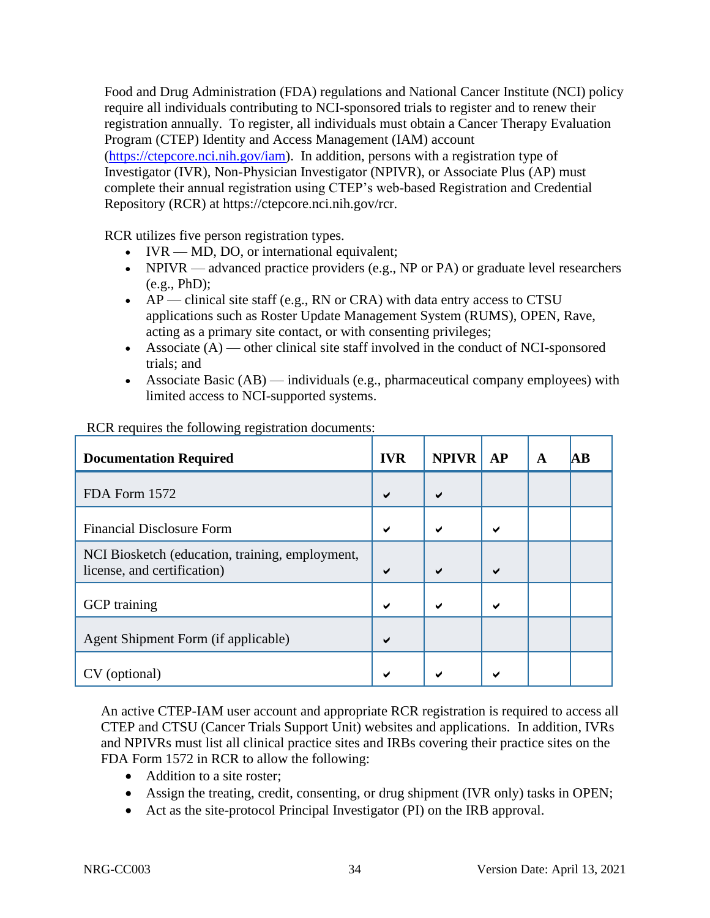Food and Drug Administration (FDA) regulations and National Cancer Institute (NCI) policy require all individuals contributing to NCI-sponsored trials to register and to renew their registration annually. To register, all individuals must obtain a Cancer Therapy Evaluation Program (CTEP) Identity and Access Management (IAM) account (https://ctepcore.nci.nih.gov/iam). In addition, persons with a registration type of Investigator (IVR), Non-Physician Investigator (NPIVR), or Associate Plus (AP) must complete their annual registration using CTEP's web-based Registration and Credential Repository (RCR) at https://ctepcore.nci.nih.gov/rcr.

RCR utilizes five person registration types.

- IVR — MD, DO, or international equivalent;
- NPIVR — advanced practice providers (e.g., NP or PA) or graduate level researchers (e.g., PhD);
- AP — clinical site staff (e.g., RN or CRA) with data entry access to CTSU applications such as Roster Update Management System (RUMS), OPEN, Rave, acting as a primary site contact, or with consenting privileges;
- Associate (A) — other clinical site staff involved in the conduct of NCI-sponsored trials; and
- Associate Basic (AB) — individuals (e.g., pharmaceutical company employees) with limited access to NCI-supported systems.

RCR requires the following registration documents:

| Documentation Required | IVR | NPIVR | AP | A | AB |
|---|---|---|---|---|---|
| FDA Form 1572 | ✔ | ✔ | | | |
| Financial Disclosure Form | ✔ | ✔ | ✔ | | |
| NCI Biosketch (education, training, employment, license, and certification) | ✔ | ✔ | ✔ | | |
| GCP training | ✔ | ✔ | ✔ | | |
| Agent Shipment Form (if applicable) | ✔ | | | | |
| CV (optional) | ✔ | ✔ | ✔ | | |

An active CTEP-IAM user account and appropriate RCR registration is required to access all CTEP and CTSU (Cancer Trials Support Unit) websites and applications. In addition, IVRs and NPIVRs must list all clinical practice sites and IRBs covering their practice sites on the FDA Form 1572 in RCR to allow the following:

- Addition to a site roster;
- Assign the treating, credit, consenting, or drug shipment (IVR only) tasks in OPEN;
- Act as the site-protocol Principal Investigator (PI) on the IRB approval.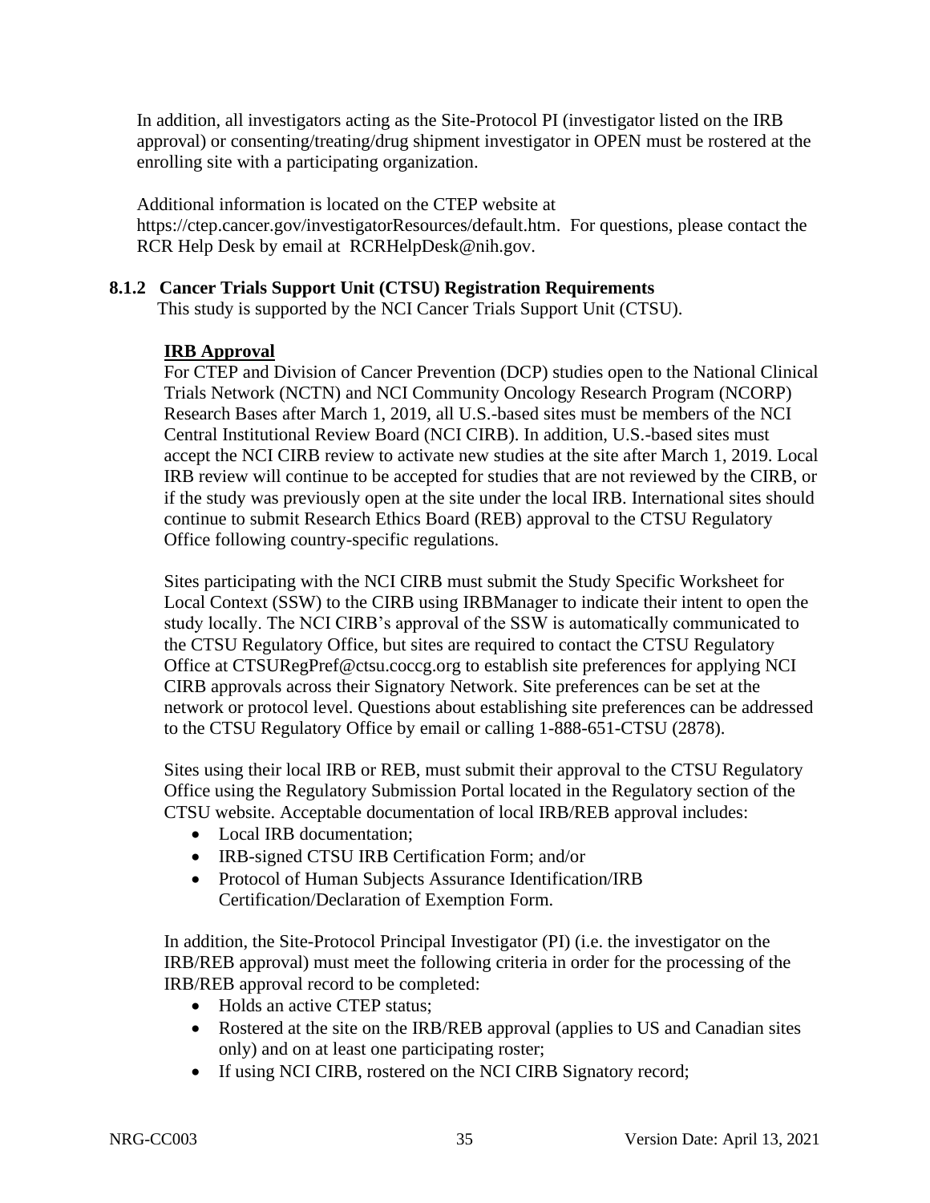In addition, all investigators acting as the Site-Protocol PI (investigator listed on the IRB approval) or consenting/treating/drug shipment investigator in OPEN must be rostered at the enrolling site with a participating organization.

Additional information is located on the CTEP website at https://ctep.cancer.gov/investigatorResources/default.htm. For questions, please contact the RCR Help Desk by email at RCRHelpDesk@nih.gov.

### 8.1.2 Cancer Trials Support Unit (CTSU) Registration Requirements

This study is supported by the NCI Cancer Trials Support Unit (CTSU).

**IRB Approval**

For CTEP and Division of Cancer Prevention (DCP) studies open to the National Clinical Trials Network (NCTN) and NCI Community Oncology Research Program (NCORP) Research Bases after March 1, 2019, all U.S.-based sites must be members of the NCI Central Institutional Review Board (NCI CIRB). In addition, U.S.-based sites must accept the NCI CIRB review to activate new studies at the site after March 1, 2019. Local IRB review will continue to be accepted for studies that are not reviewed by the CIRB, or if the study was previously open at the site under the local IRB. International sites should continue to submit Research Ethics Board (REB) approval to the CTSU Regulatory Office following country-specific regulations.

Sites participating with the NCI CIRB must submit the Study Specific Worksheet for Local Context (SSW) to the CIRB using IRBManager to indicate their intent to open the study locally. The NCI CIRB's approval of the SSW is automatically communicated to the CTSU Regulatory Office, but sites are required to contact the CTSU Regulatory Office at CTSURegPref@ctsu.coccg.org to establish site preferences for applying NCI CIRB approvals across their Signatory Network. Site preferences can be set at the network or protocol level. Questions about establishing site preferences can be addressed to the CTSU Regulatory Office by email or calling 1-888-651-CTSU (2878).

Sites using their local IRB or REB, must submit their approval to the CTSU Regulatory Office using the Regulatory Submission Portal located in the Regulatory section of the CTSU website. Acceptable documentation of local IRB/REB approval includes:

- Local IRB documentation;
- IRB-signed CTSU IRB Certification Form; and/or
- Protocol of Human Subjects Assurance Identification/IRB Certification/Declaration of Exemption Form.

In addition, the Site-Protocol Principal Investigator (PI) (i.e. the investigator on the IRB/REB approval) must meet the following criteria in order for the processing of the IRB/REB approval record to be completed:

- Holds an active CTEP status;
- Rostered at the site on the IRB/REB approval (applies to US and Canadian sites only) and on at least one participating roster;
- If using NCI CIRB, rostered on the NCI CIRB Signatory record;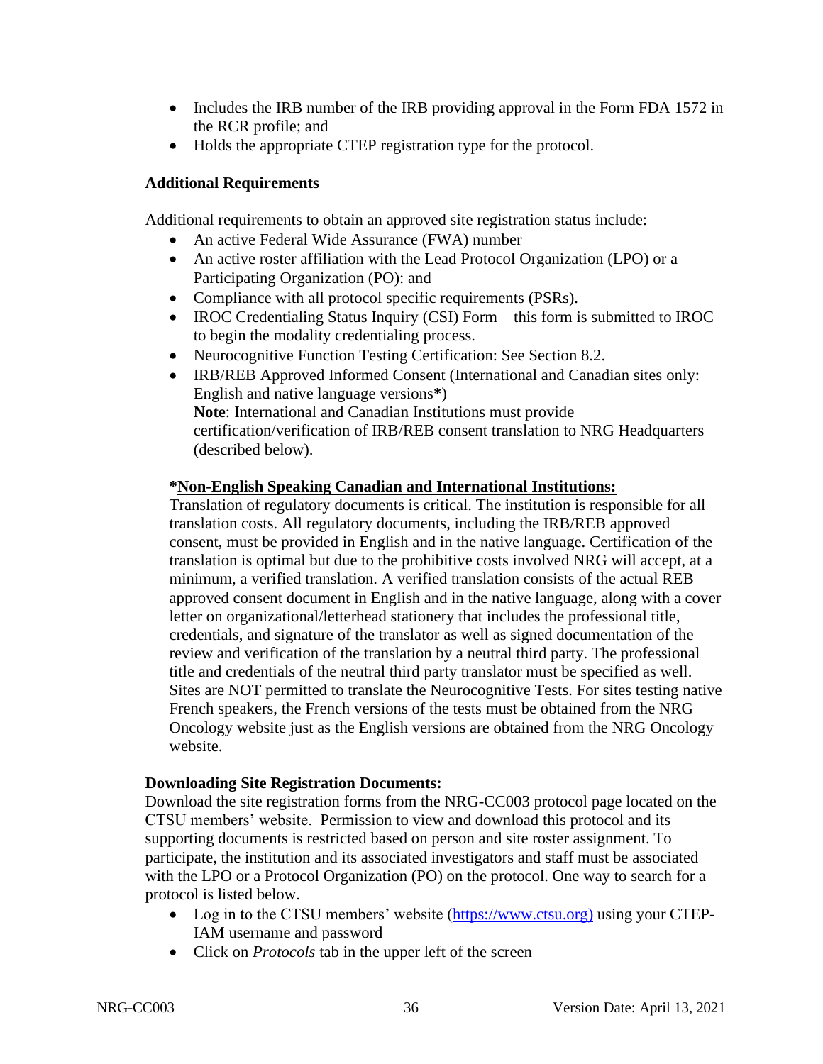- Includes the IRB number of the IRB providing approval in the Form FDA 1572 in the RCR profile; and
- Holds the appropriate CTEP registration type for the protocol.

**Additional Requirements**

Additional requirements to obtain an approved site registration status include:

- An active Federal Wide Assurance (FWA) number
- An active roster affiliation with the Lead Protocol Organization (LPO) or a Participating Organization (PO): and
- Compliance with all protocol specific requirements (PSRs).
- IROC Credentialing Status Inquiry (CSI) Form – this form is submitted to IROC to begin the modality credentialing process.
- Neurocognitive Function Testing Certification: See Section 8.2.
- IRB/REB Approved Informed Consent (International and Canadian sites only: English and native language versions**\***)
  **Note**: International and Canadian Institutions must provide certification/verification of IRB/REB consent translation to NRG Headquarters (described below).

**\*<u>Non-English Speaking Canadian and International Institutions:</u>**
Translation of regulatory documents is critical. The institution is responsible for all translation costs. All regulatory documents, including the IRB/REB approved consent, must be provided in English and in the native language. Certification of the translation is optimal but due to the prohibitive costs involved NRG will accept, at a minimum, a verified translation. A verified translation consists of the actual REB approved consent document in English and in the native language, along with a cover letter on organizational/letterhead stationery that includes the professional title, credentials, and signature of the translator as well as signed documentation of the review and verification of the translation by a neutral third party. The professional title and credentials of the neutral third party translator must be specified as well. Sites are NOT permitted to translate the Neurocognitive Tests. For sites testing native French speakers, the French versions of the tests must be obtained from the NRG Oncology website just as the English versions are obtained from the NRG Oncology website.

**Downloading Site Registration Documents:**
Download the site registration forms from the NRG-CC003 protocol page located on the CTSU members' website. Permission to view and download this protocol and its supporting documents is restricted based on person and site roster assignment. To participate, the institution and its associated investigators and staff must be associated with the LPO or a Protocol Organization (PO) on the protocol. One way to search for a protocol is listed below.

- Log in to the CTSU members' website (https://www.ctsu.org) using your CTEP-IAM username and password
- Click on *Protocols* tab in the upper left of the screen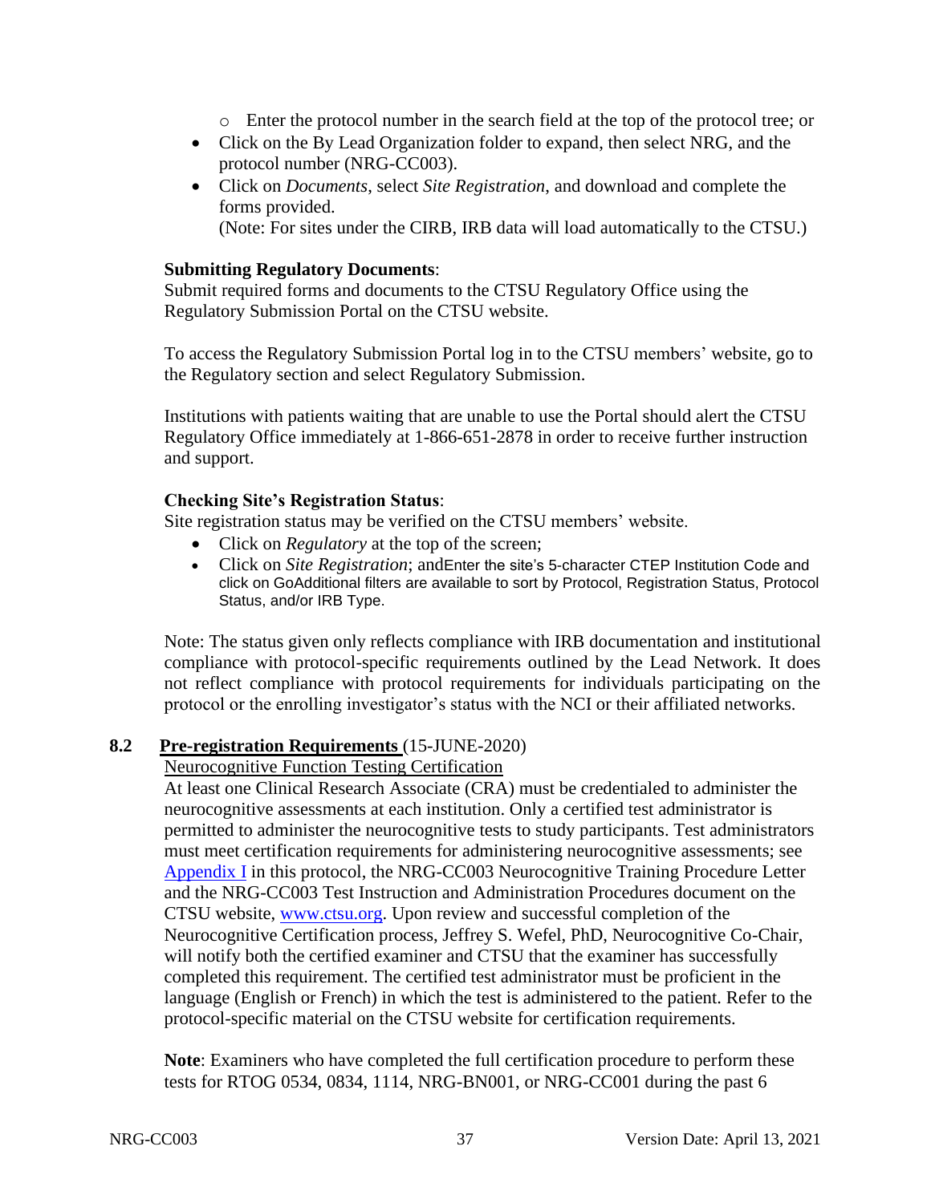- Enter the protocol number in the search field at the top of the protocol tree; or
- Click on the By Lead Organization folder to expand, then select NRG, and the protocol number (NRG-CC003).
- Click on *Documents*, select *Site Registration*, and download and complete the forms provided.
  (Note: For sites under the CIRB, IRB data will load automatically to the CTSU.)

**Submitting Regulatory Documents**:
Submit required forms and documents to the CTSU Regulatory Office using the Regulatory Submission Portal on the CTSU website.

To access the Regulatory Submission Portal log in to the CTSU members' website, go to the Regulatory section and select Regulatory Submission.

Institutions with patients waiting that are unable to use the Portal should alert the CTSU Regulatory Office immediately at 1-866-651-2878 in order to receive further instruction and support.

**Checking Site's Registration Status**:
Site registration status may be verified on the CTSU members' website.

- Click on *Regulatory* at the top of the screen;
- Click on *Site Registration*; andEnter the site's 5-character CTEP Institution Code and click on GoAdditional filters are available to sort by Protocol, Registration Status, Protocol Status, and/or IRB Type.

Note: The status given only reflects compliance with IRB documentation and institutional compliance with protocol-specific requirements outlined by the Lead Network. It does not reflect compliance with protocol requirements for individuals participating on the protocol or the enrolling investigator's status with the NCI or their affiliated networks.

## 8.2 Pre-registration Requirements (15-JUNE-2020)

Neurocognitive Function Testing Certification

At least one Clinical Research Associate (CRA) must be credentialed to administer the neurocognitive assessments at each institution. Only a certified test administrator is permitted to administer the neurocognitive tests to study participants. Test administrators must meet certification requirements for administering neurocognitive assessments; see Appendix I in this protocol, the NRG-CC003 Neurocognitive Training Procedure Letter and the NRG-CC003 Test Instruction and Administration Procedures document on the CTSU website, www.ctsu.org. Upon review and successful completion of the Neurocognitive Certification process, Jeffrey S. Wefel, PhD, Neurocognitive Co-Chair, will notify both the certified examiner and CTSU that the examiner has successfully completed this requirement. The certified test administrator must be proficient in the language (English or French) in which the test is administered to the patient. Refer to the protocol-specific material on the CTSU website for certification requirements.

**Note**: Examiners who have completed the full certification procedure to perform these tests for RTOG 0534, 0834, 1114, NRG-BN001, or NRG-CC001 during the past 6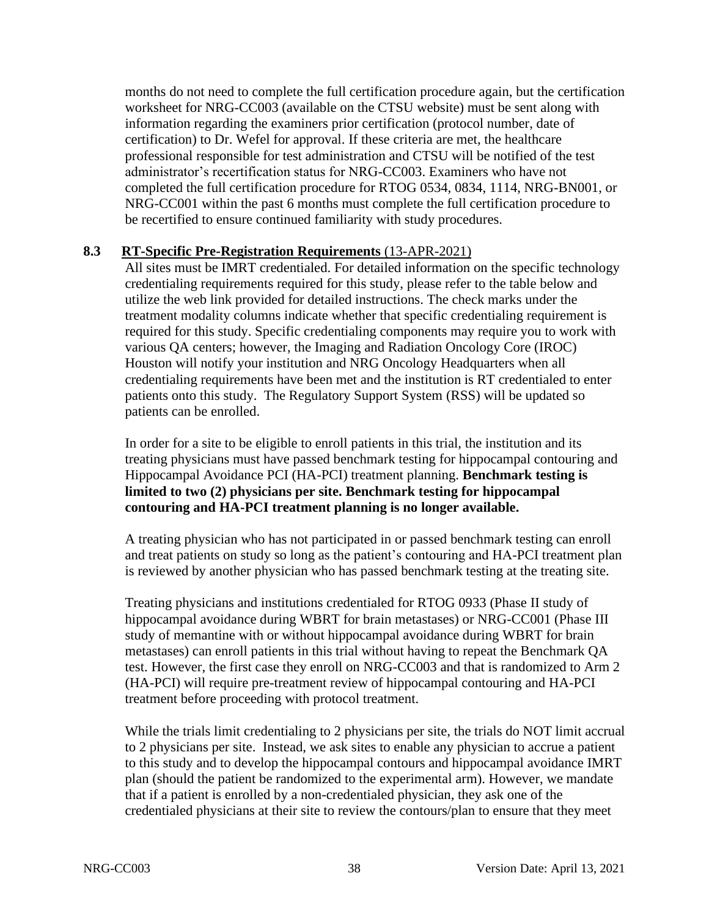months do not need to complete the full certification procedure again, but the certification worksheet for NRG-CC003 (available on the CTSU website) must be sent along with information regarding the examiners prior certification (protocol number, date of certification) to Dr. Wefel for approval. If these criteria are met, the healthcare professional responsible for test administration and CTSU will be notified of the test administrator's recertification status for NRG-CC003. Examiners who have not completed the full certification procedure for RTOG 0534, 0834, 1114, NRG-BN001, or NRG-CC001 within the past 6 months must complete the full certification procedure to be recertified to ensure continued familiarity with study procedures.

### 8.3 RT-Specific Pre-Registration Requirements (13-APR-2021)

All sites must be IMRT credentialed. For detailed information on the specific technology credentialing requirements required for this study, please refer to the table below and utilize the web link provided for detailed instructions. The check marks under the treatment modality columns indicate whether that specific credentialing requirement is required for this study. Specific credentialing components may require you to work with various QA centers; however, the Imaging and Radiation Oncology Core (IROC) Houston will notify your institution and NRG Oncology Headquarters when all credentialing requirements have been met and the institution is RT credentialed to enter patients onto this study. The Regulatory Support System (RSS) will be updated so patients can be enrolled.

In order for a site to be eligible to enroll patients in this trial, the institution and its treating physicians must have passed benchmark testing for hippocampal contouring and Hippocampal Avoidance PCI (HA-PCI) treatment planning. **Benchmark testing is limited to two (2) physicians per site. Benchmark testing for hippocampal contouring and HA-PCI treatment planning is no longer available.**

A treating physician who has not participated in or passed benchmark testing can enroll and treat patients on study so long as the patient's contouring and HA-PCI treatment plan is reviewed by another physician who has passed benchmark testing at the treating site.

Treating physicians and institutions credentialed for RTOG 0933 (Phase II study of hippocampal avoidance during WBRT for brain metastases) or NRG-CC001 (Phase III study of memantine with or without hippocampal avoidance during WBRT for brain metastases) can enroll patients in this trial without having to repeat the Benchmark QA test. However, the first case they enroll on NRG-CC003 and that is randomized to Arm 2 (HA-PCI) will require pre-treatment review of hippocampal contouring and HA-PCI treatment before proceeding with protocol treatment.

While the trials limit credentialing to 2 physicians per site, the trials do NOT limit accrual to 2 physicians per site. Instead, we ask sites to enable any physician to accrue a patient to this study and to develop the hippocampal contours and hippocampal avoidance IMRT plan (should the patient be randomized to the experimental arm). However, we mandate that if a patient is enrolled by a non-credentialed physician, they ask one of the credentialed physicians at their site to review the contours/plan to ensure that they meet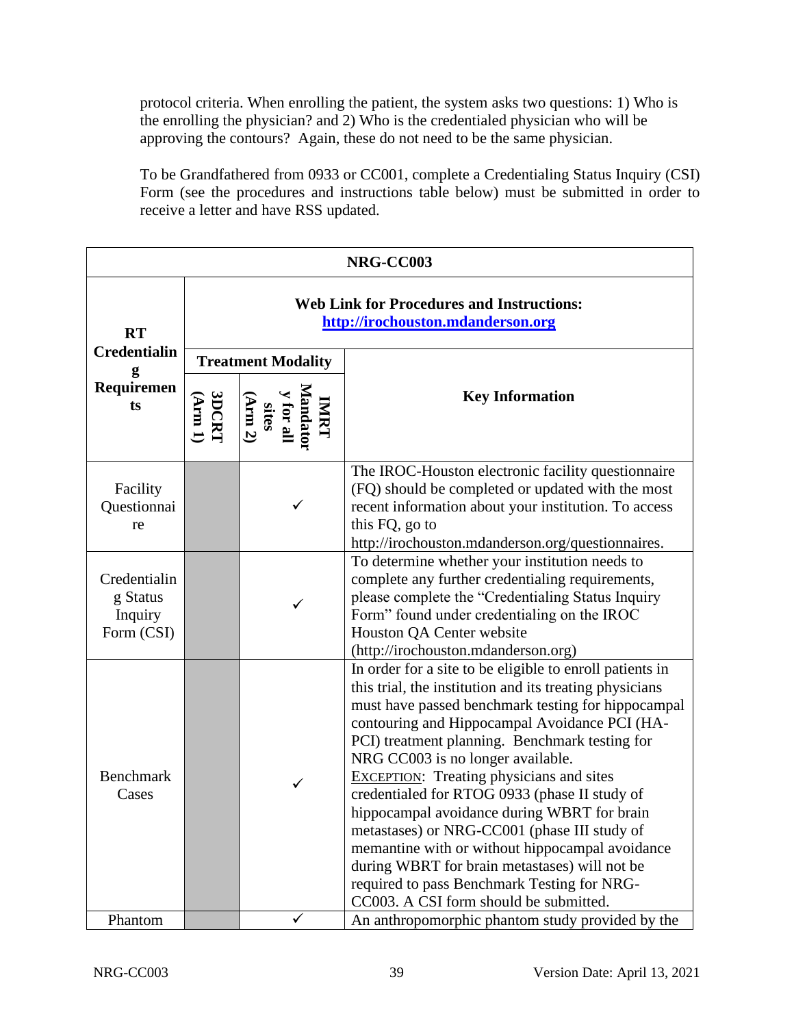protocol criteria. When enrolling the patient, the system asks two questions: 1) Who is the enrolling physician? and 2) Who is the credentialed physician who will be approving the contours? Again, these do not need to be the same physician.

To be Grandfathered from 0933 or CC001, complete a Credentialing Status Inquiry (CSI) Form (see the procedures and instructions table below) must be submitted in order to receive a letter and have RSS updated.

| NRG-CC003 | | | |
|---|---|---|---|
| **RT Credentialing Requirements** | **Web Link for Procedures and Instructions:** http://irochouston.mdanderson.org | | |
| | **Treatment Modality** | | **Key Information** |
| | **3DCRT (Arm 1)** | **IMRT Mandatory for all sites (Arm 2)** | |
| Facility Questionnaire | | ✓ | The IROC-Houston electronic facility questionnaire (FQ) should be completed or updated with the most recent information about your institution. To access this FQ, go to http://irochouston.mdanderson.org/questionnaires. |
| Credentialing Status Inquiry Form (CSI) | | ✓ | To determine whether your institution needs to complete any further credentialing requirements, please complete the "Credentialing Status Inquiry Form" found under credentialing on the IROC Houston QA Center website (http://irochouston.mdanderson.org) |
| Benchmark Cases | | ✓ | In order for a site to be eligible to enroll patients in this trial, the institution and its treating physicians must have passed benchmark testing for hippocampal contouring and Hippocampal Avoidance PCI (HA-PCI) treatment planning. Benchmark testing for NRG CC003 is no longer available. EXCEPTION: Treating physicians and sites credentialed for RTOG 0933 (phase II study of hippocampal avoidance during WBRT for brain metastases) or NRG-CC001 (phase III study of memantine with or without hippocampal avoidance during WBRT for brain metastases) will not be required to pass Benchmark Testing for NRG-CC003. A CSI form should be submitted. |
| Phantom | | ✓ | An anthropomorphic phantom study provided by the |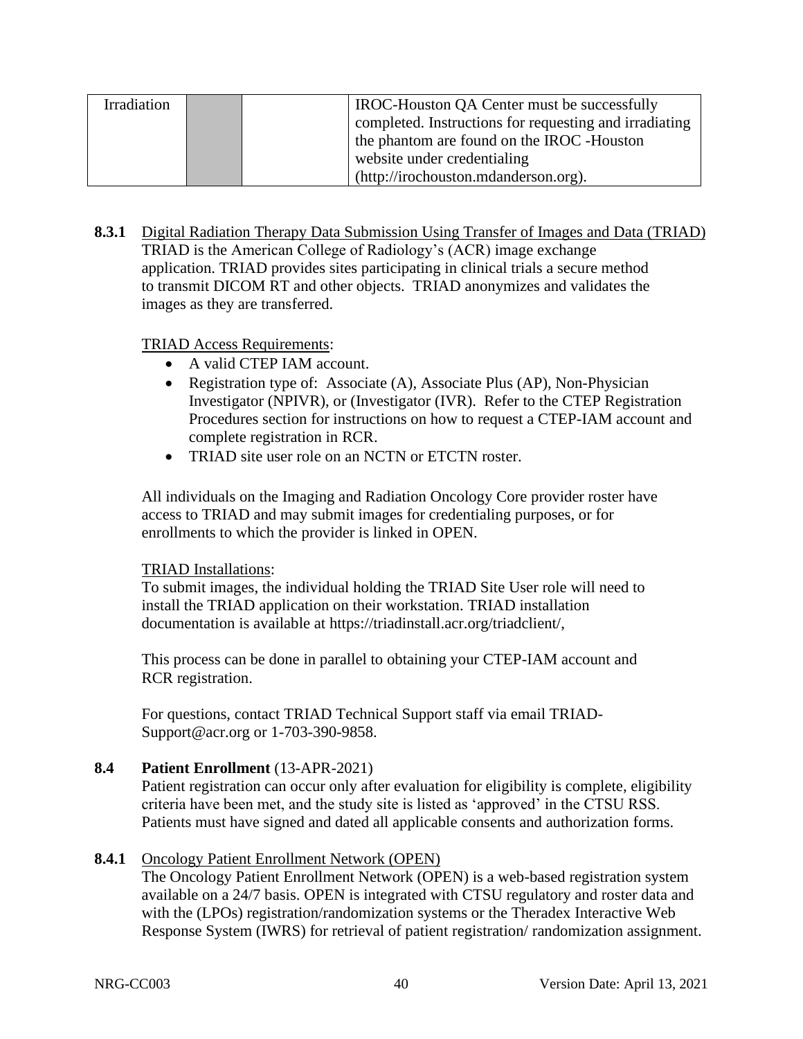| Irradiation | | | IROC-Houston QA Center must be successfully completed. Instructions for requesting and irradiating the phantom are found on the IROC -Houston website under credentialing (http://irochouston.mdanderson.org). |
|---|---|---|---|

**8.3.1** Digital Radiation Therapy Data Submission Using Transfer of Images and Data (TRIAD)

TRIAD is the American College of Radiology's (ACR) image exchange application. TRIAD provides sites participating in clinical trials a secure method to transmit DICOM RT and other objects. TRIAD anonymizes and validates the images as they are transferred.

TRIAD Access Requirements:

- A valid CTEP IAM account.
- Registration type of: Associate (A), Associate Plus (AP), Non-Physician Investigator (NPIVR), or (Investigator (IVR). Refer to the CTEP Registration Procedures section for instructions on how to request a CTEP-IAM account and complete registration in RCR.
- TRIAD site user role on an NCTN or ETCTN roster.

All individuals on the Imaging and Radiation Oncology Core provider roster have access to TRIAD and may submit images for credentialing purposes, or for enrollments to which the provider is linked in OPEN.

TRIAD Installations:

To submit images, the individual holding the TRIAD Site User role will need to install the TRIAD application on their workstation. TRIAD installation documentation is available at https://triadinstall.acr.org/triadclient/,

This process can be done in parallel to obtaining your CTEP-IAM account and RCR registration.

For questions, contact TRIAD Technical Support staff via email TRIAD-Support@acr.org or 1-703-390-9858.

## 8.4 Patient Enrollment (13-APR-2021)

Patient registration can occur only after evaluation for eligibility is complete, eligibility criteria have been met, and the study site is listed as 'approved' in the CTSU RSS. Patients must have signed and dated all applicable consents and authorization forms.

**8.4.1** Oncology Patient Enrollment Network (OPEN)

The Oncology Patient Enrollment Network (OPEN) is a web-based registration system available on a 24/7 basis. OPEN is integrated with CTSU regulatory and roster data and with the (LPOs) registration/randomization systems or the Theradex Interactive Web Response System (IWRS) for retrieval of patient registration/ randomization assignment.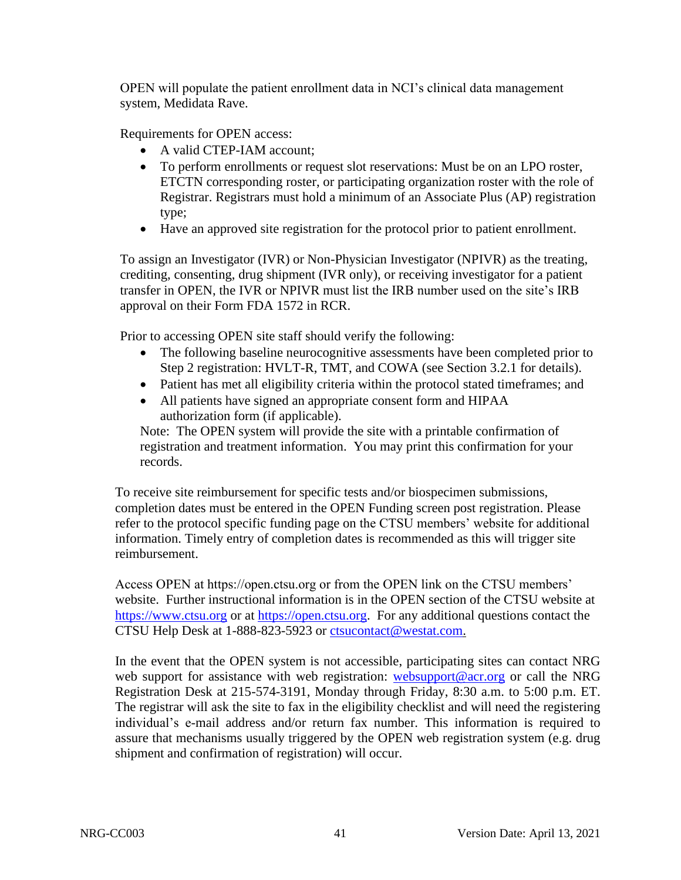OPEN will populate the patient enrollment data in NCI's clinical data management system, Medidata Rave.

Requirements for OPEN access:

- A valid CTEP-IAM account;
- To perform enrollments or request slot reservations: Must be on an LPO roster, ETCTN corresponding roster, or participating organization roster with the role of Registrar. Registrars must hold a minimum of an Associate Plus (AP) registration type;
- Have an approved site registration for the protocol prior to patient enrollment.

To assign an Investigator (IVR) or Non-Physician Investigator (NPIVR) as the treating, crediting, consenting, drug shipment (IVR only), or receiving investigator for a patient transfer in OPEN, the IVR or NPIVR must list the IRB number used on the site's IRB approval on their Form FDA 1572 in RCR.

Prior to accessing OPEN site staff should verify the following:

- The following baseline neurocognitive assessments have been completed prior to Step 2 registration: HVLT-R, TMT, and COWA (see Section 3.2.1 for details).
- Patient has met all eligibility criteria within the protocol stated timeframes; and
- All patients have signed an appropriate consent form and HIPAA authorization form (if applicable).

Note: The OPEN system will provide the site with a printable confirmation of registration and treatment information. You may print this confirmation for your records.

To receive site reimbursement for specific tests and/or biospecimen submissions, completion dates must be entered in the OPEN Funding screen post registration. Please refer to the protocol specific funding page on the CTSU members' website for additional information. Timely entry of completion dates is recommended as this will trigger site reimbursement.

Access OPEN at https://open.ctsu.org or from the OPEN link on the CTSU members' website. Further instructional information is in the OPEN section of the CTSU website at https://www.ctsu.org or at https://open.ctsu.org. For any additional questions contact the CTSU Help Desk at 1-888-823-5923 or ctsucontact@westat.com.

In the event that the OPEN system is not accessible, participating sites can contact NRG web support for assistance with web registration: websupport@acr.org or call the NRG Registration Desk at 215-574-3191, Monday through Friday, 8:30 a.m. to 5:00 p.m. ET. The registrar will ask the site to fax in the eligibility checklist and will need the registering individual's e-mail address and/or return fax number. This information is required to assure that mechanisms usually triggered by the OPEN web registration system (e.g. drug shipment and confirmation of registration) will occur.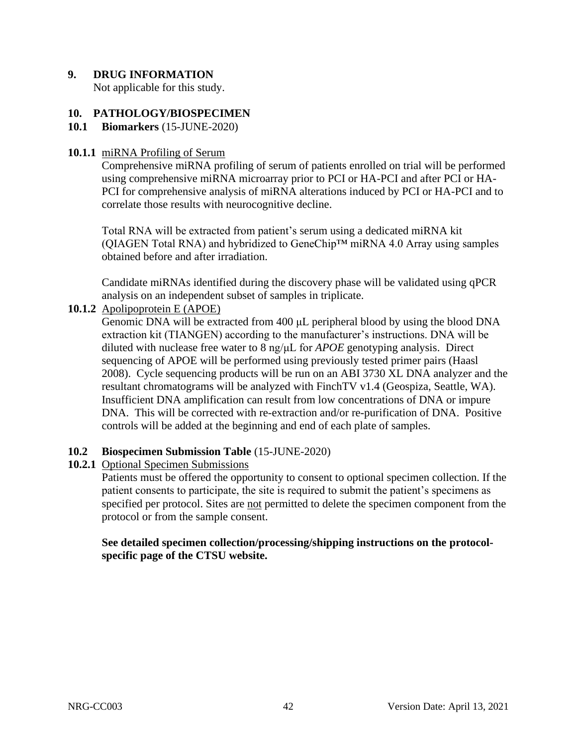## 9. DRUG INFORMATION

Not applicable for this study.

## 10. PATHOLOGY/BIOSPECIMEN

### 10.1 Biomarkers (15-JUNE-2020)

**10.1.1** <u>miRNA Profiling of Serum</u>

Comprehensive miRNA profiling of serum of patients enrolled on trial will be performed using comprehensive miRNA microarray prior to PCI or HA-PCI and after PCI or HA-PCI for comprehensive analysis of miRNA alterations induced by PCI or HA-PCI and to correlate those results with neurocognitive decline.

Total RNA will be extracted from patient's serum using a dedicated miRNA kit (QIAGEN Total RNA) and hybridized to GeneChip™ miRNA 4.0 Array using samples obtained before and after irradiation.

Candidate miRNAs identified during the discovery phase will be validated using qPCR analysis on an independent subset of samples in triplicate.

**10.1.2** <u>Apolipoprotein E (APOE)</u>

Genomic DNA will be extracted from 400 μL peripheral blood by using the blood DNA extraction kit (TIANGEN) according to the manufacturer's instructions. DNA will be diluted with nuclease free water to 8 ng/μL for *APOE* genotyping analysis. Direct sequencing of APOE will be performed using previously tested primer pairs (Haasl 2008). Cycle sequencing products will be run on an ABI 3730 XL DNA analyzer and the resultant chromatograms will be analyzed with FinchTV v1.4 (Geospiza, Seattle, WA). Insufficient DNA amplification can result from low concentrations of DNA or impure DNA. This will be corrected with re-extraction and/or re-purification of DNA. Positive controls will be added at the beginning and end of each plate of samples.

### 10.2 Biospecimen Submission Table (15-JUNE-2020)

**10.2.1** <u>Optional Specimen Submissions</u>

Patients must be offered the opportunity to consent to optional specimen collection. If the patient consents to participate, the site is required to submit the patient's specimens as specified per protocol. Sites are <u>not</u> permitted to delete the specimen component from the protocol or from the sample consent.

**See detailed specimen collection/processing/shipping instructions on the protocol-specific page of the CTSU website.**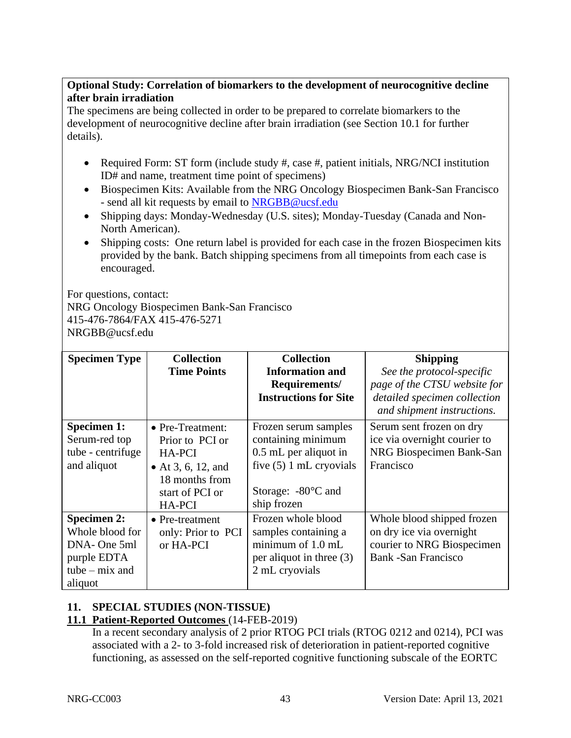**Optional Study: Correlation of biomarkers to the development of neurocognitive decline after brain irradiation**

The specimens are being collected in order to be prepared to correlate biomarkers to the development of neurocognitive decline after brain irradiation (see Section 10.1 for further details).

- Required Form: ST form (include study #, case #, patient initials, NRG/NCI institution ID# and name, treatment time point of specimens)
- Biospecimen Kits: Available from the NRG Oncology Biospecimen Bank-San Francisco - send all kit requests by email to NRGBB@ucsf.edu
- Shipping days: Monday-Wednesday (U.S. sites); Monday-Tuesday (Canada and Non-North American).
- Shipping costs: One return label is provided for each case in the frozen Biospecimen kits provided by the bank. Batch shipping specimens from all timepoints from each case is encouraged.

For questions, contact:
NRG Oncology Biospecimen Bank-San Francisco
415-476-7864/FAX 415-476-5271
NRGBB@ucsf.edu

| Specimen Type | Collection Time Points | Collection Information and Requirements/ Instructions for Site | Shipping *See the protocol-specific page of the CTSU website for detailed specimen collection and shipment instructions.* |
|---|---|---|---|
| **Specimen 1:** Serum-red top tube - centrifuge and aliquot | • Pre-Treatment: Prior to PCI or HA-PCI<br>• At 3, 6, 12, and 18 months from start of PCI or HA-PCI | Frozen serum samples containing minimum 0.5 mL per aliquot in five (5) 1 mL cryovials<br><br>Storage: -80°C and ship frozen | Serum sent frozen on dry ice via overnight courier to NRG Biospecimen Bank-San Francisco |
| **Specimen 2:** Whole blood for DNA- One 5ml purple EDTA tube – mix and aliquot | • Pre-treatment only: Prior to PCI or HA-PCI | Frozen whole blood samples containing a minimum of 1.0 mL per aliquot in three (3) 2 mL cryovials | Whole blood shipped frozen on dry ice via overnight courier to NRG Biospecimen Bank -San Francisco |

## 11. SPECIAL STUDIES (NON-TISSUE)

### 11.1 Patient-Reported Outcomes (14-FEB-2019)

In a recent secondary analysis of 2 prior RTOG PCI trials (RTOG 0212 and 0214), PCI was associated with a 2- to 3-fold increased risk of deterioration in patient-reported cognitive functioning, as assessed on the self-reported cognitive functioning subscale of the EORTC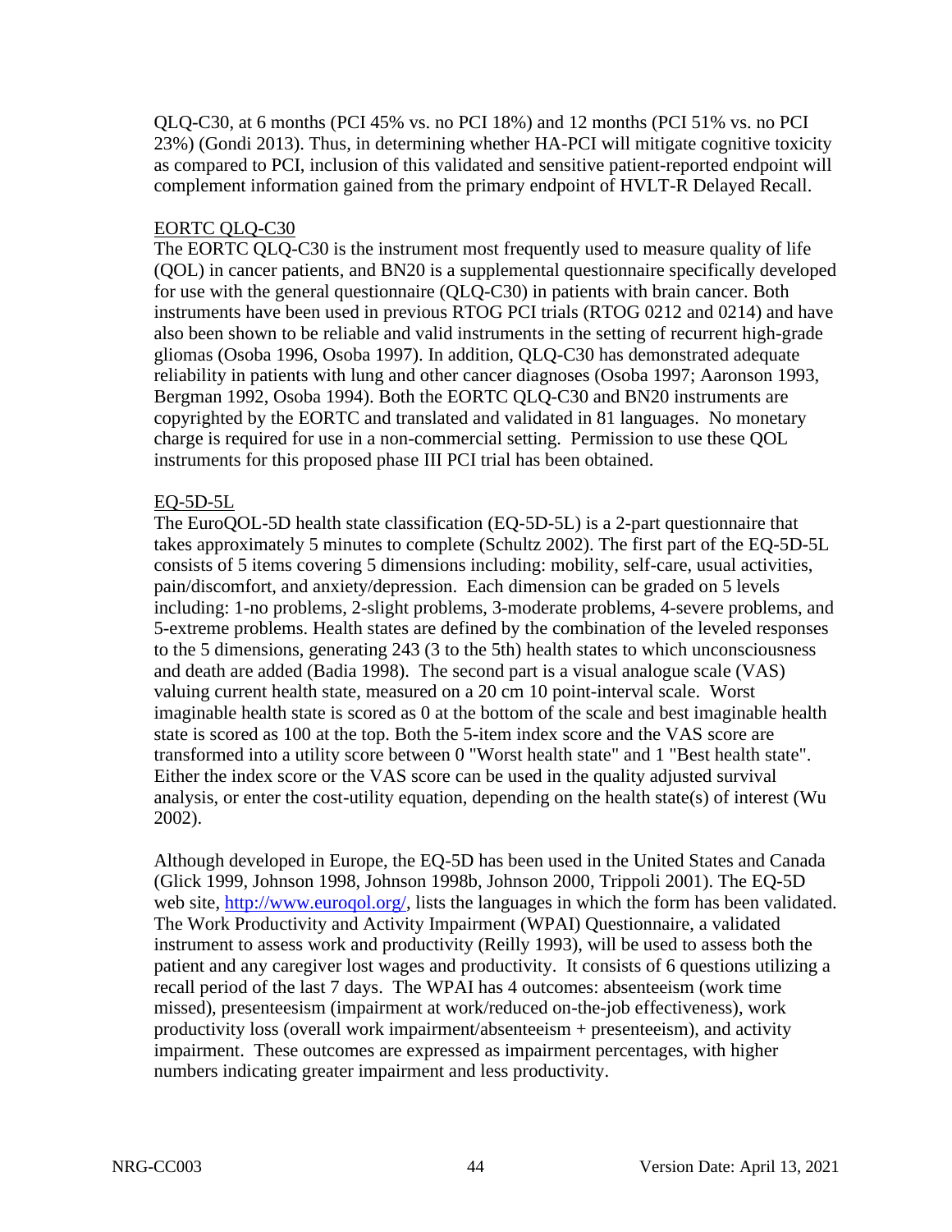QLQ-C30, at 6 months (PCI 45% vs. no PCI 18%) and 12 months (PCI 51% vs. no PCI 23%) (Gondi 2013). Thus, in determining whether HA-PCI will mitigate cognitive toxicity as compared to PCI, inclusion of this validated and sensitive patient-reported endpoint will complement information gained from the primary endpoint of HVLT-R Delayed Recall.

<u>EORTC QLQ-C30</u>

The EORTC QLQ-C30 is the instrument most frequently used to measure quality of life (QOL) in cancer patients, and BN20 is a supplemental questionnaire specifically developed for use with the general questionnaire (QLQ-C30) in patients with brain cancer. Both instruments have been used in previous RTOG PCI trials (RTOG 0212 and 0214) and have also been shown to be reliable and valid instruments in the setting of recurrent high-grade gliomas (Osoba 1996, Osoba 1997). In addition, QLQ-C30 has demonstrated adequate reliability in patients with lung and other cancer diagnoses (Osoba 1997; Aaronson 1993, Bergman 1992, Osoba 1994). Both the EORTC QLQ-C30 and BN20 instruments are copyrighted by the EORTC and translated and validated in 81 languages. No monetary charge is required for use in a non-commercial setting. Permission to use these QOL instruments for this proposed phase III PCI trial has been obtained.

<u>EQ-5D-5L</u>

The EuroQOL-5D health state classification (EQ-5D-5L) is a 2-part questionnaire that takes approximately 5 minutes to complete (Schultz 2002). The first part of the EQ-5D-5L consists of 5 items covering 5 dimensions including: mobility, self-care, usual activities, pain/discomfort, and anxiety/depression. Each dimension can be graded on 5 levels including: 1-no problems, 2-slight problems, 3-moderate problems, 4-severe problems, and 5-extreme problems. Health states are defined by the combination of the leveled responses to the 5 dimensions, generating 243 (3 to the 5th) health states to which unconsciousness and death are added (Badia 1998). The second part is a visual analogue scale (VAS) valuing current health state, measured on a 20 cm 10 point-interval scale. Worst imaginable health state is scored as 0 at the bottom of the scale and best imaginable health state is scored as 100 at the top. Both the 5-item index score and the VAS score are transformed into a utility score between 0 "Worst health state" and 1 "Best health state". Either the index score or the VAS score can be used in the quality adjusted survival analysis, or enter the cost-utility equation, depending on the health state(s) of interest (Wu 2002).

Although developed in Europe, the EQ-5D has been used in the United States and Canada (Glick 1999, Johnson 1998, Johnson 1998b, Johnson 2000, Trippoli 2001). The EQ-5D web site, [http://www.euroqol.org/](http://www.euroqol.org/), lists the languages in which the form has been validated. The Work Productivity and Activity Impairment (WPAI) Questionnaire, a validated instrument to assess work and productivity (Reilly 1993), will be used to assess both the patient and any caregiver lost wages and productivity. It consists of 6 questions utilizing a recall period of the last 7 days. The WPAI has 4 outcomes: absenteeism (work time missed), presenteesism (impairment at work/reduced on-the-job effectiveness), work productivity loss (overall work impairment/absenteeism + presenteeism), and activity impairment. These outcomes are expressed as impairment percentages, with higher numbers indicating greater impairment and less productivity.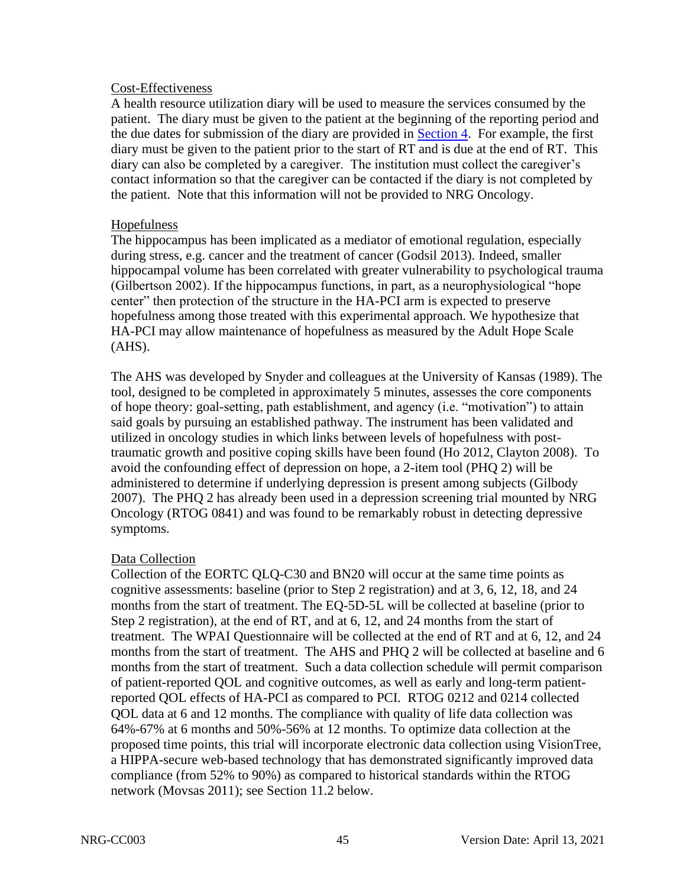Cost-Effectiveness

A health resource utilization diary will be used to measure the services consumed by the patient. The diary must be given to the patient at the beginning of the reporting period and the due dates for submission of the diary are provided in Section 4. For example, the first diary must be given to the patient prior to the start of RT and is due at the end of RT. This diary can also be completed by a caregiver. The institution must collect the caregiver's contact information so that the caregiver can be contacted if the diary is not completed by the patient. Note that this information will not be provided to NRG Oncology.

Hopefulness

The hippocampus has been implicated as a mediator of emotional regulation, especially during stress, e.g. cancer and the treatment of cancer (Godsil 2013). Indeed, smaller hippocampal volume has been correlated with greater vulnerability to psychological trauma (Gilbertson 2002). If the hippocampus functions, in part, as a neurophysiological "hope center" then protection of the structure in the HA-PCI arm is expected to preserve hopefulness among those treated with this experimental approach. We hypothesize that HA-PCI may allow maintenance of hopefulness as measured by the Adult Hope Scale (AHS).

The AHS was developed by Snyder and colleagues at the University of Kansas (1989). The tool, designed to be completed in approximately 5 minutes, assesses the core components of hope theory: goal-setting, path establishment, and agency (i.e. "motivation") to attain said goals by pursuing an established pathway. The instrument has been validated and utilized in oncology studies in which links between levels of hopefulness with post-traumatic growth and positive coping skills have been found (Ho 2012, Clayton 2008). To avoid the confounding effect of depression on hope, a 2-item tool (PHQ 2) will be administered to determine if underlying depression is present among subjects (Gilbody 2007). The PHQ 2 has already been used in a depression screening trial mounted by NRG Oncology (RTOG 0841) and was found to be remarkably robust in detecting depressive symptoms.

Data Collection

Collection of the EORTC QLQ-C30 and BN20 will occur at the same time points as cognitive assessments: baseline (prior to Step 2 registration) and at 3, 6, 12, 18, and 24 months from the start of treatment. The EQ-5D-5L will be collected at baseline (prior to Step 2 registration), at the end of RT, and at 6, 12, and 24 months from the start of treatment. The WPAI Questionnaire will be collected at the end of RT and at 6, 12, and 24 months from the start of treatment. The AHS and PHQ 2 will be collected at baseline and 6 months from the start of treatment. Such a data collection schedule will permit comparison of patient-reported QOL and cognitive outcomes, as well as early and long-term patient-reported QOL effects of HA-PCI as compared to PCI. RTOG 0212 and 0214 collected QOL data at 6 and 12 months. The compliance with quality of life data collection was 64%-67% at 6 months and 50%-56% at 12 months. To optimize data collection at the proposed time points, this trial will incorporate electronic data collection using VisionTree, a HIPPA-secure web-based technology that has demonstrated significantly improved data compliance (from 52% to 90%) as compared to historical standards within the RTOG network (Movsas 2011); see Section 11.2 below.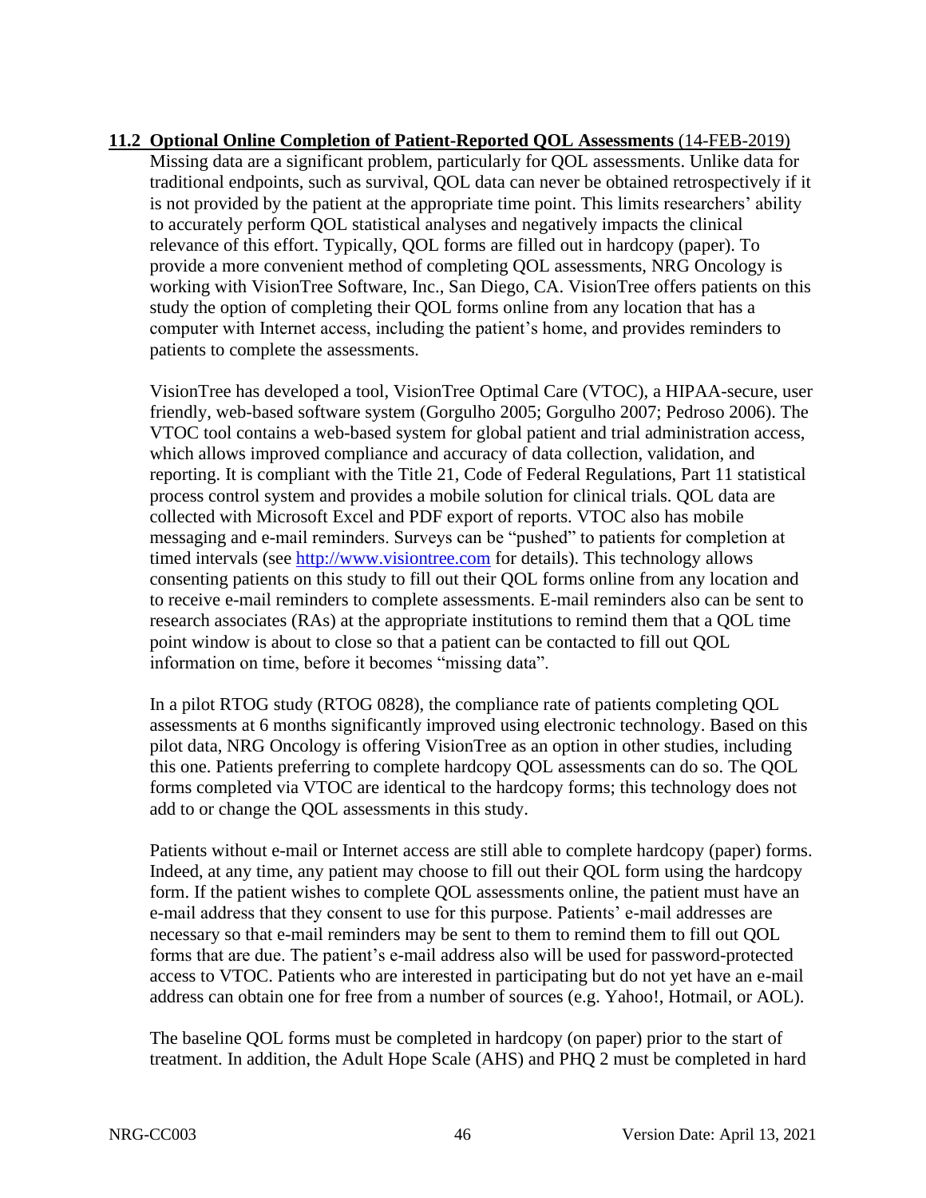### 11.2 Optional Online Completion of Patient-Reported QOL Assessments (14-FEB-2019)

Missing data are a significant problem, particularly for QOL assessments. Unlike data for traditional endpoints, such as survival, QOL data can never be obtained retrospectively if it is not provided by the patient at the appropriate time point. This limits researchers' ability to accurately perform QOL statistical analyses and negatively impacts the clinical relevance of this effort. Typically, QOL forms are filled out in hardcopy (paper). To provide a more convenient method of completing QOL assessments, NRG Oncology is working with VisionTree Software, Inc., San Diego, CA. VisionTree offers patients on this study the option of completing their QOL forms online from any location that has a computer with Internet access, including the patient's home, and provides reminders to patients to complete the assessments.

VisionTree has developed a tool, VisionTree Optimal Care (VTOC), a HIPAA-secure, user friendly, web-based software system (Gorgulho 2005; Gorgulho 2007; Pedroso 2006). The VTOC tool contains a web-based system for global patient and trial administration access, which allows improved compliance and accuracy of data collection, validation, and reporting. It is compliant with the Title 21, Code of Federal Regulations, Part 11 statistical process control system and provides a mobile solution for clinical trials. QOL data are collected with Microsoft Excel and PDF export of reports. VTOC also has mobile messaging and e-mail reminders. Surveys can be "pushed" to patients for completion at timed intervals (see http://www.visiontree.com for details). This technology allows consenting patients on this study to fill out their QOL forms online from any location and to receive e-mail reminders to complete assessments. E-mail reminders also can be sent to research associates (RAs) at the appropriate institutions to remind them that a QOL time point window is about to close so that a patient can be contacted to fill out QOL information on time, before it becomes "missing data".

In a pilot RTOG study (RTOG 0828), the compliance rate of patients completing QOL assessments at 6 months significantly improved using electronic technology. Based on this pilot data, NRG Oncology is offering VisionTree as an option in other studies, including this one. Patients preferring to complete hardcopy QOL assessments can do so. The QOL forms completed via VTOC are identical to the hardcopy forms; this technology does not add to or change the QOL assessments in this study.

Patients without e-mail or Internet access are still able to complete hardcopy (paper) forms. Indeed, at any time, any patient may choose to fill out their QOL form using the hardcopy form. If the patient wishes to complete QOL assessments online, the patient must have an e-mail address that they consent to use for this purpose. Patients' e-mail addresses are necessary so that e-mail reminders may be sent to them to remind them to fill out QOL forms that are due. The patient's e-mail address also will be used for password-protected access to VTOC. Patients who are interested in participating but do not yet have an e-mail address can obtain one for free from a number of sources (e.g. Yahoo!, Hotmail, or AOL).

The baseline QOL forms must be completed in hardcopy (on paper) prior to the start of treatment. In addition, the Adult Hope Scale (AHS) and PHQ 2 must be completed in hard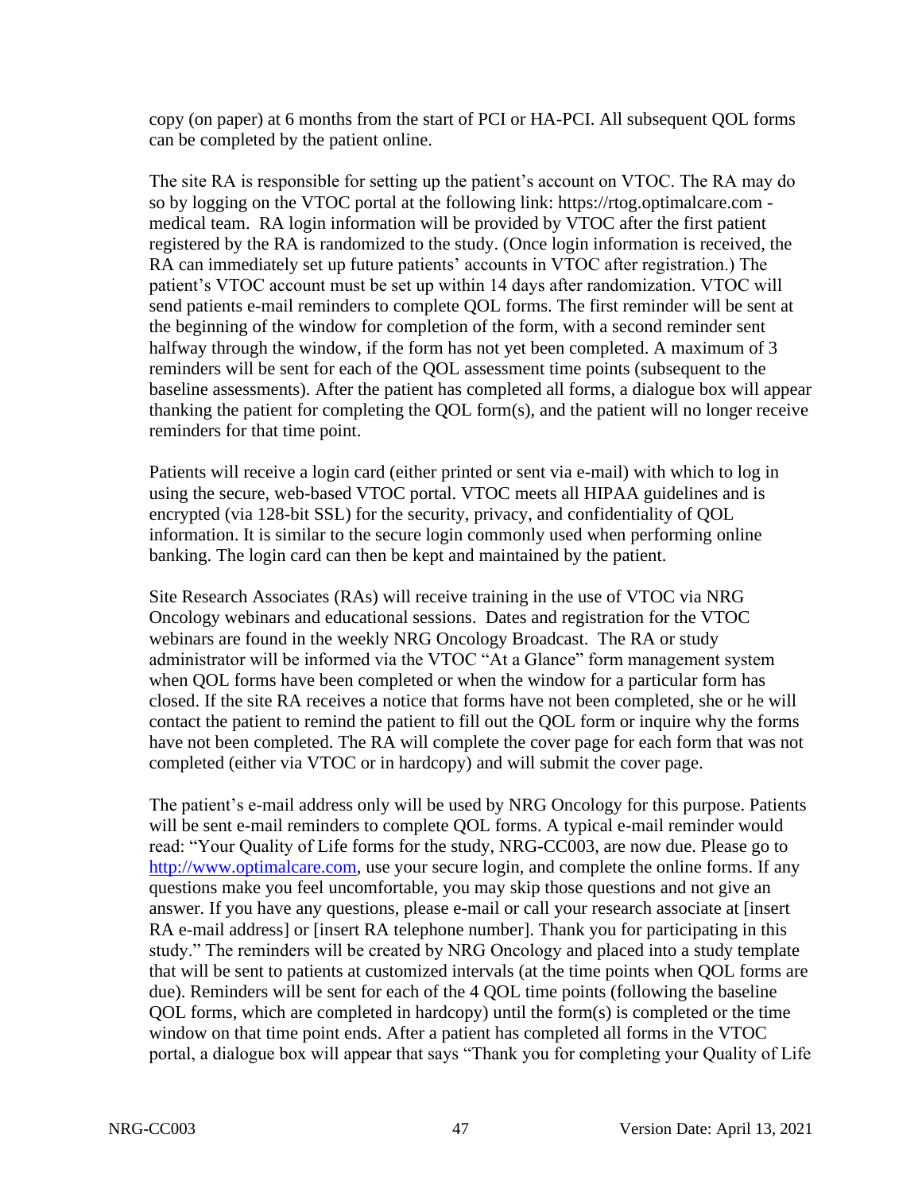copy (on paper) at 6 months from the start of PCI or HA-PCI. All subsequent QOL forms can be completed by the patient online.

The site RA is responsible for setting up the patient's account on VTOC. The RA may do so by logging on the VTOC portal at the following link: https://rtog.optimalcare.com - medical team. RA login information will be provided by VTOC after the first patient registered by the RA is randomized to the study. (Once login information is received, the RA can immediately set up future patients' accounts in VTOC after registration.) The patient's VTOC account must be set up within 14 days after randomization. VTOC will send patients e-mail reminders to complete QOL forms. The first reminder will be sent at the beginning of the window for completion of the form, with a second reminder sent halfway through the window, if the form has not yet been completed. A maximum of 3 reminders will be sent for each of the QOL assessment time points (subsequent to the baseline assessments). After the patient has completed all forms, a dialogue box will appear thanking the patient for completing the QOL form(s), and the patient will no longer receive reminders for that time point.

Patients will receive a login card (either printed or sent via e-mail) with which to log in using the secure, web-based VTOC portal. VTOC meets all HIPAA guidelines and is encrypted (via 128-bit SSL) for the security, privacy, and confidentiality of QOL information. It is similar to the secure login commonly used when performing online banking. The login card can then be kept and maintained by the patient.

Site Research Associates (RAs) will receive training in the use of VTOC via NRG Oncology webinars and educational sessions. Dates and registration for the VTOC webinars are found in the weekly NRG Oncology Broadcast. The RA or study administrator will be informed via the VTOC "At a Glance" form management system when QOL forms have been completed or when the window for a particular form has closed. If the site RA receives a notice that forms have not been completed, she or he will contact the patient to remind the patient to fill out the QOL form or inquire why the forms have not been completed. The RA will complete the cover page for each form that was not completed (either via VTOC or in hardcopy) and will submit the cover page.

The patient's e-mail address only will be used by NRG Oncology for this purpose. Patients will be sent e-mail reminders to complete QOL forms. A typical e-mail reminder would read: "Your Quality of Life forms for the study, NRG-CC003, are now due. Please go to http://www.optimalcare.com, use your secure login, and complete the online forms. If any questions make you feel uncomfortable, you may skip those questions and not give an answer. If you have any questions, please e-mail or call your research associate at [insert RA e-mail address] or [insert RA telephone number]. Thank you for participating in this study." The reminders will be created by NRG Oncology and placed into a study template that will be sent to patients at customized intervals (at the time points when QOL forms are due). Reminders will be sent for each of the 4 QOL time points (following the baseline QOL forms, which are completed in hardcopy) until the form(s) is completed or the time window on that time point ends. After a patient has completed all forms in the VTOC portal, a dialogue box will appear that says "Thank you for completing your Quality of Life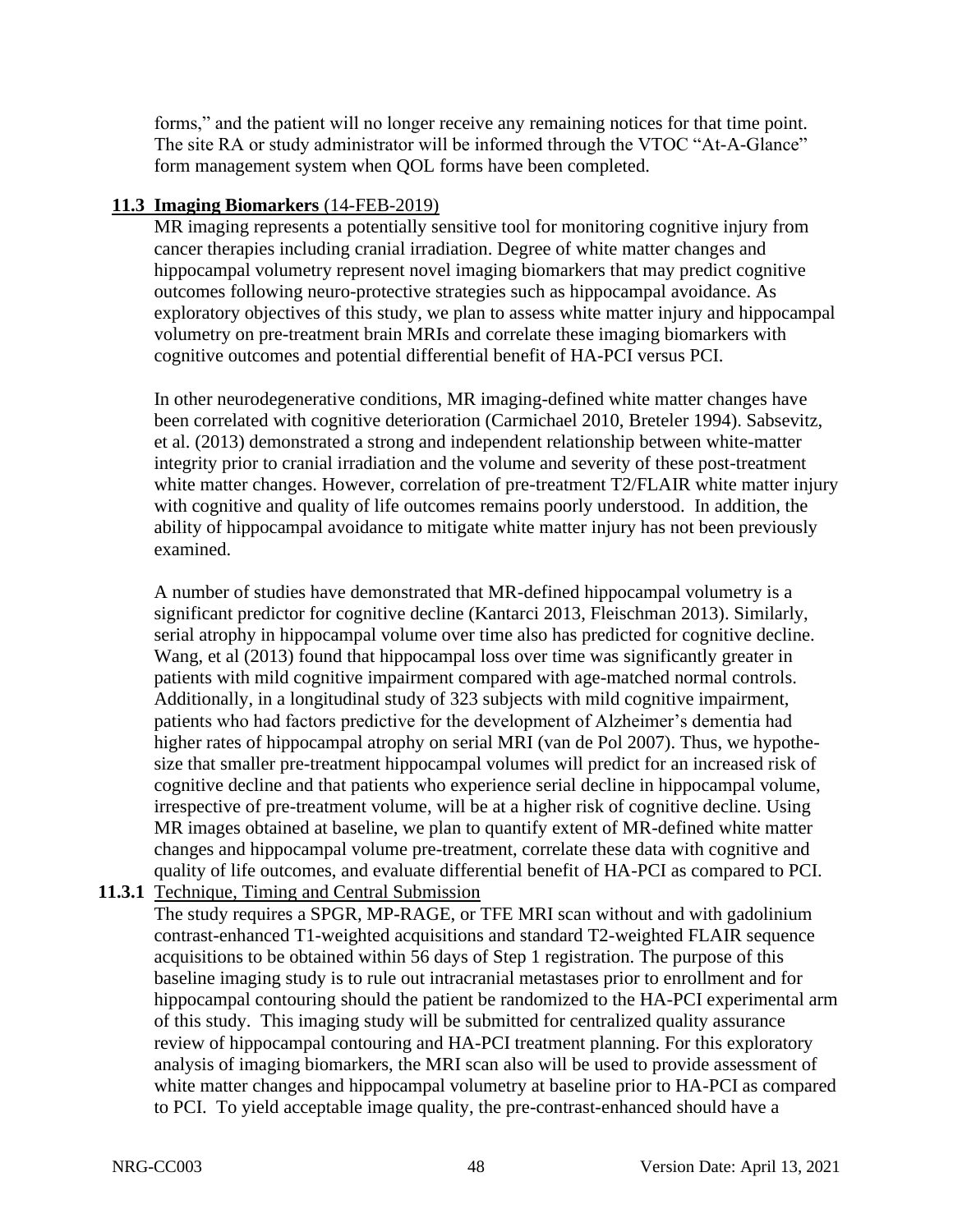forms," and the patient will no longer receive any remaining notices for that time point. The site RA or study administrator will be informed through the VTOC "At-A-Glance" form management system when QOL forms have been completed.

## 11.3 Imaging Biomarkers (14-FEB-2019)

MR imaging represents a potentially sensitive tool for monitoring cognitive injury from cancer therapies including cranial irradiation. Degree of white matter changes and hippocampal volumetry represent novel imaging biomarkers that may predict cognitive outcomes following neuro-protective strategies such as hippocampal avoidance. As exploratory objectives of this study, we plan to assess white matter injury and hippocampal volumetry on pre-treatment brain MRIs and correlate these imaging biomarkers with cognitive outcomes and potential differential benefit of HA-PCI versus PCI.

In other neurodegenerative conditions, MR imaging-defined white matter changes have been correlated with cognitive deterioration (Carmichael 2010, Breteler 1994). Sabsevitz, et al. (2013) demonstrated a strong and independent relationship between white-matter integrity prior to cranial irradiation and the volume and severity of these post-treatment white matter changes. However, correlation of pre-treatment T2/FLAIR white matter injury with cognitive and quality of life outcomes remains poorly understood. In addition, the ability of hippocampal avoidance to mitigate white matter injury has not been previously examined.

A number of studies have demonstrated that MR-defined hippocampal volumetry is a significant predictor for cognitive decline (Kantarci 2013, Fleischman 2013). Similarly, serial atrophy in hippocampal volume over time also has predicted for cognitive decline. Wang, et al (2013) found that hippocampal loss over time was significantly greater in patients with mild cognitive impairment compared with age-matched normal controls. Additionally, in a longitudinal study of 323 subjects with mild cognitive impairment, patients who had factors predictive for the development of Alzheimer's dementia had higher rates of hippocampal atrophy on serial MRI (van de Pol 2007). Thus, we hypothesize that smaller pre-treatment hippocampal volumes will predict for an increased risk of cognitive decline and that patients who experience serial decline in hippocampal volume, irrespective of pre-treatment volume, will be at a higher risk of cognitive decline. Using MR images obtained at baseline, we plan to quantify extent of MR-defined white matter changes and hippocampal volume pre-treatment, correlate these data with cognitive and quality of life outcomes, and evaluate differential benefit of HA-PCI as compared to PCI.

### 11.3.1 Technique, Timing and Central Submission

The study requires a SPGR, MP-RAGE, or TFE MRI scan without and with gadolinium contrast-enhanced T1-weighted acquisitions and standard T2-weighted FLAIR sequence acquisitions to be obtained within 56 days of Step 1 registration. The purpose of this baseline imaging study is to rule out intracranial metastases prior to enrollment and for hippocampal contouring should the patient be randomized to the HA-PCI experimental arm of this study. This imaging study will be submitted for centralized quality assurance review of hippocampal contouring and HA-PCI treatment planning. For this exploratory analysis of imaging biomarkers, the MRI scan also will be used to provide assessment of white matter changes and hippocampal volumetry at baseline prior to HA-PCI as compared to PCI. To yield acceptable image quality, the pre-contrast-enhanced should have a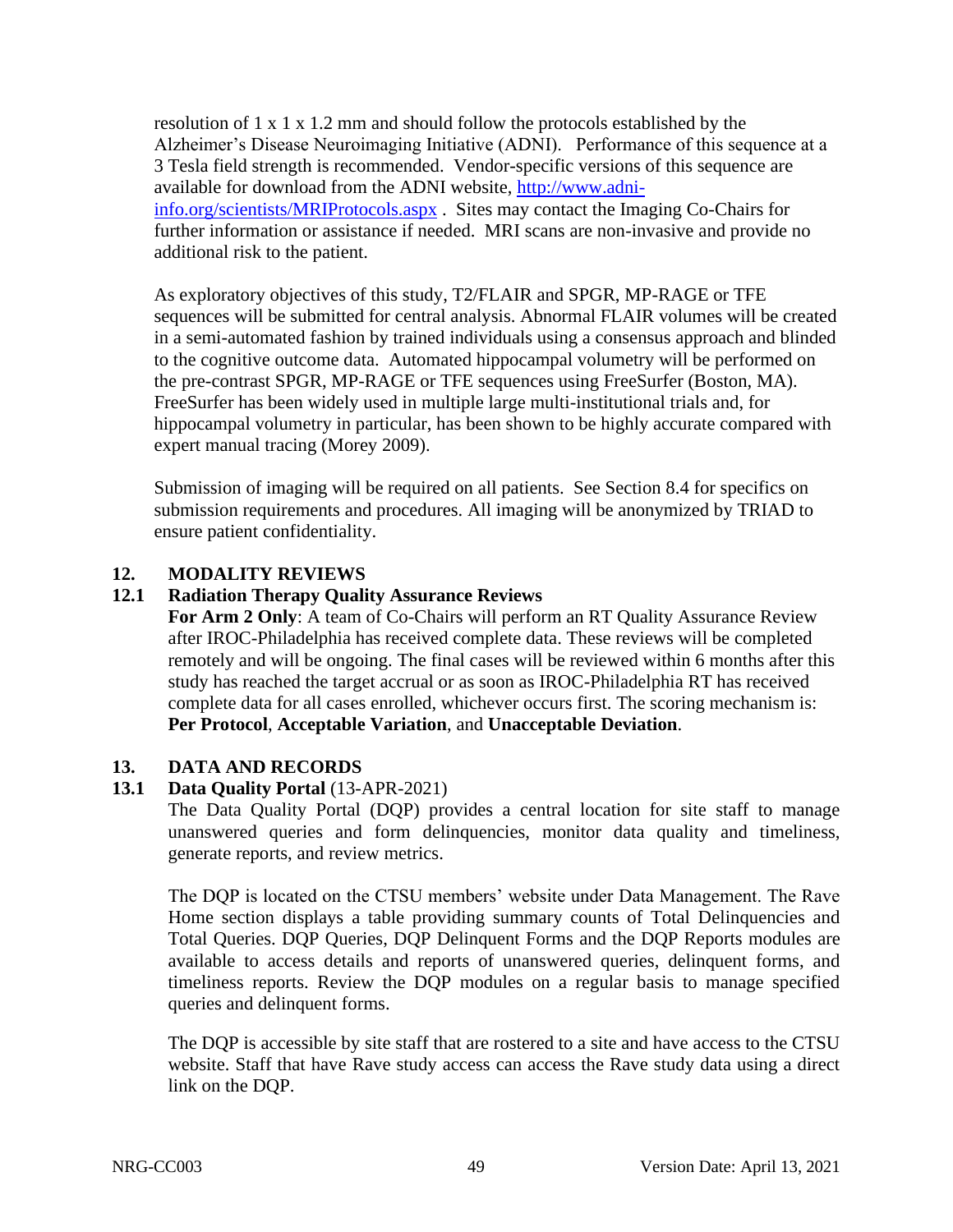resolution of 1 x 1 x 1.2 mm and should follow the protocols established by the Alzheimer's Disease Neuroimaging Initiative (ADNI). Performance of this sequence at a 3 Tesla field strength is recommended. Vendor-specific versions of this sequence are available for download from the ADNI website, [http://www.adni-info.org/scientists/MRIProtocols.aspx](http://www.adni-info.org/scientists/MRIProtocols.aspx) . Sites may contact the Imaging Co-Chairs for further information or assistance if needed. MRI scans are non-invasive and provide no additional risk to the patient.

As exploratory objectives of this study, T2/FLAIR and SPGR, MP-RAGE or TFE sequences will be submitted for central analysis. Abnormal FLAIR volumes will be created in a semi-automated fashion by trained individuals using a consensus approach and blinded to the cognitive outcome data. Automated hippocampal volumetry will be performed on the pre-contrast SPGR, MP-RAGE or TFE sequences using FreeSurfer (Boston, MA). FreeSurfer has been widely used in multiple large multi-institutional trials and, for hippocampal volumetry in particular, has been shown to be highly accurate compared with expert manual tracing (Morey 2009).

Submission of imaging will be required on all patients. See Section 8.4 for specifics on submission requirements and procedures. All imaging will be anonymized by TRIAD to ensure patient confidentiality.

## 12. MODALITY REVIEWS

### 12.1 Radiation Therapy Quality Assurance Reviews

**For Arm 2 Only**: A team of Co-Chairs will perform an RT Quality Assurance Review after IROC-Philadelphia has received complete data. These reviews will be completed remotely and will be ongoing. The final cases will be reviewed within 6 months after this study has reached the target accrual or as soon as IROC-Philadelphia RT has received complete data for all cases enrolled, whichever occurs first. The scoring mechanism is: **Per Protocol**, **Acceptable Variation**, and **Unacceptable Deviation**.

## 13. DATA AND RECORDS

### 13.1 Data Quality Portal (13-APR-2021)

The Data Quality Portal (DQP) provides a central location for site staff to manage unanswered queries and form delinquencies, monitor data quality and timeliness, generate reports, and review metrics.

The DQP is located on the CTSU members' website under Data Management. The Rave Home section displays a table providing summary counts of Total Delinquencies and Total Queries. DQP Queries, DQP Delinquent Forms and the DQP Reports modules are available to access details and reports of unanswered queries, delinquent forms, and timeliness reports. Review the DQP modules on a regular basis to manage specified queries and delinquent forms.

The DQP is accessible by site staff that are rostered to a site and have access to the CTSU website. Staff that have Rave study access can access the Rave study data using a direct link on the DQP.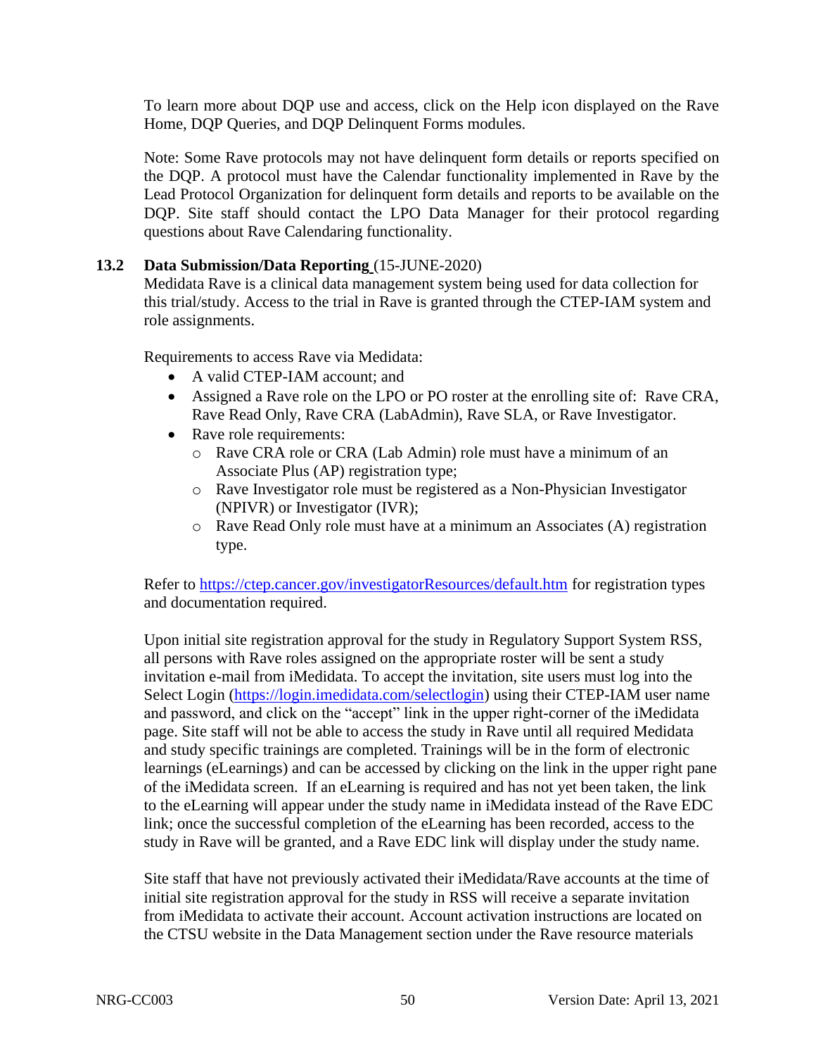To learn more about DQP use and access, click on the Help icon displayed on the Rave Home, DQP Queries, and DQP Delinquent Forms modules.

Note: Some Rave protocols may not have delinquent form details or reports specified on the DQP. A protocol must have the Calendar functionality implemented in Rave by the Lead Protocol Organization for delinquent form details and reports to be available on the DQP. Site staff should contact the LPO Data Manager for their protocol regarding questions about Rave Calendaring functionality.

### 13.2 Data Submission/Data Reporting (15-JUNE-2020)

Medidata Rave is a clinical data management system being used for data collection for this trial/study. Access to the trial in Rave is granted through the CTEP-IAM system and role assignments.

Requirements to access Rave via Medidata:

- A valid CTEP-IAM account; and
- Assigned a Rave role on the LPO or PO roster at the enrolling site of: Rave CRA, Rave Read Only, Rave CRA (LabAdmin), Rave SLA, or Rave Investigator.
- Rave role requirements:
  - Rave CRA role or CRA (Lab Admin) role must have a minimum of an Associate Plus (AP) registration type;
  - Rave Investigator role must be registered as a Non-Physician Investigator (NPIVR) or Investigator (IVR);
  - Rave Read Only role must have at a minimum an Associates (A) registration type.

Refer to https://ctep.cancer.gov/investigatorResources/default.htm for registration types and documentation required.

Upon initial site registration approval for the study in Regulatory Support System RSS, all persons with Rave roles assigned on the appropriate roster will be sent a study invitation e-mail from iMedidata. To accept the invitation, site users must log into the Select Login (https://login.imedidata.com/selectlogin) using their CTEP-IAM user name and password, and click on the "accept" link in the upper right-corner of the iMedidata page. Site staff will not be able to access the study in Rave until all required Medidata and study specific trainings are completed. Trainings will be in the form of electronic learnings (eLearnings) and can be accessed by clicking on the link in the upper right pane of the iMedidata screen. If an eLearning is required and has not yet been taken, the link to the eLearning will appear under the study name in iMedidata instead of the Rave EDC link; once the successful completion of the eLearning has been recorded, access to the study in Rave will be granted, and a Rave EDC link will display under the study name.

Site staff that have not previously activated their iMedidata/Rave accounts at the time of initial site registration approval for the study in RSS will receive a separate invitation from iMedidata to activate their account. Account activation instructions are located on the CTSU website in the Data Management section under the Rave resource materials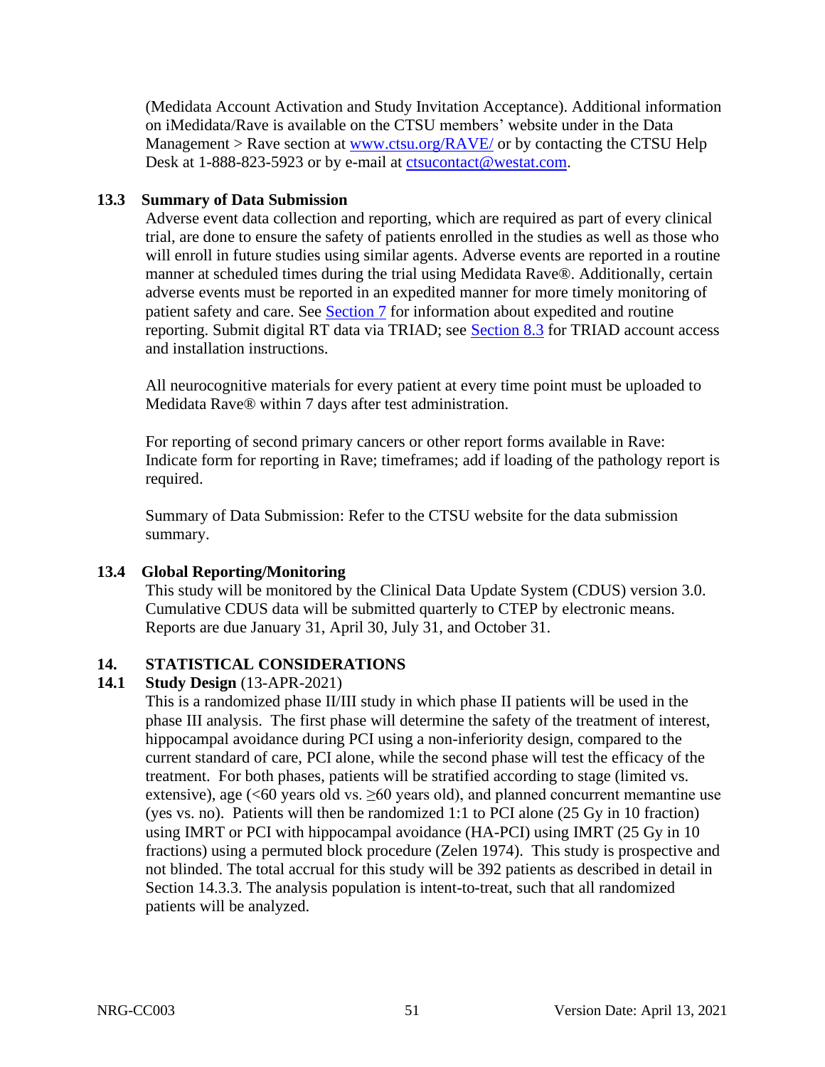(Medidata Account Activation and Study Invitation Acceptance). Additional information on iMedidata/Rave is available on the CTSU members' website under in the Data Management > Rave section at [www.ctsu.org/RAVE/](www.ctsu.org/RAVE/) or by contacting the CTSU Help Desk at 1-888-823-5923 or by e-mail at [ctsucontact@westat.com](mailto:ctsucontact@westat.com).

### 13.3 Summary of Data Submission

Adverse event data collection and reporting, which are required as part of every clinical trial, are done to ensure the safety of patients enrolled in the studies as well as those who will enroll in future studies using similar agents. Adverse events are reported in a routine manner at scheduled times during the trial using Medidata Rave®. Additionally, certain adverse events must be reported in an expedited manner for more timely monitoring of patient safety and care. See Section 7 for information about expedited and routine reporting. Submit digital RT data via TRIAD; see Section 8.3 for TRIAD account access and installation instructions.

All neurocognitive materials for every patient at every time point must be uploaded to Medidata Rave® within 7 days after test administration.

For reporting of second primary cancers or other report forms available in Rave: Indicate form for reporting in Rave; timeframes; add if loading of the pathology report is required.

Summary of Data Submission: Refer to the CTSU website for the data submission summary.

### 13.4 Global Reporting/Monitoring

This study will be monitored by the Clinical Data Update System (CDUS) version 3.0. Cumulative CDUS data will be submitted quarterly to CTEP by electronic means. Reports are due January 31, April 30, July 31, and October 31.

## 14. STATISTICAL CONSIDERATIONS

### 14.1 Study Design (13-APR-2021)

This is a randomized phase II/III study in which phase II patients will be used in the phase III analysis. The first phase will determine the safety of the treatment of interest, hippocampal avoidance during PCI using a non-inferiority design, compared to the current standard of care, PCI alone, while the second phase will test the efficacy of the treatment. For both phases, patients will be stratified according to stage (limited vs. extensive), age (<60 years old vs. ≥60 years old), and planned concurrent memantine use (yes vs. no). Patients will then be randomized 1:1 to PCI alone (25 Gy in 10 fraction) using IMRT or PCI with hippocampal avoidance (HA-PCI) using IMRT (25 Gy in 10 fractions) using a permuted block procedure (Zelen 1974). This study is prospective and not blinded. The total accrual for this study will be 392 patients as described in detail in Section 14.3.3. The analysis population is intent-to-treat, such that all randomized patients will be analyzed.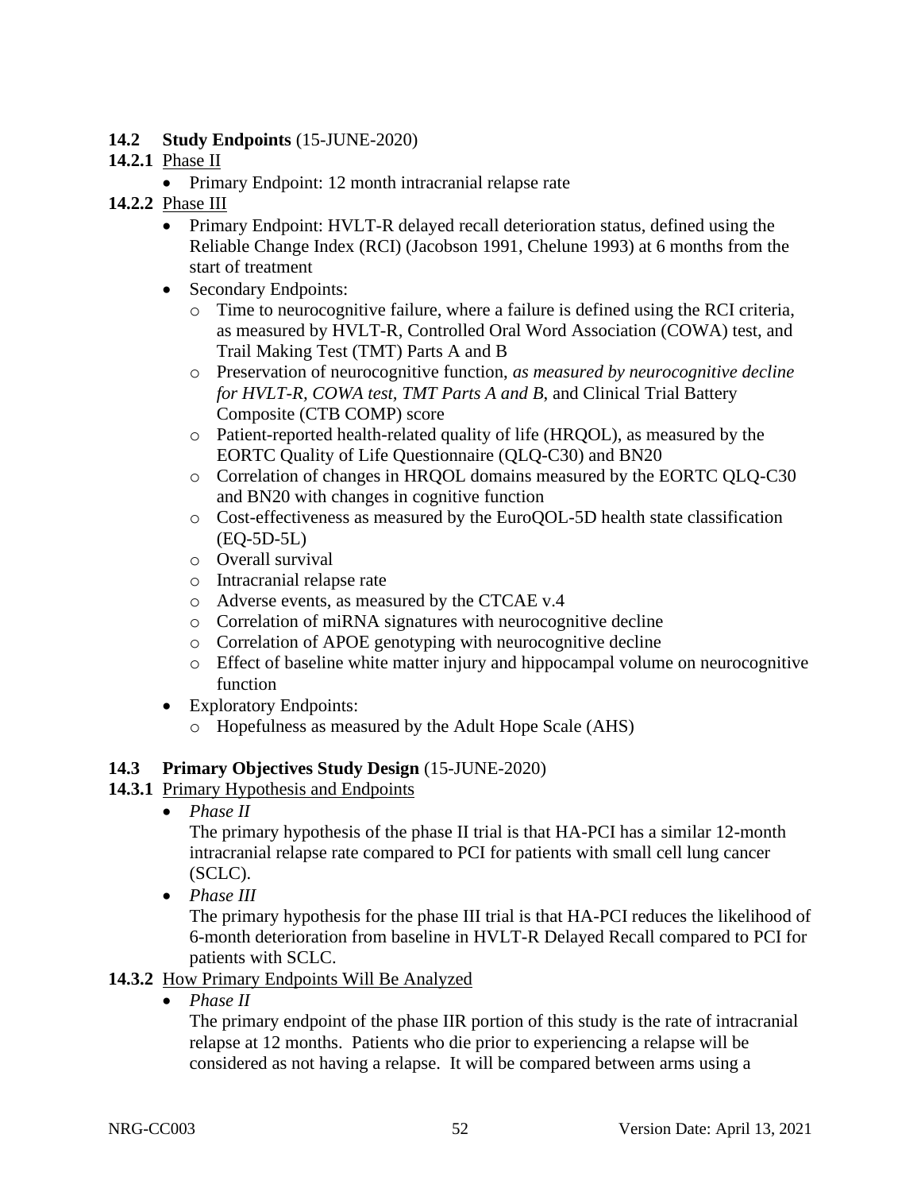## 14.2 Study Endpoints (15-JUNE-2020)

### 14.2.1 Phase II

- Primary Endpoint: 12 month intracranial relapse rate

### 14.2.2 Phase III

- Primary Endpoint: HVLT-R delayed recall deterioration status, defined using the Reliable Change Index (RCI) (Jacobson 1991, Chelune 1993) at 6 months from the start of treatment
- Secondary Endpoints:
  - Time to neurocognitive failure, where a failure is defined using the RCI criteria, as measured by HVLT-R, Controlled Oral Word Association (COWA) test, and Trail Making Test (TMT) Parts A and B
  - Preservation of neurocognitive function, *as measured by neurocognitive decline for HVLT-R, COWA test, TMT Parts A and B*, and Clinical Trial Battery Composite (CTB COMP) score
  - Patient-reported health-related quality of life (HRQOL), as measured by the EORTC Quality of Life Questionnaire (QLQ-C30) and BN20
  - Correlation of changes in HRQOL domains measured by the EORTC QLQ-C30 and BN20 with changes in cognitive function
  - Cost-effectiveness as measured by the EuroQOL-5D health state classification (EQ-5D-5L)
  - Overall survival
  - Intracranial relapse rate
  - Adverse events, as measured by the CTCAE v.4
  - Correlation of miRNA signatures with neurocognitive decline
  - Correlation of APOE genotyping with neurocognitive decline
  - Effect of baseline white matter injury and hippocampal volume on neurocognitive function
- Exploratory Endpoints:
  - Hopefulness as measured by the Adult Hope Scale (AHS)

## 14.3 Primary Objectives Study Design (15-JUNE-2020)

### 14.3.1 Primary Hypothesis and Endpoints

- *Phase II*

  The primary hypothesis of the phase II trial is that HA-PCI has a similar 12-month intracranial relapse rate compared to PCI for patients with small cell lung cancer (SCLC).

- *Phase III*

  The primary hypothesis for the phase III trial is that HA-PCI reduces the likelihood of 6-month deterioration from baseline in HVLT-R Delayed Recall compared to PCI for patients with SCLC.

### 14.3.2 How Primary Endpoints Will Be Analyzed

- *Phase II*

  The primary endpoint of the phase IIR portion of this study is the rate of intracranial relapse at 12 months. Patients who die prior to experiencing a relapse will be considered as not having a relapse. It will be compared between arms using a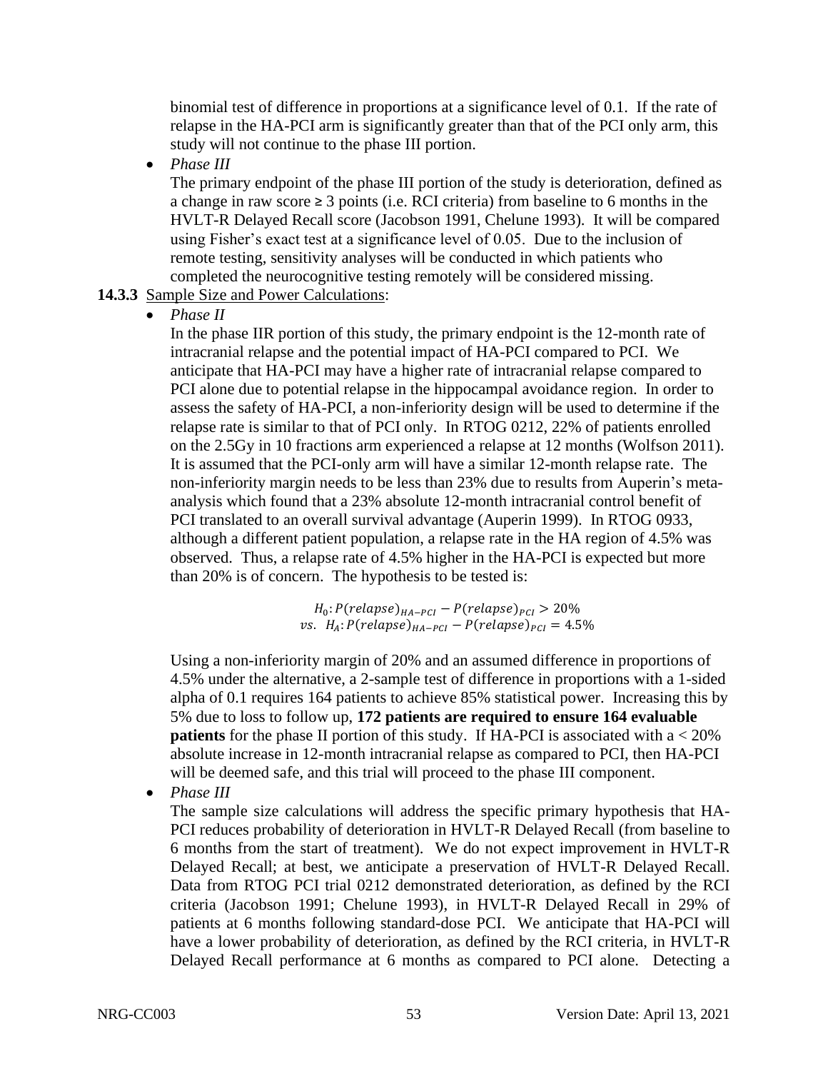binomial test of difference in proportions at a significance level of 0.1. If the rate of relapse in the HA-PCI arm is significantly greater than that of the PCI only arm, this study will not continue to the phase III portion.

- *Phase III*

  The primary endpoint of the phase III portion of the study is deterioration, defined as a change in raw score ≥ 3 points (i.e. RCI criteria) from baseline to 6 months in the HVLT-R Delayed Recall score (Jacobson 1991, Chelune 1993). It will be compared using Fisher's exact test at a significance level of 0.05. Due to the inclusion of remote testing, sensitivity analyses will be conducted in which patients who completed the neurocognitive testing remotely will be considered missing.

**14.3.3** Sample Size and Power Calculations:

- *Phase II*

  In the phase IIR portion of this study, the primary endpoint is the 12-month rate of intracranial relapse and the potential impact of HA-PCI compared to PCI. We anticipate that HA-PCI may have a higher rate of intracranial relapse compared to PCI alone due to potential relapse in the hippocampal avoidance region. In order to assess the safety of HA-PCI, a non-inferiority design will be used to determine if the relapse rate is similar to that of PCI only. In RTOG 0212, 22% of patients enrolled on the 2.5Gy in 10 fractions arm experienced a relapse at 12 months (Wolfson 2011). It is assumed that the PCI-only arm will have a similar 12-month relapse rate. The non-inferiority margin needs to be less than 23% due to results from Auperin's meta-analysis which found that a 23% absolute 12-month intracranial control benefit of PCI translated to an overall survival advantage (Auperin 1999). In RTOG 0933, although a different patient population, a relapse rate in the HA region of 4.5% was observed. Thus, a relapse rate of 4.5% higher in the HA-PCI is expected but more than 20% is of concern. The hypothesis to be tested is:

  $$H_0: P(relapse)_{HA-PCI} - P(relapse)_{PCI} > 20\%$$
  $$vs. \;\; H_A: P(relapse)_{HA-PCI} - P(relapse)_{PCI} = 4.5\%$$

  Using a non-inferiority margin of 20% and an assumed difference in proportions of 4.5% under the alternative, a 2-sample test of difference in proportions with a 1-sided alpha of 0.1 requires 164 patients to achieve 85% statistical power. Increasing this by 5% due to loss to follow up, **172 patients are required to ensure 164 evaluable patients** for the phase II portion of this study. If HA-PCI is associated with a < 20% absolute increase in 12-month intracranial relapse as compared to PCI, then HA-PCI will be deemed safe, and this trial will proceed to the phase III component.

- *Phase III*

  The sample size calculations will address the specific primary hypothesis that HA-PCI reduces probability of deterioration in HVLT-R Delayed Recall (from baseline to 6 months from the start of treatment). We do not expect improvement in HVLT-R Delayed Recall; at best, we anticipate a preservation of HVLT-R Delayed Recall. Data from RTOG PCI trial 0212 demonstrated deterioration, as defined by the RCI criteria (Jacobson 1991; Chelune 1993), in HVLT-R Delayed Recall in 29% of patients at 6 months following standard-dose PCI. We anticipate that HA-PCI will have a lower probability of deterioration, as defined by the RCI criteria, in HVLT-R Delayed Recall performance at 6 months as compared to PCI alone. Detecting a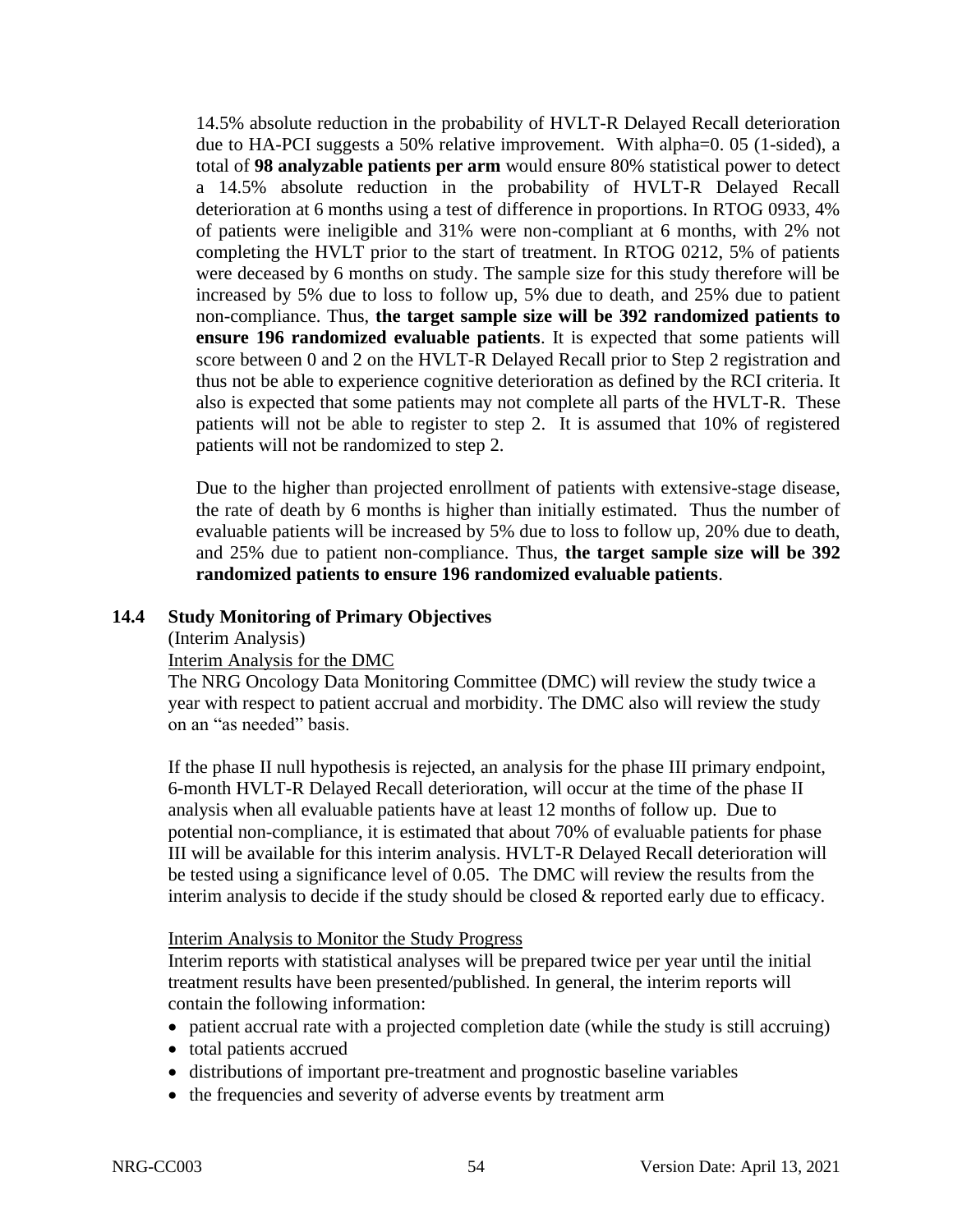14.5% absolute reduction in the probability of HVLT-R Delayed Recall deterioration due to HA-PCI suggests a 50% relative improvement. With alpha=0. 05 (1-sided), a total of **98 analyzable patients per arm** would ensure 80% statistical power to detect a 14.5% absolute reduction in the probability of HVLT-R Delayed Recall deterioration at 6 months using a test of difference in proportions. In RTOG 0933, 4% of patients were ineligible and 31% were non-compliant at 6 months, with 2% not completing the HVLT prior to the start of treatment. In RTOG 0212, 5% of patients were deceased by 6 months on study. The sample size for this study therefore will be increased by 5% due to loss to follow up, 5% due to death, and 25% due to patient non-compliance. Thus, **the target sample size will be 392 randomized patients to ensure 196 randomized evaluable patients**. It is expected that some patients will score between 0 and 2 on the HVLT-R Delayed Recall prior to Step 2 registration and thus not be able to experience cognitive deterioration as defined by the RCI criteria. It also is expected that some patients may not complete all parts of the HVLT-R. These patients will not be able to register to step 2. It is assumed that 10% of registered patients will not be randomized to step 2.

Due to the higher than projected enrollment of patients with extensive-stage disease, the rate of death by 6 months is higher than initially estimated. Thus the number of evaluable patients will be increased by 5% due to loss to follow up, 20% due to death, and 25% due to patient non-compliance. Thus, **the target sample size will be 392 randomized patients to ensure 196 randomized evaluable patients**.

## 14.4 Study Monitoring of Primary Objectives

(Interim Analysis)

Interim Analysis for the DMC

The NRG Oncology Data Monitoring Committee (DMC) will review the study twice a year with respect to patient accrual and morbidity. The DMC also will review the study on an "as needed" basis.

If the phase II null hypothesis is rejected, an analysis for the phase III primary endpoint, 6-month HVLT-R Delayed Recall deterioration, will occur at the time of the phase II analysis when all evaluable patients have at least 12 months of follow up. Due to potential non-compliance, it is estimated that about 70% of evaluable patients for phase III will be available for this interim analysis. HVLT-R Delayed Recall deterioration will be tested using a significance level of 0.05. The DMC will review the results from the interim analysis to decide if the study should be closed & reported early due to efficacy.

Interim Analysis to Monitor the Study Progress

Interim reports with statistical analyses will be prepared twice per year until the initial treatment results have been presented/published. In general, the interim reports will contain the following information:

- patient accrual rate with a projected completion date (while the study is still accruing)
- total patients accrued
- distributions of important pre-treatment and prognostic baseline variables
- the frequencies and severity of adverse events by treatment arm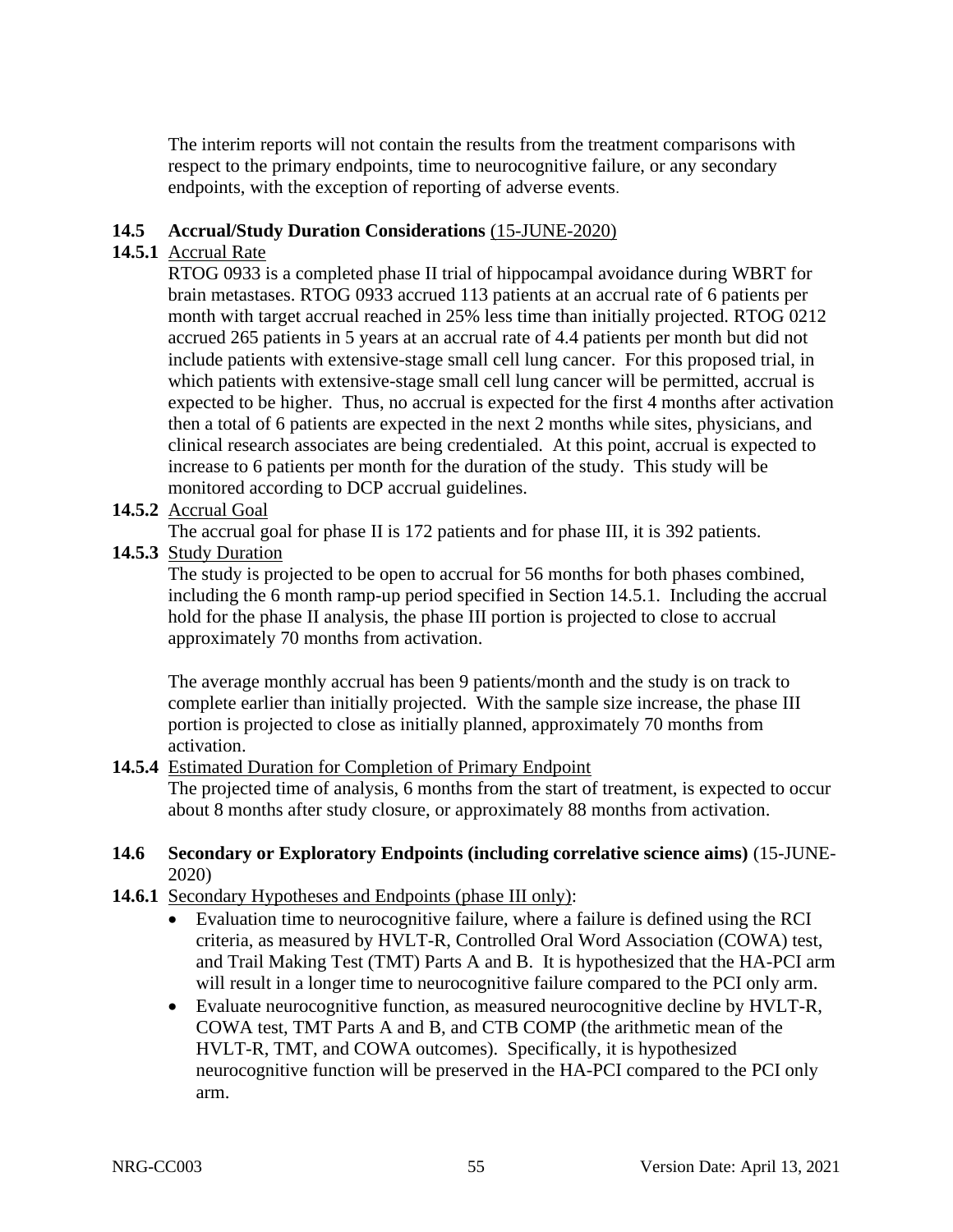The interim reports will not contain the results from the treatment comparisons with respect to the primary endpoints, time to neurocognitive failure, or any secondary endpoints, with the exception of reporting of adverse events.

### 14.5 Accrual/Study Duration Considerations (15-JUNE-2020)

#### 14.5.1 Accrual Rate

RTOG 0933 is a completed phase II trial of hippocampal avoidance during WBRT for brain metastases. RTOG 0933 accrued 113 patients at an accrual rate of 6 patients per month with target accrual reached in 25% less time than initially projected. RTOG 0212 accrued 265 patients in 5 years at an accrual rate of 4.4 patients per month but did not include patients with extensive-stage small cell lung cancer. For this proposed trial, in which patients with extensive-stage small cell lung cancer will be permitted, accrual is expected to be higher. Thus, no accrual is expected for the first 4 months after activation then a total of 6 patients are expected in the next 2 months while sites, physicians, and clinical research associates are being credentialed. At this point, accrual is expected to increase to 6 patients per month for the duration of the study. This study will be monitored according to DCP accrual guidelines.

#### 14.5.2 Accrual Goal

The accrual goal for phase II is 172 patients and for phase III, it is 392 patients.

#### 14.5.3 Study Duration

The study is projected to be open to accrual for 56 months for both phases combined, including the 6 month ramp-up period specified in Section 14.5.1. Including the accrual hold for the phase II analysis, the phase III portion is projected to close to accrual approximately 70 months from activation.

The average monthly accrual has been 9 patients/month and the study is on track to complete earlier than initially projected. With the sample size increase, the phase III portion is projected to close as initially planned, approximately 70 months from activation.

#### 14.5.4 Estimated Duration for Completion of Primary Endpoint

The projected time of analysis, 6 months from the start of treatment, is expected to occur about 8 months after study closure, or approximately 88 months from activation.

### 14.6 Secondary or Exploratory Endpoints (including correlative science aims) (15-JUNE-2020)

#### 14.6.1 Secondary Hypotheses and Endpoints (phase III only):

- Evaluation time to neurocognitive failure, where a failure is defined using the RCI criteria, as measured by HVLT-R, Controlled Oral Word Association (COWA) test, and Trail Making Test (TMT) Parts A and B. It is hypothesized that the HA-PCI arm will result in a longer time to neurocognitive failure compared to the PCI only arm.
- Evaluate neurocognitive function, as measured neurocognitive decline by HVLT-R, COWA test, TMT Parts A and B, and CTB COMP (the arithmetic mean of the HVLT-R, TMT, and COWA outcomes). Specifically, it is hypothesized neurocognitive function will be preserved in the HA-PCI compared to the PCI only arm.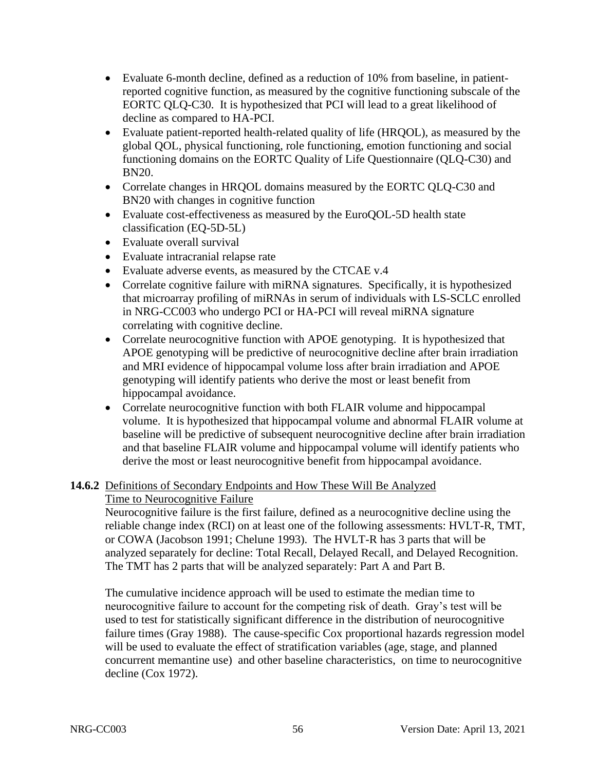- Evaluate 6-month decline, defined as a reduction of 10% from baseline, in patient-reported cognitive function, as measured by the cognitive functioning subscale of the EORTC QLQ-C30. It is hypothesized that PCI will lead to a great likelihood of decline as compared to HA-PCI.
- Evaluate patient-reported health-related quality of life (HRQOL), as measured by the global QOL, physical functioning, role functioning, emotion functioning and social functioning domains on the EORTC Quality of Life Questionnaire (QLQ-C30) and BN20.
- Correlate changes in HRQOL domains measured by the EORTC QLQ-C30 and BN20 with changes in cognitive function
- Evaluate cost-effectiveness as measured by the EuroQOL-5D health state classification (EQ-5D-5L)
- Evaluate overall survival
- Evaluate intracranial relapse rate
- Evaluate adverse events, as measured by the CTCAE v.4
- Correlate cognitive failure with miRNA signatures. Specifically, it is hypothesized that microarray profiling of miRNAs in serum of individuals with LS-SCLC enrolled in NRG-CC003 who undergo PCI or HA-PCI will reveal miRNA signature correlating with cognitive decline.
- Correlate neurocognitive function with APOE genotyping. It is hypothesized that APOE genotyping will be predictive of neurocognitive decline after brain irradiation and MRI evidence of hippocampal volume loss after brain irradiation and APOE genotyping will identify patients who derive the most or least benefit from hippocampal avoidance.
- Correlate neurocognitive function with both FLAIR volume and hippocampal volume. It is hypothesized that hippocampal volume and abnormal FLAIR volume at baseline will be predictive of subsequent neurocognitive decline after brain irradiation and that baseline FLAIR volume and hippocampal volume will identify patients who derive the most or least neurocognitive benefit from hippocampal avoidance.

**14.6.2** Definitions of Secondary Endpoints and How These Will Be Analyzed

Time to Neurocognitive Failure

Neurocognitive failure is the first failure, defined as a neurocognitive decline using the reliable change index (RCI) on at least one of the following assessments: HVLT-R, TMT, or COWA (Jacobson 1991; Chelune 1993). The HVLT-R has 3 parts that will be analyzed separately for decline: Total Recall, Delayed Recall, and Delayed Recognition. The TMT has 2 parts that will be analyzed separately: Part A and Part B.

The cumulative incidence approach will be used to estimate the median time to neurocognitive failure to account for the competing risk of death. Gray's test will be used to test for statistically significant difference in the distribution of neurocognitive failure times (Gray 1988). The cause-specific Cox proportional hazards regression model will be used to evaluate the effect of stratification variables (age, stage, and planned concurrent memantine use) and other baseline characteristics, on time to neurocognitive decline (Cox 1972).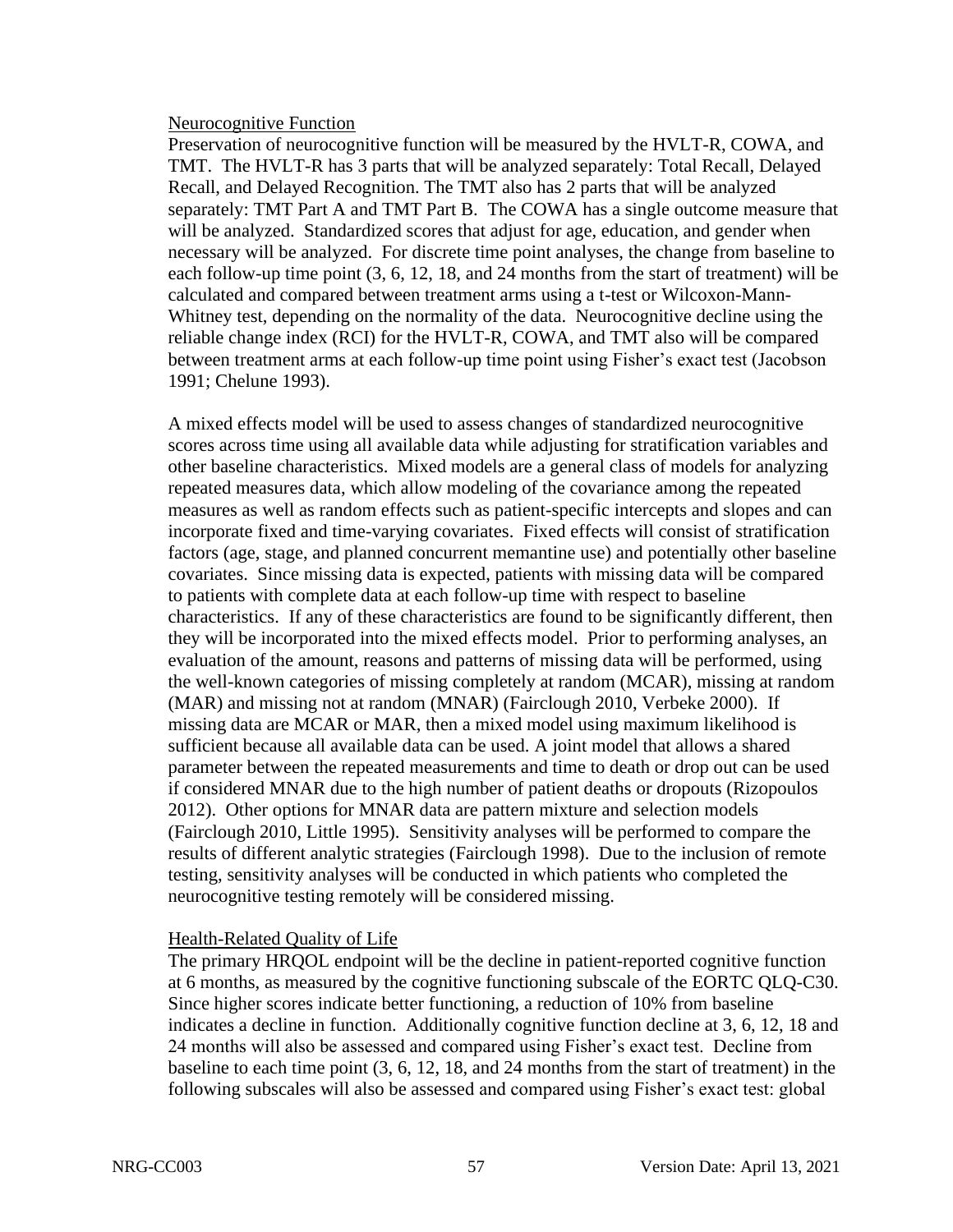Neurocognitive Function

Preservation of neurocognitive function will be measured by the HVLT-R, COWA, and TMT. The HVLT-R has 3 parts that will be analyzed separately: Total Recall, Delayed Recall, and Delayed Recognition. The TMT also has 2 parts that will be analyzed separately: TMT Part A and TMT Part B. The COWA has a single outcome measure that will be analyzed. Standardized scores that adjust for age, education, and gender when necessary will be analyzed. For discrete time point analyses, the change from baseline to each follow-up time point (3, 6, 12, 18, and 24 months from the start of treatment) will be calculated and compared between treatment arms using a t-test or Wilcoxon-Mann-Whitney test, depending on the normality of the data. Neurocognitive decline using the reliable change index (RCI) for the HVLT-R, COWA, and TMT also will be compared between treatment arms at each follow-up time point using Fisher's exact test (Jacobson 1991; Chelune 1993).

A mixed effects model will be used to assess changes of standardized neurocognitive scores across time using all available data while adjusting for stratification variables and other baseline characteristics. Mixed models are a general class of models for analyzing repeated measures data, which allow modeling of the covariance among the repeated measures as well as random effects such as patient-specific intercepts and slopes and can incorporate fixed and time-varying covariates. Fixed effects will consist of stratification factors (age, stage, and planned concurrent memantine use) and potentially other baseline covariates. Since missing data is expected, patients with missing data will be compared to patients with complete data at each follow-up time with respect to baseline characteristics. If any of these characteristics are found to be significantly different, then they will be incorporated into the mixed effects model. Prior to performing analyses, an evaluation of the amount, reasons and patterns of missing data will be performed, using the well-known categories of missing completely at random (MCAR), missing at random (MAR) and missing not at random (MNAR) (Fairclough 2010, Verbeke 2000). If missing data are MCAR or MAR, then a mixed model using maximum likelihood is sufficient because all available data can be used. A joint model that allows a shared parameter between the repeated measurements and time to death or drop out can be used if considered MNAR due to the high number of patient deaths or dropouts (Rizopoulos 2012). Other options for MNAR data are pattern mixture and selection models (Fairclough 2010, Little 1995). Sensitivity analyses will be performed to compare the results of different analytic strategies (Fairclough 1998). Due to the inclusion of remote testing, sensitivity analyses will be conducted in which patients who completed the neurocognitive testing remotely will be considered missing.

Health-Related Quality of Life

The primary HRQOL endpoint will be the decline in patient-reported cognitive function at 6 months, as measured by the cognitive functioning subscale of the EORTC QLQ-C30. Since higher scores indicate better functioning, a reduction of 10% from baseline indicates a decline in function. Additionally cognitive function decline at 3, 6, 12, 18 and 24 months will also be assessed and compared using Fisher's exact test. Decline from baseline to each time point (3, 6, 12, 18, and 24 months from the start of treatment) in the following subscales will also be assessed and compared using Fisher's exact test: global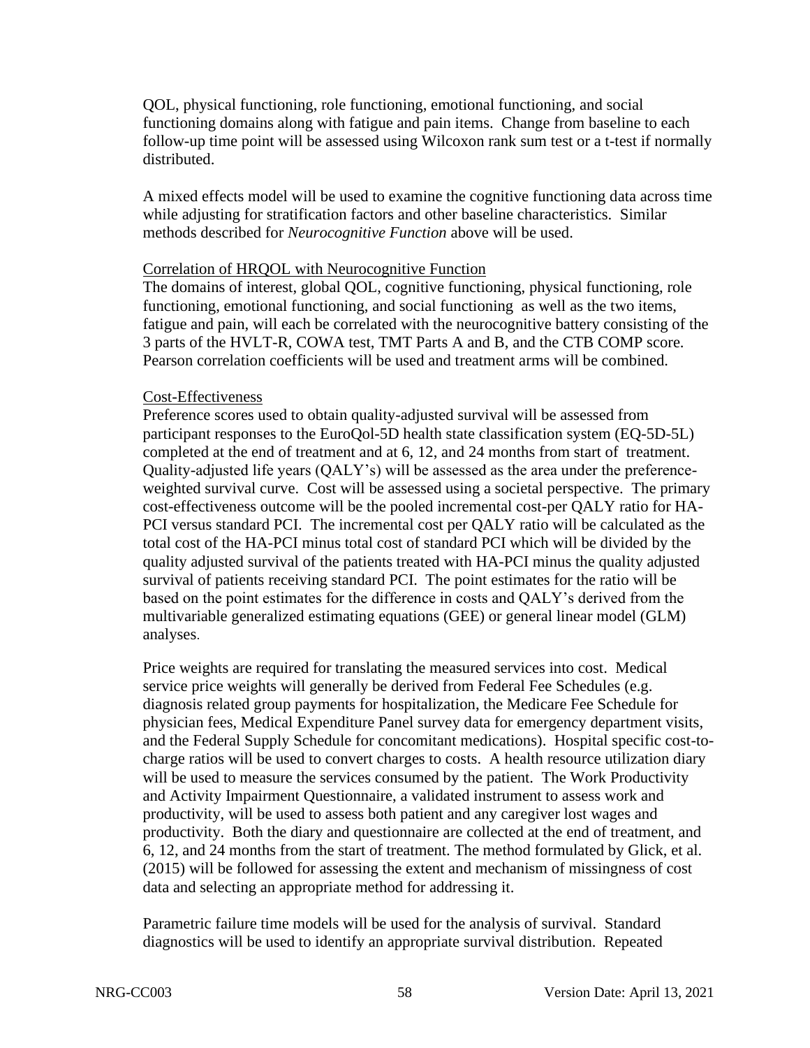QOL, physical functioning, role functioning, emotional functioning, and social functioning domains along with fatigue and pain items. Change from baseline to each follow-up time point will be assessed using Wilcoxon rank sum test or a t-test if normally distributed.

A mixed effects model will be used to examine the cognitive functioning data across time while adjusting for stratification factors and other baseline characteristics. Similar methods described for *Neurocognitive Function* above will be used.

Correlation of HRQOL with Neurocognitive Function

The domains of interest, global QOL, cognitive functioning, physical functioning, role functioning, emotional functioning, and social functioning as well as the two items, fatigue and pain, will each be correlated with the neurocognitive battery consisting of the 3 parts of the HVLT-R, COWA test, TMT Parts A and B, and the CTB COMP score. Pearson correlation coefficients will be used and treatment arms will be combined.

Cost-Effectiveness

Preference scores used to obtain quality-adjusted survival will be assessed from participant responses to the EuroQol-5D health state classification system (EQ-5D-5L) completed at the end of treatment and at 6, 12, and 24 months from start of treatment. Quality-adjusted life years (QALY's) will be assessed as the area under the preference-weighted survival curve. Cost will be assessed using a societal perspective. The primary cost-effectiveness outcome will be the pooled incremental cost-per QALY ratio for HA-PCI versus standard PCI. The incremental cost per QALY ratio will be calculated as the total cost of the HA-PCI minus total cost of standard PCI which will be divided by the quality adjusted survival of the patients treated with HA-PCI minus the quality adjusted survival of patients receiving standard PCI. The point estimates for the ratio will be based on the point estimates for the difference in costs and QALY's derived from the multivariable generalized estimating equations (GEE) or general linear model (GLM) analyses.

Price weights are required for translating the measured services into cost. Medical service price weights will generally be derived from Federal Fee Schedules (e.g. diagnosis related group payments for hospitalization, the Medicare Fee Schedule for physician fees, Medical Expenditure Panel survey data for emergency department visits, and the Federal Supply Schedule for concomitant medications). Hospital specific cost-to-charge ratios will be used to convert charges to costs. A health resource utilization diary will be used to measure the services consumed by the patient. The Work Productivity and Activity Impairment Questionnaire, a validated instrument to assess work and productivity, will be used to assess both patient and any caregiver lost wages and productivity. Both the diary and questionnaire are collected at the end of treatment, and 6, 12, and 24 months from the start of treatment. The method formulated by Glick, et al. (2015) will be followed for assessing the extent and mechanism of missingness of cost data and selecting an appropriate method for addressing it.

Parametric failure time models will be used for the analysis of survival. Standard diagnostics will be used to identify an appropriate survival distribution. Repeated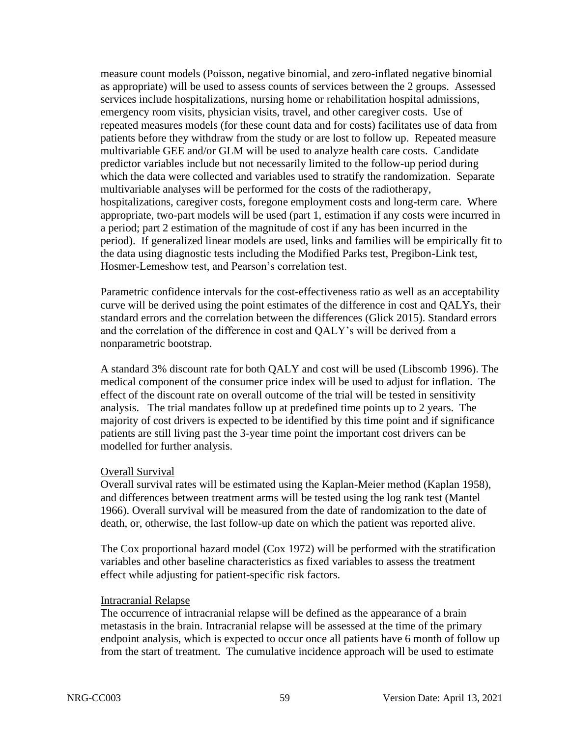measure count models (Poisson, negative binomial, and zero-inflated negative binomial as appropriate) will be used to assess counts of services between the 2 groups. Assessed services include hospitalizations, nursing home or rehabilitation hospital admissions, emergency room visits, physician visits, travel, and other caregiver costs. Use of repeated measures models (for these count data and for costs) facilitates use of data from patients before they withdraw from the study or are lost to follow up. Repeated measure multivariable GEE and/or GLM will be used to analyze health care costs. Candidate predictor variables include but not necessarily limited to the follow-up period during which the data were collected and variables used to stratify the randomization. Separate multivariable analyses will be performed for the costs of the radiotherapy, hospitalizations, caregiver costs, foregone employment costs and long-term care. Where appropriate, two-part models will be used (part 1, estimation if any costs were incurred in a period; part 2 estimation of the magnitude of cost if any has been incurred in the period). If generalized linear models are used, links and families will be empirically fit to the data using diagnostic tests including the Modified Parks test, Pregibon-Link test, Hosmer-Lemeshow test, and Pearson's correlation test.

Parametric confidence intervals for the cost-effectiveness ratio as well as an acceptability curve will be derived using the point estimates of the difference in cost and QALYs, their standard errors and the correlation between the differences (Glick 2015). Standard errors and the correlation of the difference in cost and QALY's will be derived from a nonparametric bootstrap.

A standard 3% discount rate for both QALY and cost will be used (Libscomb 1996). The medical component of the consumer price index will be used to adjust for inflation. The effect of the discount rate on overall outcome of the trial will be tested in sensitivity analysis. The trial mandates follow up at predefined time points up to 2 years. The majority of cost drivers is expected to be identified by this time point and if significance patients are still living past the 3-year time point the important cost drivers can be modelled for further analysis.

Overall Survival

Overall survival rates will be estimated using the Kaplan-Meier method (Kaplan 1958), and differences between treatment arms will be tested using the log rank test (Mantel 1966). Overall survival will be measured from the date of randomization to the date of death, or, otherwise, the last follow-up date on which the patient was reported alive.

The Cox proportional hazard model (Cox 1972) will be performed with the stratification variables and other baseline characteristics as fixed variables to assess the treatment effect while adjusting for patient-specific risk factors.

Intracranial Relapse

The occurrence of intracranial relapse will be defined as the appearance of a brain metastasis in the brain. Intracranial relapse will be assessed at the time of the primary endpoint analysis, which is expected to occur once all patients have 6 month of follow up from the start of treatment. The cumulative incidence approach will be used to estimate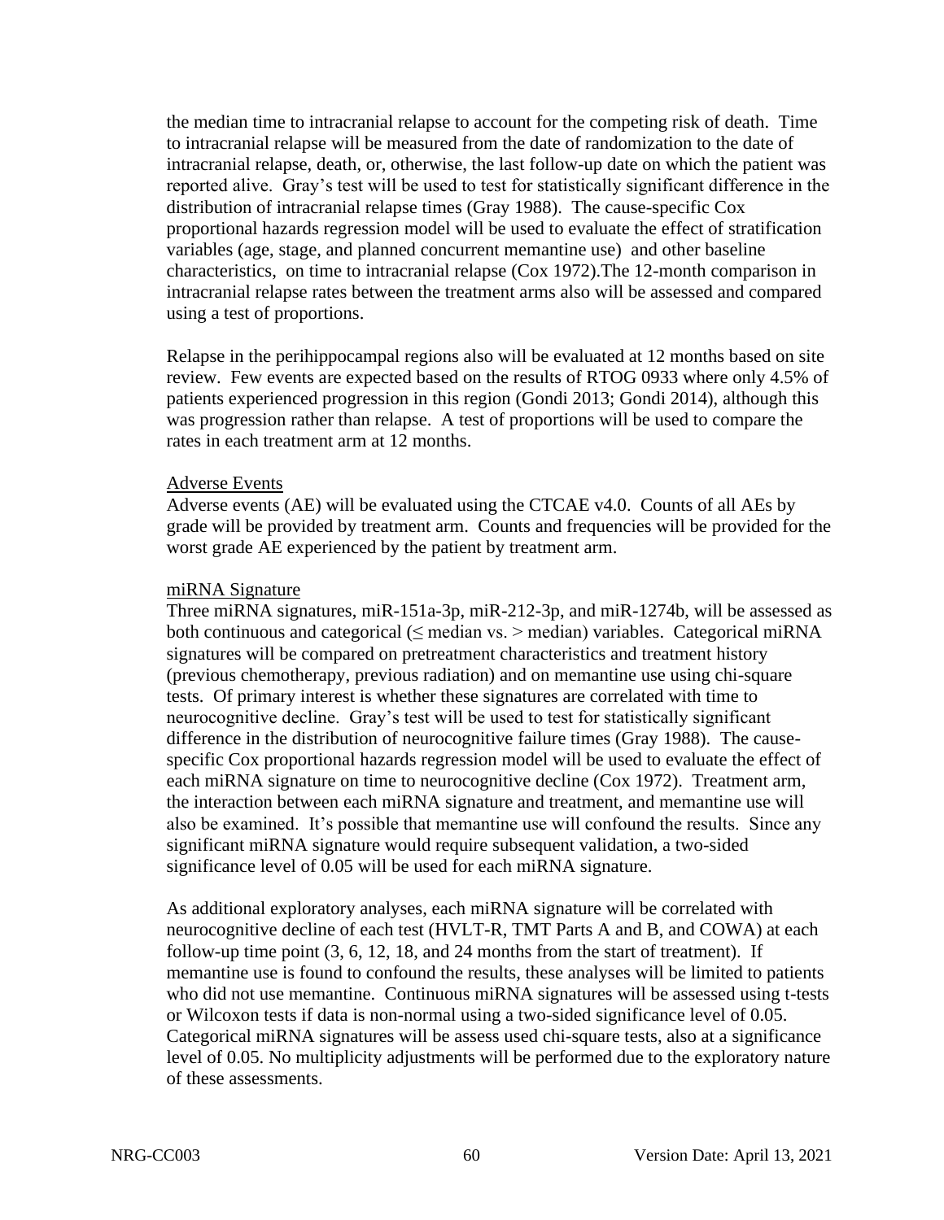the median time to intracranial relapse to account for the competing risk of death. Time to intracranial relapse will be measured from the date of randomization to the date of intracranial relapse, death, or, otherwise, the last follow-up date on which the patient was reported alive. Gray's test will be used to test for statistically significant difference in the distribution of intracranial relapse times (Gray 1988). The cause-specific Cox proportional hazards regression model will be used to evaluate the effect of stratification variables (age, stage, and planned concurrent memantine use) and other baseline characteristics, on time to intracranial relapse (Cox 1972).The 12-month comparison in intracranial relapse rates between the treatment arms also will be assessed and compared using a test of proportions.

Relapse in the perihippocampal regions also will be evaluated at 12 months based on site review. Few events are expected based on the results of RTOG 0933 where only 4.5% of patients experienced progression in this region (Gondi 2013; Gondi 2014), although this was progression rather than relapse. A test of proportions will be used to compare the rates in each treatment arm at 12 months.

<u>Adverse Events</u>

Adverse events (AE) will be evaluated using the CTCAE v4.0. Counts of all AEs by grade will be provided by treatment arm. Counts and frequencies will be provided for the worst grade AE experienced by the patient by treatment arm.

<u>miRNA Signature</u>

Three miRNA signatures, miR-151a-3p, miR-212-3p, and miR-1274b, will be assessed as both continuous and categorical (≤ median vs. > median) variables. Categorical miRNA signatures will be compared on pretreatment characteristics and treatment history (previous chemotherapy, previous radiation) and on memantine use using chi-square tests. Of primary interest is whether these signatures are correlated with time to neurocognitive decline. Gray's test will be used to test for statistically significant difference in the distribution of neurocognitive failure times (Gray 1988). The cause-specific Cox proportional hazards regression model will be used to evaluate the effect of each miRNA signature on time to neurocognitive decline (Cox 1972). Treatment arm, the interaction between each miRNA signature and treatment, and memantine use will also be examined. It's possible that memantine use will confound the results. Since any significant miRNA signature would require subsequent validation, a two-sided significance level of 0.05 will be used for each miRNA signature.

As additional exploratory analyses, each miRNA signature will be correlated with neurocognitive decline of each test (HVLT-R, TMT Parts A and B, and COWA) at each follow-up time point (3, 6, 12, 18, and 24 months from the start of treatment). If memantine use is found to confound the results, these analyses will be limited to patients who did not use memantine. Continuous miRNA signatures will be assessed using t-tests or Wilcoxon tests if data is non-normal using a two-sided significance level of 0.05. Categorical miRNA signatures will be assess used chi-square tests, also at a significance level of 0.05. No multiplicity adjustments will be performed due to the exploratory nature of these assessments.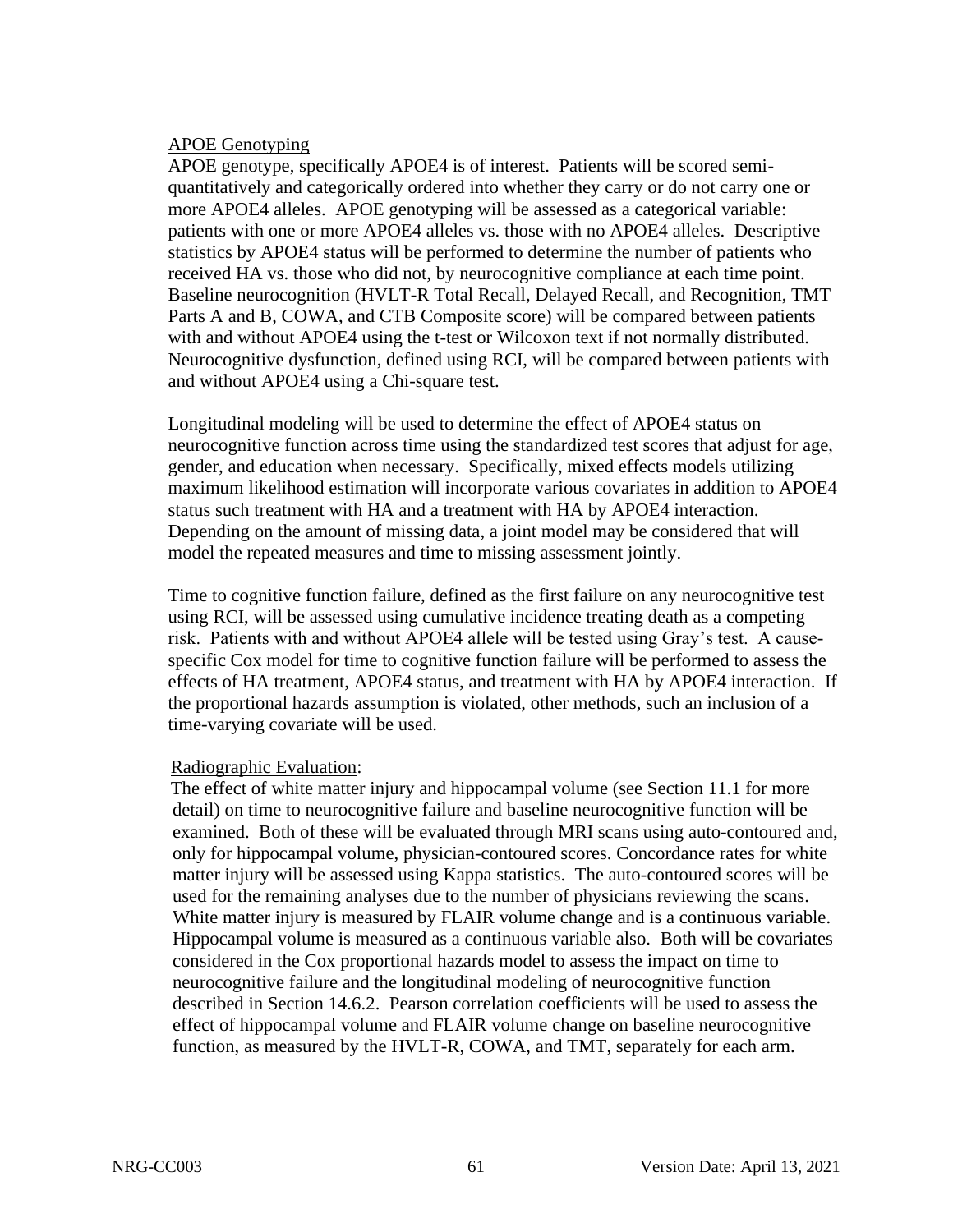APOE Genotyping

APOE genotype, specifically APOE4 is of interest. Patients will be scored semi-quantitatively and categorically ordered into whether they carry or do not carry one or more APOE4 alleles. APOE genotyping will be assessed as a categorical variable: patients with one or more APOE4 alleles vs. those with no APOE4 alleles. Descriptive statistics by APOE4 status will be performed to determine the number of patients who received HA vs. those who did not, by neurocognitive compliance at each time point. Baseline neurocognition (HVLT-R Total Recall, Delayed Recall, and Recognition, TMT Parts A and B, COWA, and CTB Composite score) will be compared between patients with and without APOE4 using the t-test or Wilcoxon text if not normally distributed. Neurocognitive dysfunction, defined using RCI, will be compared between patients with and without APOE4 using a Chi-square test.

Longitudinal modeling will be used to determine the effect of APOE4 status on neurocognitive function across time using the standardized test scores that adjust for age, gender, and education when necessary. Specifically, mixed effects models utilizing maximum likelihood estimation will incorporate various covariates in addition to APOE4 status such treatment with HA and a treatment with HA by APOE4 interaction. Depending on the amount of missing data, a joint model may be considered that will model the repeated measures and time to missing assessment jointly.

Time to cognitive function failure, defined as the first failure on any neurocognitive test using RCI, will be assessed using cumulative incidence treating death as a competing risk. Patients with and without APOE4 allele will be tested using Gray's test. A cause-specific Cox model for time to cognitive function failure will be performed to assess the effects of HA treatment, APOE4 status, and treatment with HA by APOE4 interaction. If the proportional hazards assumption is violated, other methods, such an inclusion of a time-varying covariate will be used.

Radiographic Evaluation:

The effect of white matter injury and hippocampal volume (see Section 11.1 for more detail) on time to neurocognitive failure and baseline neurocognitive function will be examined. Both of these will be evaluated through MRI scans using auto-contoured and, only for hippocampal volume, physician-contoured scores. Concordance rates for white matter injury will be assessed using Kappa statistics. The auto-contoured scores will be used for the remaining analyses due to the number of physicians reviewing the scans. White matter injury is measured by FLAIR volume change and is a continuous variable. Hippocampal volume is measured as a continuous variable also. Both will be covariates considered in the Cox proportional hazards model to assess the impact on time to neurocognitive failure and the longitudinal modeling of neurocognitive function described in Section 14.6.2. Pearson correlation coefficients will be used to assess the effect of hippocampal volume and FLAIR volume change on baseline neurocognitive function, as measured by the HVLT-R, COWA, and TMT, separately for each arm.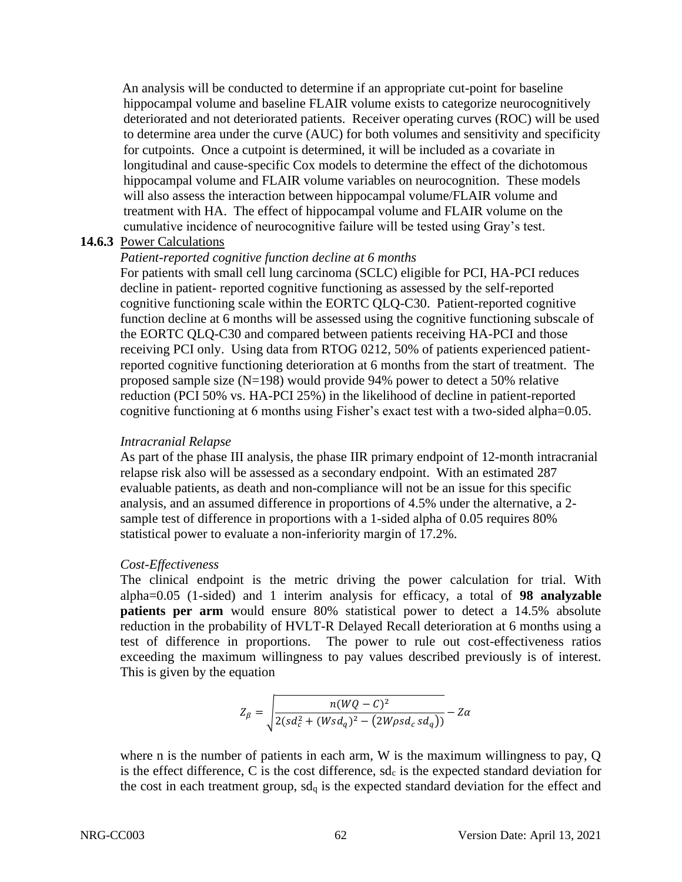An analysis will be conducted to determine if an appropriate cut-point for baseline hippocampal volume and baseline FLAIR volume exists to categorize neurocognitively deteriorated and not deteriorated patients. Receiver operating curves (ROC) will be used to determine area under the curve (AUC) for both volumes and sensitivity and specificity for cutpoints. Once a cutpoint is determined, it will be included as a covariate in longitudinal and cause-specific Cox models to determine the effect of the dichotomous hippocampal volume and FLAIR volume variables on neurocognition. These models will also assess the interaction between hippocampal volume/FLAIR volume and treatment with HA. The effect of hippocampal volume and FLAIR volume on the cumulative incidence of neurocognitive failure will be tested using Gray's test.

### 14.6.3 Power Calculations

*Patient-reported cognitive function decline at 6 months*

For patients with small cell lung carcinoma (SCLC) eligible for PCI, HA-PCI reduces decline in patient- reported cognitive functioning as assessed by the self-reported cognitive functioning scale within the EORTC QLQ-C30. Patient-reported cognitive function decline at 6 months will be assessed using the cognitive functioning subscale of the EORTC QLQ-C30 and compared between patients receiving HA-PCI and those receiving PCI only. Using data from RTOG 0212, 50% of patients experienced patient-reported cognitive functioning deterioration at 6 months from the start of treatment. The proposed sample size (N=198) would provide 94% power to detect a 50% relative reduction (PCI 50% vs. HA-PCI 25%) in the likelihood of decline in patient-reported cognitive functioning at 6 months using Fisher's exact test with a two-sided alpha=0.05.

*Intracranial Relapse*

As part of the phase III analysis, the phase IIR primary endpoint of 12-month intracranial relapse risk also will be assessed as a secondary endpoint. With an estimated 287 evaluable patients, as death and non-compliance will not be an issue for this specific analysis, and an assumed difference in proportions of 4.5% under the alternative, a 2-sample test of difference in proportions with a 1-sided alpha of 0.05 requires 80% statistical power to evaluate a non-inferiority margin of 17.2%.

*Cost-Effectiveness*

The clinical endpoint is the metric driving the power calculation for trial. With alpha=0.05 (1-sided) and 1 interim analysis for efficacy, a total of **98 analyzable patients per arm** would ensure 80% statistical power to detect a 14.5% absolute reduction in the probability of HVLT-R Delayed Recall deterioration at 6 months using a test of difference in proportions. The power to rule out cost-effectiveness ratios exceeding the maximum willingness to pay values described previously is of interest. This is given by the equation

$$Z_{\beta} = \sqrt{\frac{n(WQ - C)^2}{2(sd_c^2 + (Wsd_q)^2 - (2W\rho sd_c\, sd_q))}} - Z\alpha$$

where n is the number of patients in each arm, W is the maximum willingness to pay, Q is the effect difference, C is the cost difference, $sd_c$ is the expected standard deviation for the cost in each treatment group, $sd_q$ is the expected standard deviation for the effect and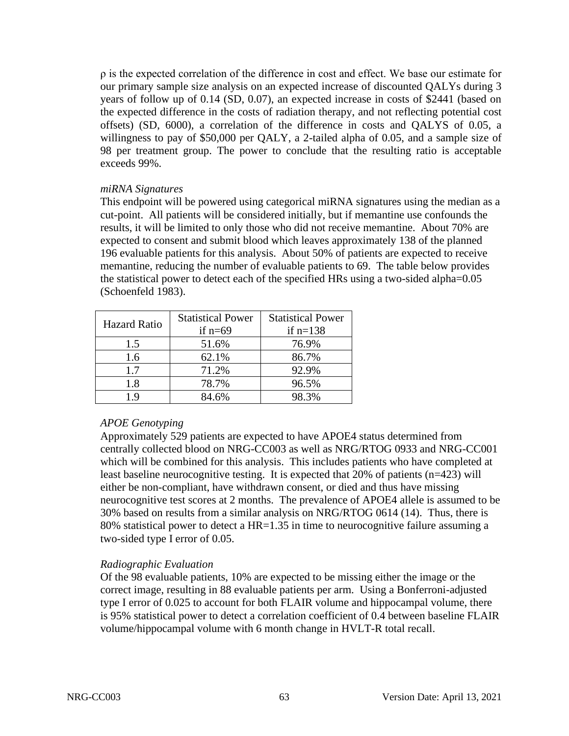$\rho$ is the expected correlation of the difference in cost and effect. We base our estimate for our primary sample size analysis on an expected increase of discounted QALYs during 3 years of follow up of 0.14 (SD, 0.07), an expected increase in costs of $2441 (based on the expected difference in the costs of radiation therapy, and not reflecting potential cost offsets) (SD, 6000), a correlation of the difference in costs and QALYS of 0.05, a willingness to pay of $50,000 per QALY, a 2-tailed alpha of 0.05, and a sample size of 98 per treatment group. The power to conclude that the resulting ratio is acceptable exceeds 99%.

*miRNA Signatures*

This endpoint will be powered using categorical miRNA signatures using the median as a cut-point. All patients will be considered initially, but if memantine use confounds the results, it will be limited to only those who did not receive memantine. About 70% are expected to consent and submit blood which leaves approximately 138 of the planned 196 evaluable patients for this analysis. About 50% of patients are expected to receive memantine, reducing the number of evaluable patients to 69. The table below provides the statistical power to detect each of the specified HRs using a two-sided alpha=0.05 (Schoenfeld 1983).

| Hazard Ratio | Statistical Power if n=69 | Statistical Power if n=138 |
|---|---|---|
| 1.5 | 51.6% | 76.9% |
| 1.6 | 62.1% | 86.7% |
| 1.7 | 71.2% | 92.9% |
| 1.8 | 78.7% | 96.5% |
| 1.9 | 84.6% | 98.3% |

*APOE Genotyping*

Approximately 529 patients are expected to have APOE4 status determined from centrally collected blood on NRG-CC003 as well as NRG/RTOG 0933 and NRG-CC001 which will be combined for this analysis. This includes patients who have completed at least baseline neurocognitive testing. It is expected that 20% of patients (n=423) will either be non-compliant, have withdrawn consent, or died and thus have missing neurocognitive test scores at 2 months. The prevalence of APOE4 allele is assumed to be 30% based on results from a similar analysis on NRG/RTOG 0614 (14). Thus, there is 80% statistical power to detect a HR=1.35 in time to neurocognitive failure assuming a two-sided type I error of 0.05.

*Radiographic Evaluation*

Of the 98 evaluable patients, 10% are expected to be missing either the image or the correct image, resulting in 88 evaluable patients per arm. Using a Bonferroni-adjusted type I error of 0.025 to account for both FLAIR volume and hippocampal volume, there is 95% statistical power to detect a correlation coefficient of 0.4 between baseline FLAIR volume/hippocampal volume with 6 month change in HVLT-R total recall.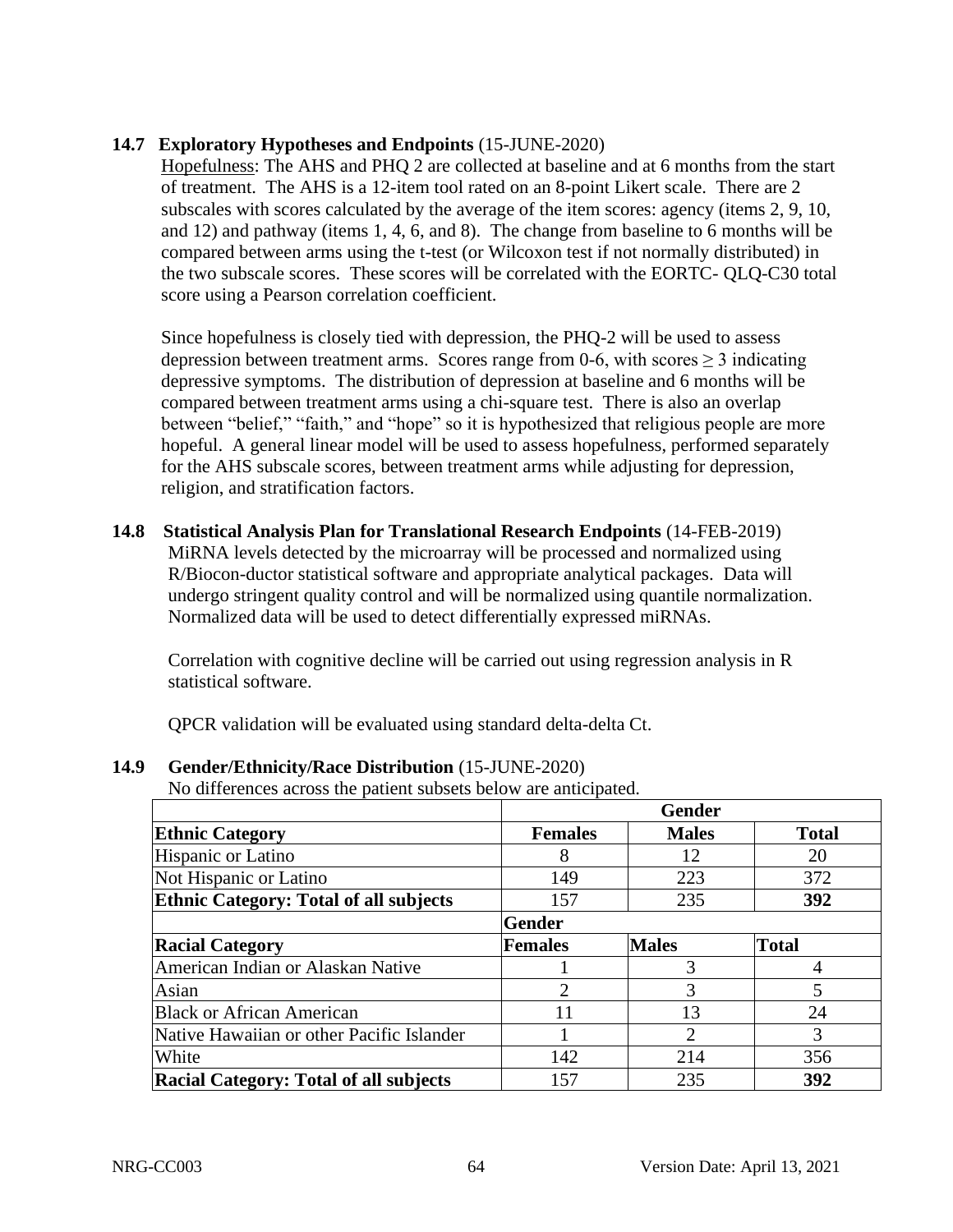### 14.7 Exploratory Hypotheses and Endpoints (15-JUNE-2020)

Hopefulness: The AHS and PHQ 2 are collected at baseline and at 6 months from the start of treatment. The AHS is a 12-item tool rated on an 8-point Likert scale. There are 2 subscales with scores calculated by the average of the item scores: agency (items 2, 9, 10, and 12) and pathway (items 1, 4, 6, and 8). The change from baseline to 6 months will be compared between arms using the t-test (or Wilcoxon test if not normally distributed) in the two subscale scores. These scores will be correlated with the EORTC- QLQ-C30 total score using a Pearson correlation coefficient.

Since hopefulness is closely tied with depression, the PHQ-2 will be used to assess depression between treatment arms. Scores range from 0-6, with scores $\geq 3$ indicating depressive symptoms. The distribution of depression at baseline and 6 months will be compared between treatment arms using a chi-square test. There is also an overlap between "belief," "faith," and "hope" so it is hypothesized that religious people are more hopeful. A general linear model will be used to assess hopefulness, performed separately for the AHS subscale scores, between treatment arms while adjusting for depression, religion, and stratification factors.

### 14.8 Statistical Analysis Plan for Translational Research Endpoints (14-FEB-2019)

MiRNA levels detected by the microarray will be processed and normalized using R/Biocon-ductor statistical software and appropriate analytical packages. Data will undergo stringent quality control and will be normalized using quantile normalization. Normalized data will be used to detect differentially expressed miRNAs.

Correlation with cognitive decline will be carried out using regression analysis in R statistical software.

QPCR validation will be evaluated using standard delta-delta Ct.

### 14.9 Gender/Ethnicity/Race Distribution (15-JUNE-2020)

No differences across the patient subsets below are anticipated.

| | Gender | | |
|---|---|---|---|
| **Ethnic Category** | **Females** | **Males** | **Total** |
| Hispanic or Latino | 8 | 12 | 20 |
| Not Hispanic or Latino | 149 | 223 | 372 |
| **Ethnic Category: Total of all subjects** | 157 | 235 | **392** |
| | **Gender** | | |
| **Racial Category** | **Females** | **Males** | **Total** |
| American Indian or Alaskan Native | 1 | 3 | 4 |
| Asian | 2 | 3 | 5 |
| Black or African American | 11 | 13 | 24 |
| Native Hawaiian or other Pacific Islander | 1 | 2 | 3 |
| White | 142 | 214 | 356 |
| **Racial Category: Total of all subjects** | 157 | 235 | **392** |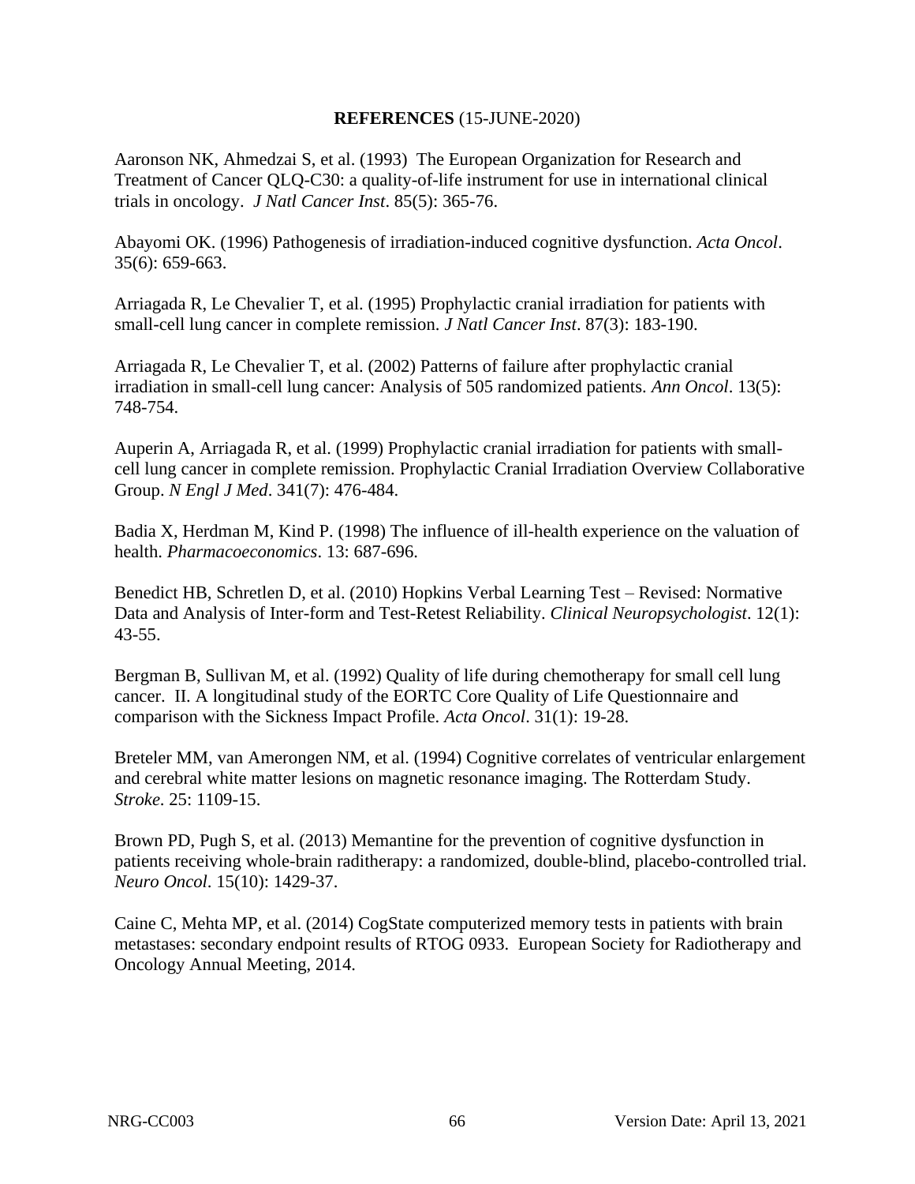**REFERENCES** (15-JUNE-2020)

Aaronson NK, Ahmedzai S, et al. (1993) The European Organization for Research and Treatment of Cancer QLQ-C30: a quality-of-life instrument for use in international clinical trials in oncology. *J Natl Cancer Inst*. 85(5): 365-76.

Abayomi OK. (1996) Pathogenesis of irradiation-induced cognitive dysfunction. *Acta Oncol*. 35(6): 659-663.

Arriagada R, Le Chevalier T, et al. (1995) Prophylactic cranial irradiation for patients with small-cell lung cancer in complete remission. *J Natl Cancer Inst*. 87(3): 183-190.

Arriagada R, Le Chevalier T, et al. (2002) Patterns of failure after prophylactic cranial irradiation in small-cell lung cancer: Analysis of 505 randomized patients. *Ann Oncol*. 13(5): 748-754.

Auperin A, Arriagada R, et al. (1999) Prophylactic cranial irradiation for patients with small-cell lung cancer in complete remission. Prophylactic Cranial Irradiation Overview Collaborative Group. *N Engl J Med*. 341(7): 476-484.

Badia X, Herdman M, Kind P. (1998) The influence of ill-health experience on the valuation of health. *Pharmacoeconomics*. 13: 687-696.

Benedict HB, Schretlen D, et al. (2010) Hopkins Verbal Learning Test – Revised: Normative Data and Analysis of Inter-form and Test-Retest Reliability. *Clinical Neuropsychologist*. 12(1): 43-55.

Bergman B, Sullivan M, et al. (1992) Quality of life during chemotherapy for small cell lung cancer. II. A longitudinal study of the EORTC Core Quality of Life Questionnaire and comparison with the Sickness Impact Profile. *Acta Oncol*. 31(1): 19-28.

Breteler MM, van Amerongen NM, et al. (1994) Cognitive correlates of ventricular enlargement and cerebral white matter lesions on magnetic resonance imaging. The Rotterdam Study. *Stroke*. 25: 1109-15.

Brown PD, Pugh S, et al. (2013) Memantine for the prevention of cognitive dysfunction in patients receiving whole-brain raditherapy: a randomized, double-blind, placebo-controlled trial. *Neuro Oncol*. 15(10): 1429-37.

Caine C, Mehta MP, et al. (2014) CogState computerized memory tests in patients with brain metastases: secondary endpoint results of RTOG 0933. European Society for Radiotherapy and Oncology Annual Meeting, 2014.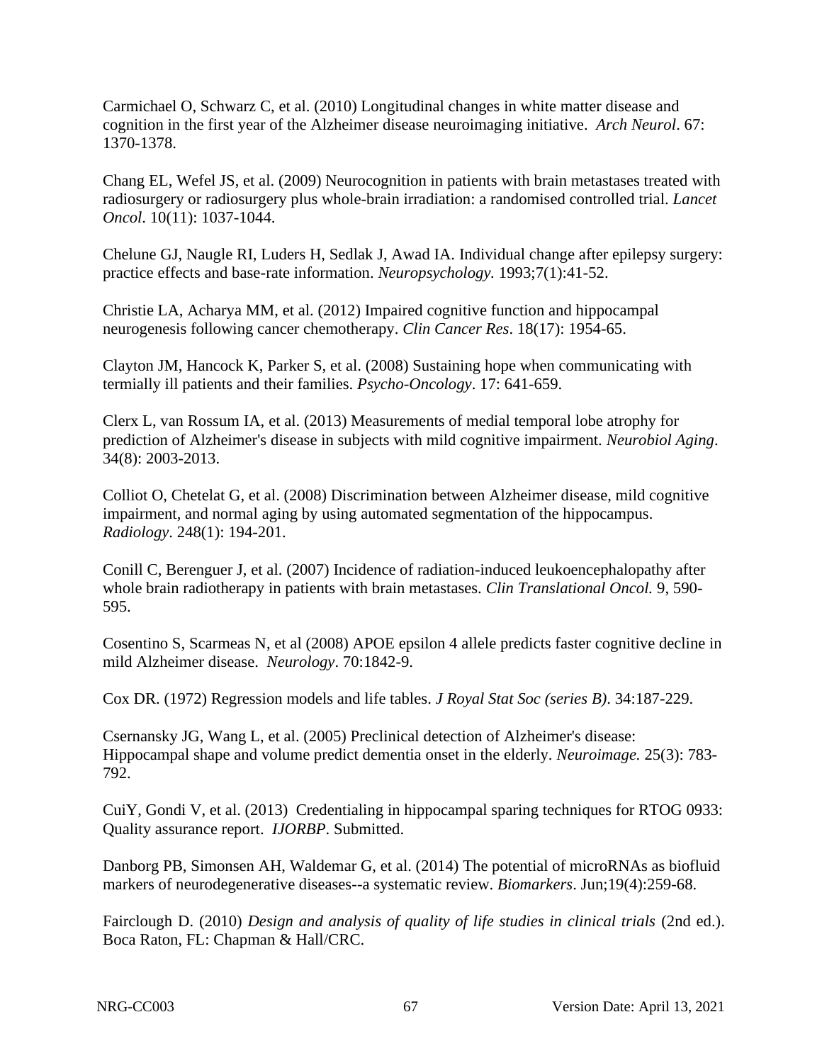Carmichael O, Schwarz C, et al. (2010) Longitudinal changes in white matter disease and cognition in the first year of the Alzheimer disease neuroimaging initiative. *Arch Neurol*. 67: 1370-1378.

Chang EL, Wefel JS, et al. (2009) Neurocognition in patients with brain metastases treated with radiosurgery or radiosurgery plus whole-brain irradiation: a randomised controlled trial. *Lancet Oncol*. 10(11): 1037-1044.

Chelune GJ, Naugle RI, Luders H, Sedlak J, Awad IA. Individual change after epilepsy surgery: practice effects and base-rate information. *Neuropsychology.* 1993;7(1):41-52.

Christie LA, Acharya MM, et al. (2012) Impaired cognitive function and hippocampal neurogenesis following cancer chemotherapy. *Clin Cancer Res*. 18(17): 1954-65.

Clayton JM, Hancock K, Parker S, et al. (2008) Sustaining hope when communicating with termially ill patients and their families. *Psycho-Oncology*. 17: 641-659.

Clerx L, van Rossum IA, et al. (2013) Measurements of medial temporal lobe atrophy for prediction of Alzheimer's disease in subjects with mild cognitive impairment. *Neurobiol Aging*. 34(8): 2003-2013.

Colliot O, Chetelat G, et al. (2008) Discrimination between Alzheimer disease, mild cognitive impairment, and normal aging by using automated segmentation of the hippocampus. *Radiology*. 248(1): 194-201.

Conill C, Berenguer J, et al. (2007) Incidence of radiation-induced leukoencephalopathy after whole brain radiotherapy in patients with brain metastases. *Clin Translational Oncol.* 9, 590-595.

Cosentino S, Scarmeas N, et al (2008) APOE epsilon 4 allele predicts faster cognitive decline in mild Alzheimer disease. *Neurology*. 70:1842-9.

Cox DR. (1972) Regression models and life tables. *J Royal Stat Soc (series B)*. 34:187-229.

Csernansky JG, Wang L, et al. (2005) Preclinical detection of Alzheimer's disease: Hippocampal shape and volume predict dementia onset in the elderly. *Neuroimage.* 25(3): 783-792.

CuiY, Gondi V, et al. (2013) Credentialing in hippocampal sparing techniques for RTOG 0933: Quality assurance report. *IJORBP*. Submitted.

Danborg PB, Simonsen AH, Waldemar G, et al. (2014) The potential of microRNAs as biofluid markers of neurodegenerative diseases--a systematic review. *Biomarkers*. Jun;19(4):259-68.

Fairclough D. (2010) *Design and analysis of quality of life studies in clinical trials* (2nd ed.). Boca Raton, FL: Chapman & Hall/CRC.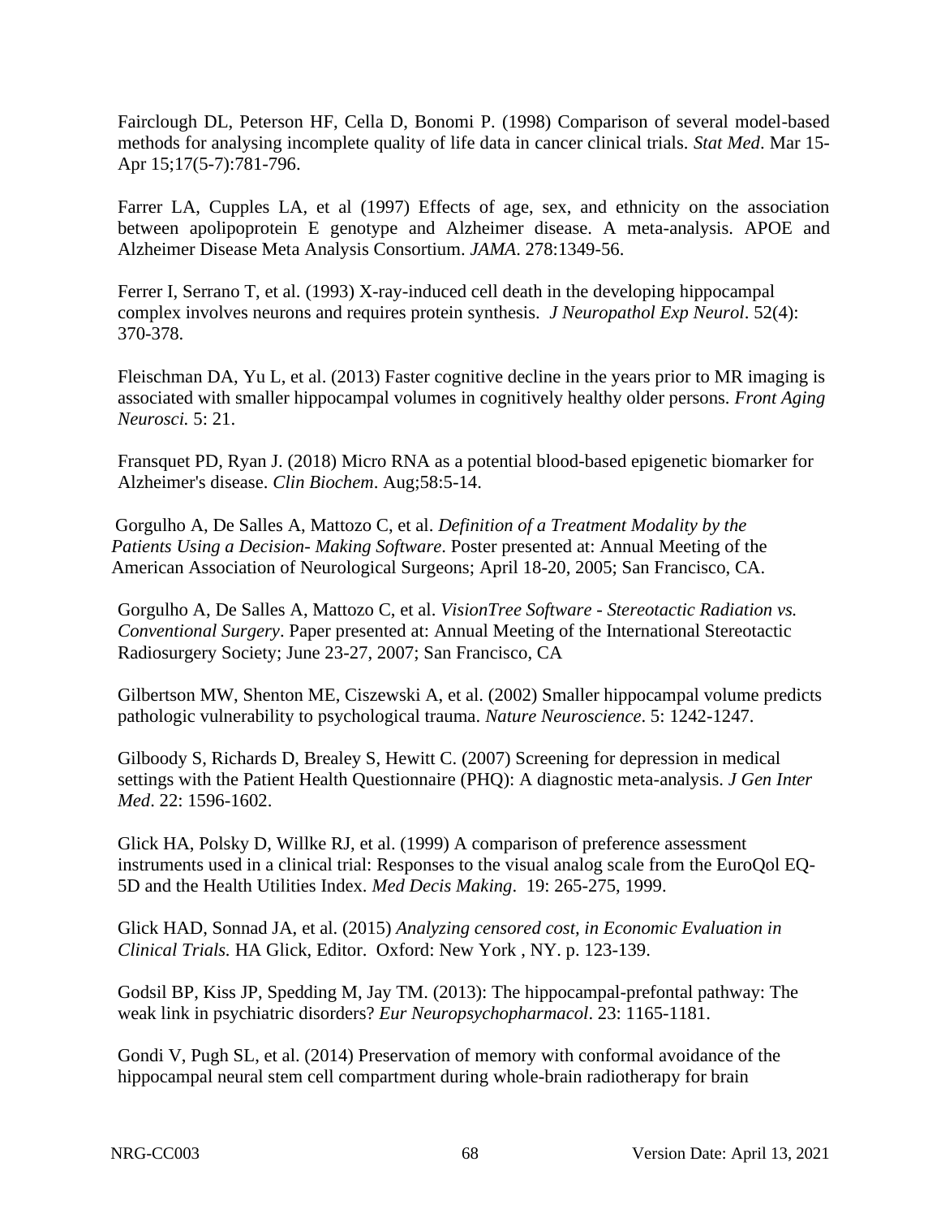Fairclough DL, Peterson HF, Cella D, Bonomi P. (1998) Comparison of several model-based methods for analysing incomplete quality of life data in cancer clinical trials. *Stat Med*. Mar 15-Apr 15;17(5-7):781-796.

Farrer LA, Cupples LA, et al (1997) Effects of age, sex, and ethnicity on the association between apolipoprotein E genotype and Alzheimer disease. A meta-analysis. APOE and Alzheimer Disease Meta Analysis Consortium. *JAMA*. 278:1349-56.

Ferrer I, Serrano T, et al. (1993) X-ray-induced cell death in the developing hippocampal complex involves neurons and requires protein synthesis. *J Neuropathol Exp Neurol*. 52(4): 370-378.

Fleischman DA, Yu L, et al. (2013) Faster cognitive decline in the years prior to MR imaging is associated with smaller hippocampal volumes in cognitively healthy older persons. *Front Aging Neurosci.* 5: 21.

Fransquet PD, Ryan J. (2018) Micro RNA as a potential blood-based epigenetic biomarker for Alzheimer's disease. *Clin Biochem*. Aug;58:5-14.

Gorgulho A, De Salles A, Mattozo C, et al. *Definition of a Treatment Modality by the Patients Using a Decision- Making Software*. Poster presented at: Annual Meeting of the American Association of Neurological Surgeons; April 18-20, 2005; San Francisco, CA.

Gorgulho A, De Salles A, Mattozo C, et al. *VisionTree Software - Stereotactic Radiation vs. Conventional Surgery*. Paper presented at: Annual Meeting of the International Stereotactic Radiosurgery Society; June 23-27, 2007; San Francisco, CA

Gilbertson MW, Shenton ME, Ciszewski A, et al. (2002) Smaller hippocampal volume predicts pathologic vulnerability to psychological trauma. *Nature Neuroscience*. 5: 1242-1247.

Gilboody S, Richards D, Brealey S, Hewitt C. (2007) Screening for depression in medical settings with the Patient Health Questionnaire (PHQ): A diagnostic meta-analysis. *J Gen Inter Med*. 22: 1596-1602.

Glick HA, Polsky D, Willke RJ, et al. (1999) A comparison of preference assessment instruments used in a clinical trial: Responses to the visual analog scale from the EuroQol EQ-5D and the Health Utilities Index. *Med Decis Making*. 19: 265-275, 1999.

Glick HAD, Sonnad JA, et al. (2015) *Analyzing censored cost, in Economic Evaluation in Clinical Trials.* HA Glick, Editor. Oxford: New York , NY. p. 123-139.

Godsil BP, Kiss JP, Spedding M, Jay TM. (2013): The hippocampal-prefontal pathway: The weak link in psychiatric disorders? *Eur Neuropsychopharmacol*. 23: 1165-1181.

Gondi V, Pugh SL, et al. (2014) Preservation of memory with conformal avoidance of the hippocampal neural stem cell compartment during whole-brain radiotherapy for brain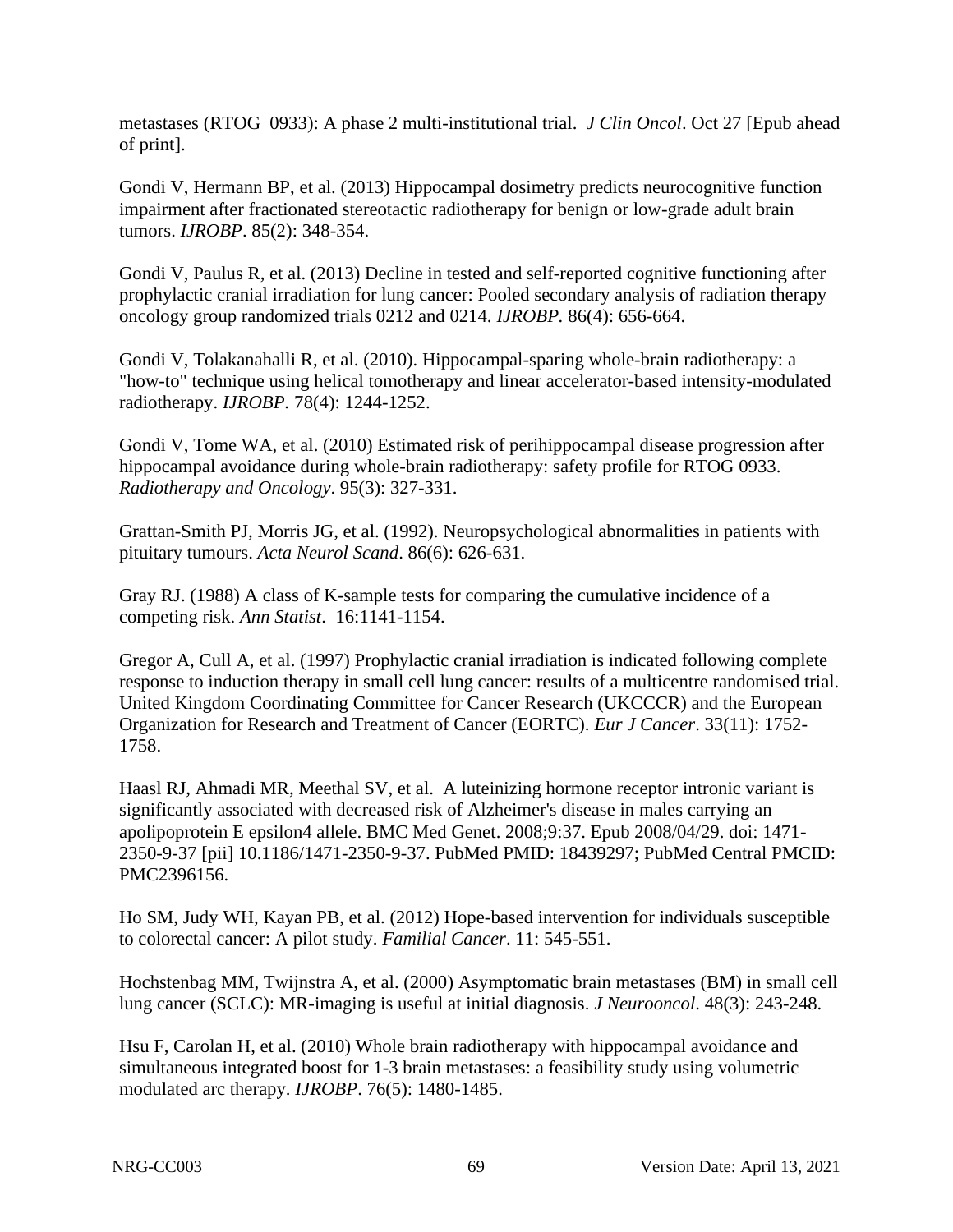metastases (RTOG 0933): A phase 2 multi-institutional trial. *J Clin Oncol*. Oct 27 [Epub ahead of print].

Gondi V, Hermann BP, et al. (2013) Hippocampal dosimetry predicts neurocognitive function impairment after fractionated stereotactic radiotherapy for benign or low-grade adult brain tumors. *IJROBP*. 85(2): 348-354.

Gondi V, Paulus R, et al. (2013) Decline in tested and self-reported cognitive functioning after prophylactic cranial irradiation for lung cancer: Pooled secondary analysis of radiation therapy oncology group randomized trials 0212 and 0214. *IJROBP*. 86(4): 656-664.

Gondi V, Tolakanahalli R, et al. (2010). Hippocampal-sparing whole-brain radiotherapy: a "how-to" technique using helical tomotherapy and linear accelerator-based intensity-modulated radiotherapy. *IJROBP*. 78(4): 1244-1252.

Gondi V, Tome WA, et al. (2010) Estimated risk of perihippocampal disease progression after hippocampal avoidance during whole-brain radiotherapy: safety profile for RTOG 0933. *Radiotherapy and Oncology*. 95(3): 327-331.

Grattan-Smith PJ, Morris JG, et al. (1992). Neuropsychological abnormalities in patients with pituitary tumours. *Acta Neurol Scand*. 86(6): 626-631.

Gray RJ. (1988) A class of K-sample tests for comparing the cumulative incidence of a competing risk. *Ann Statist*. 16:1141-1154.

Gregor A, Cull A, et al. (1997) Prophylactic cranial irradiation is indicated following complete response to induction therapy in small cell lung cancer: results of a multicentre randomised trial. United Kingdom Coordinating Committee for Cancer Research (UKCCCR) and the European Organization for Research and Treatment of Cancer (EORTC). *Eur J Cancer*. 33(11): 1752-1758.

Haasl RJ, Ahmadi MR, Meethal SV, et al. A luteinizing hormone receptor intronic variant is significantly associated with decreased risk of Alzheimer's disease in males carrying an apolipoprotein E epsilon4 allele. BMC Med Genet. 2008;9:37. Epub 2008/04/29. doi: 1471-2350-9-37 [pii] 10.1186/1471-2350-9-37. PubMed PMID: 18439297; PubMed Central PMCID: PMC2396156.

Ho SM, Judy WH, Kayan PB, et al. (2012) Hope-based intervention for individuals susceptible to colorectal cancer: A pilot study. *Familial Cancer*. 11: 545-551.

Hochstenbag MM, Twijnstra A, et al. (2000) Asymptomatic brain metastases (BM) in small cell lung cancer (SCLC): MR-imaging is useful at initial diagnosis. *J Neurooncol*. 48(3): 243-248.

Hsu F, Carolan H, et al. (2010) Whole brain radiotherapy with hippocampal avoidance and simultaneous integrated boost for 1-3 brain metastases: a feasibility study using volumetric modulated arc therapy. *IJROBP*. 76(5): 1480-1485.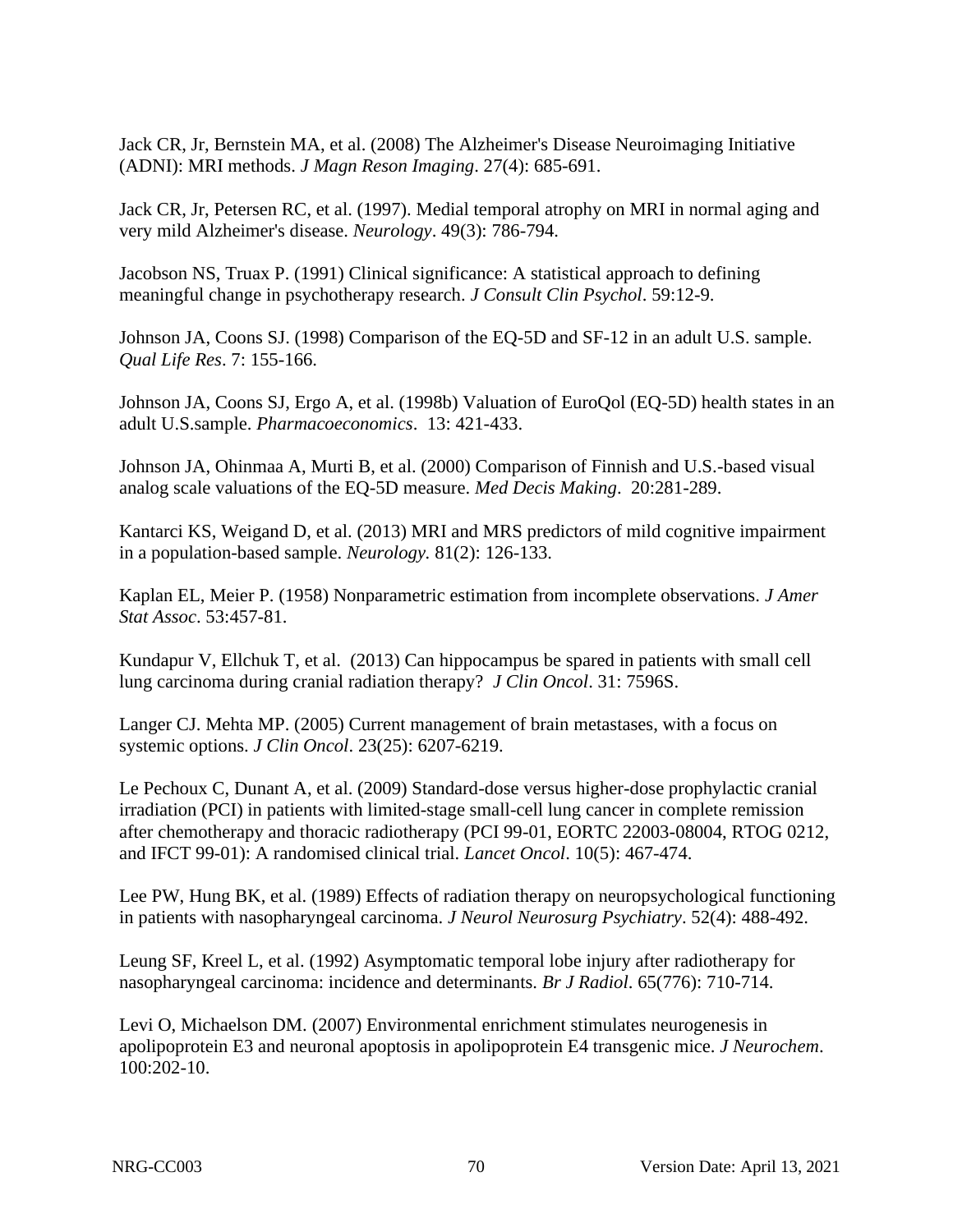Jack CR, Jr, Bernstein MA, et al. (2008) The Alzheimer's Disease Neuroimaging Initiative (ADNI): MRI methods. *J Magn Reson Imaging*. 27(4): 685-691.

Jack CR, Jr, Petersen RC, et al. (1997). Medial temporal atrophy on MRI in normal aging and very mild Alzheimer's disease. *Neurology*. 49(3): 786-794.

Jacobson NS, Truax P. (1991) Clinical significance: A statistical approach to defining meaningful change in psychotherapy research. *J Consult Clin Psychol*. 59:12-9.

Johnson JA, Coons SJ. (1998) Comparison of the EQ-5D and SF-12 in an adult U.S. sample. *Qual Life Res*. 7: 155-166.

Johnson JA, Coons SJ, Ergo A, et al. (1998b) Valuation of EuroQol (EQ-5D) health states in an adult U.S.sample. *Pharmacoeconomics*. 13: 421-433.

Johnson JA, Ohinmaa A, Murti B, et al. (2000) Comparison of Finnish and U.S.-based visual analog scale valuations of the EQ-5D measure. *Med Decis Making*. 20:281-289.

Kantarci KS, Weigand D, et al. (2013) MRI and MRS predictors of mild cognitive impairment in a population-based sample. *Neurology.* 81(2): 126-133.

Kaplan EL, Meier P. (1958) Nonparametric estimation from incomplete observations. *J Amer Stat Assoc*. 53:457-81.

Kundapur V, Ellchuk T, et al. (2013) Can hippocampus be spared in patients with small cell lung carcinoma during cranial radiation therapy? *J Clin Oncol*. 31: 7596S.

Langer CJ. Mehta MP. (2005) Current management of brain metastases, with a focus on systemic options. *J Clin Oncol*. 23(25): 6207-6219.

Le Pechoux C, Dunant A, et al. (2009) Standard-dose versus higher-dose prophylactic cranial irradiation (PCI) in patients with limited-stage small-cell lung cancer in complete remission after chemotherapy and thoracic radiotherapy (PCI 99-01, EORTC 22003-08004, RTOG 0212, and IFCT 99-01): A randomised clinical trial. *Lancet Oncol*. 10(5): 467-474.

Lee PW, Hung BK, et al. (1989) Effects of radiation therapy on neuropsychological functioning in patients with nasopharyngeal carcinoma. *J Neurol Neurosurg Psychiatry*. 52(4): 488-492.

Leung SF, Kreel L, et al. (1992) Asymptomatic temporal lobe injury after radiotherapy for nasopharyngeal carcinoma: incidence and determinants. *Br J Radiol*. 65(776): 710-714.

Levi O, Michaelson DM. (2007) Environmental enrichment stimulates neurogenesis in apolipoprotein E3 and neuronal apoptosis in apolipoprotein E4 transgenic mice. *J Neurochem*. 100:202-10.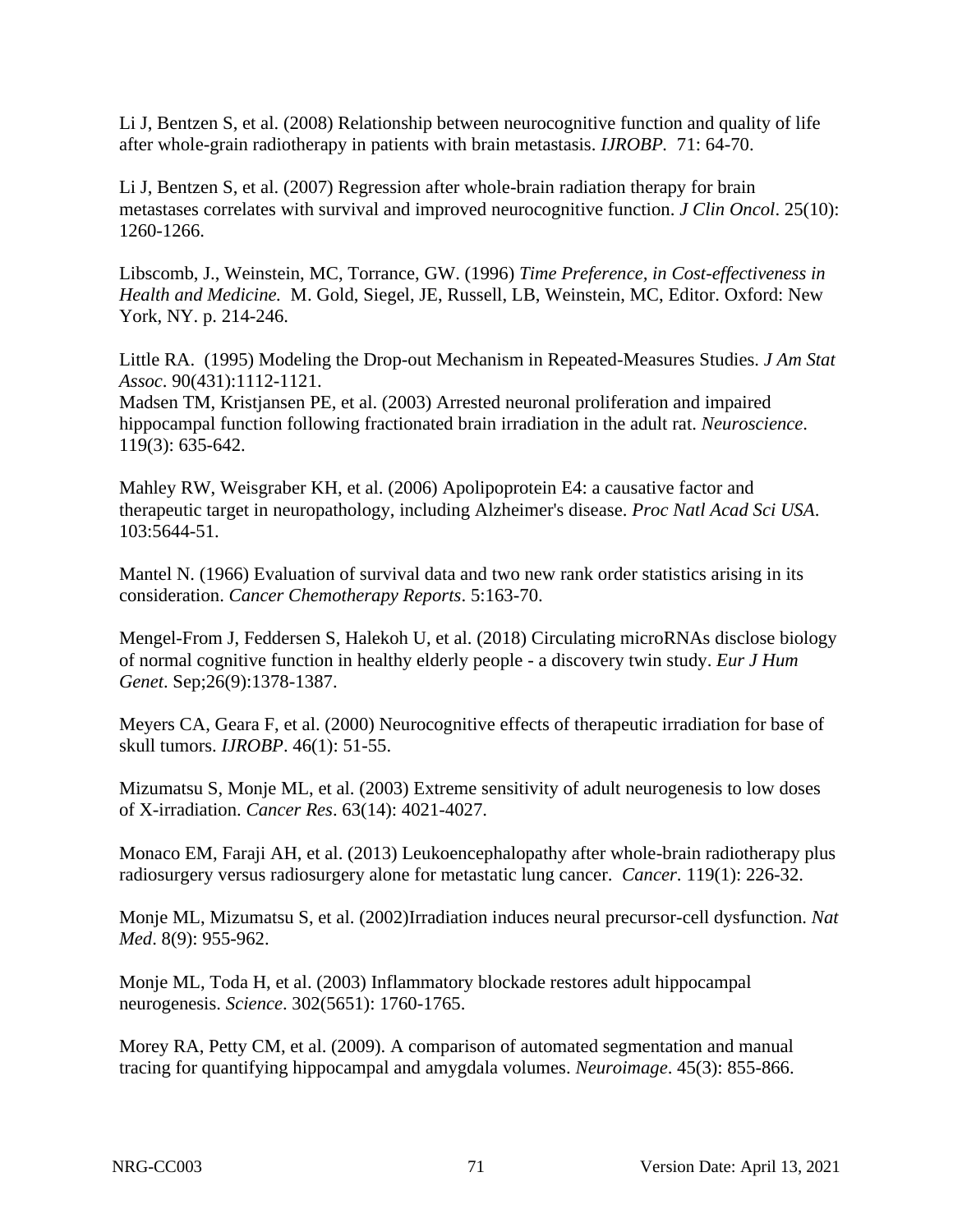Li J, Bentzen S, et al. (2008) Relationship between neurocognitive function and quality of life after whole-grain radiotherapy in patients with brain metastasis. *IJROBP*. 71: 64-70.

Li J, Bentzen S, et al. (2007) Regression after whole-brain radiation therapy for brain metastases correlates with survival and improved neurocognitive function. *J Clin Oncol*. 25(10): 1260-1266.

Libscomb, J., Weinstein, MC, Torrance, GW. (1996) *Time Preference, in Cost-effectiveness in Health and Medicine.* M. Gold, Siegel, JE, Russell, LB, Weinstein, MC, Editor. Oxford: New York, NY. p. 214-246.

Little RA. (1995) Modeling the Drop-out Mechanism in Repeated-Measures Studies. *J Am Stat Assoc*. 90(431):1112-1121.
Madsen TM, Kristjansen PE, et al. (2003) Arrested neuronal proliferation and impaired hippocampal function following fractionated brain irradiation in the adult rat. *Neuroscience*. 119(3): 635-642.

Mahley RW, Weisgraber KH, et al. (2006) Apolipoprotein E4: a causative factor and therapeutic target in neuropathology, including Alzheimer's disease. *Proc Natl Acad Sci USA*. 103:5644-51.

Mantel N. (1966) Evaluation of survival data and two new rank order statistics arising in its consideration. *Cancer Chemotherapy Reports*. 5:163-70.

Mengel-From J, Feddersen S, Halekoh U, et al. (2018) Circulating microRNAs disclose biology of normal cognitive function in healthy elderly people - a discovery twin study. *Eur J Hum Genet*. Sep;26(9):1378-1387.

Meyers CA, Geara F, et al. (2000) Neurocognitive effects of therapeutic irradiation for base of skull tumors. *IJROBP*. 46(1): 51-55.

Mizumatsu S, Monje ML, et al. (2003) Extreme sensitivity of adult neurogenesis to low doses of X-irradiation. *Cancer Res*. 63(14): 4021-4027.

Monaco EM, Faraji AH, et al. (2013) Leukoencephalopathy after whole-brain radiotherapy plus radiosurgery versus radiosurgery alone for metastatic lung cancer. *Cancer*. 119(1): 226-32.

Monje ML, Mizumatsu S, et al. (2002)Irradiation induces neural precursor-cell dysfunction. *Nat Med*. 8(9): 955-962.

Monje ML, Toda H, et al. (2003) Inflammatory blockade restores adult hippocampal neurogenesis. *Science*. 302(5651): 1760-1765.

Morey RA, Petty CM, et al. (2009). A comparison of automated segmentation and manual tracing for quantifying hippocampal and amygdala volumes. *Neuroimage*. 45(3): 855-866.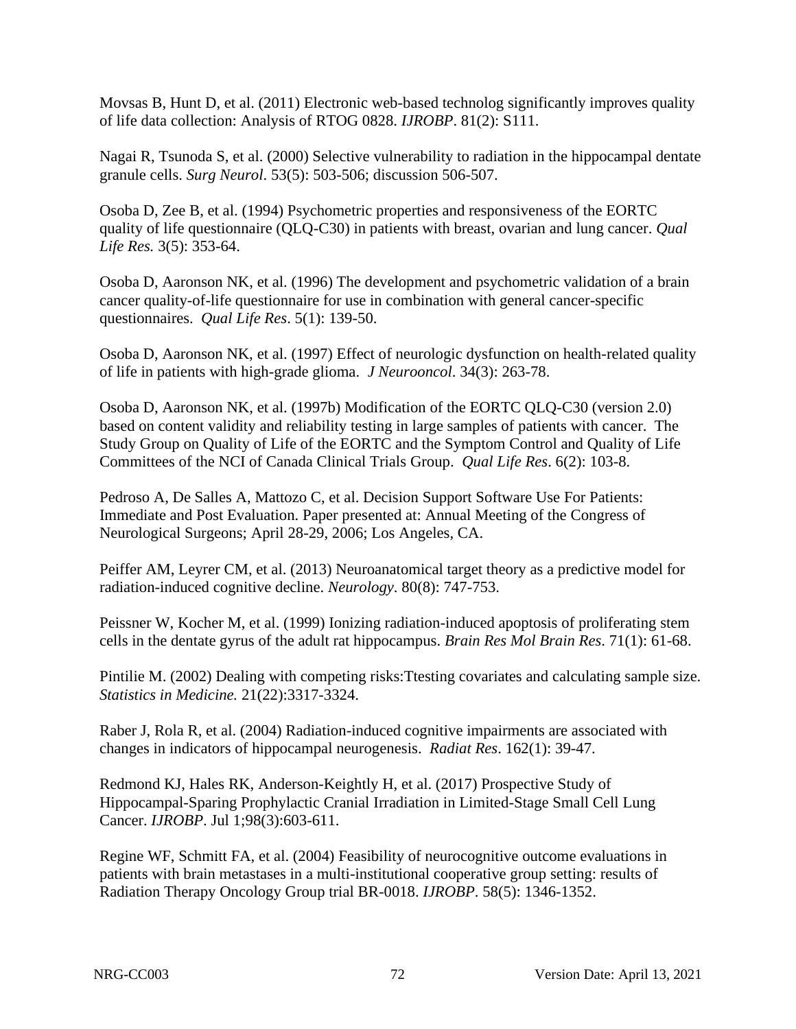Movsas B, Hunt D, et al. (2011) Electronic web-based technolog significantly improves quality of life data collection: Analysis of RTOG 0828. *IJROBP*. 81(2): S111.

Nagai R, Tsunoda S, et al. (2000) Selective vulnerability to radiation in the hippocampal dentate granule cells. *Surg Neurol*. 53(5): 503-506; discussion 506-507.

Osoba D, Zee B, et al. (1994) Psychometric properties and responsiveness of the EORTC quality of life questionnaire (QLQ-C30) in patients with breast, ovarian and lung cancer. *Qual Life Res.* 3(5): 353-64.

Osoba D, Aaronson NK, et al. (1996) The development and psychometric validation of a brain cancer quality-of-life questionnaire for use in combination with general cancer-specific questionnaires. *Qual Life Res*. 5(1): 139-50.

Osoba D, Aaronson NK, et al. (1997) Effect of neurologic dysfunction on health-related quality of life in patients with high-grade glioma. *J Neurooncol*. 34(3): 263-78.

Osoba D, Aaronson NK, et al. (1997b) Modification of the EORTC QLQ-C30 (version 2.0) based on content validity and reliability testing in large samples of patients with cancer. The Study Group on Quality of Life of the EORTC and the Symptom Control and Quality of Life Committees of the NCI of Canada Clinical Trials Group. *Qual Life Res*. 6(2): 103-8.

Pedroso A, De Salles A, Mattozo C, et al. Decision Support Software Use For Patients: Immediate and Post Evaluation. Paper presented at: Annual Meeting of the Congress of Neurological Surgeons; April 28-29, 2006; Los Angeles, CA.

Peiffer AM, Leyrer CM, et al. (2013) Neuroanatomical target theory as a predictive model for radiation-induced cognitive decline. *Neurology*. 80(8): 747-753.

Peissner W, Kocher M, et al. (1999) Ionizing radiation-induced apoptosis of proliferating stem cells in the dentate gyrus of the adult rat hippocampus. *Brain Res Mol Brain Res*. 71(1): 61-68.

Pintilie M. (2002) Dealing with competing risks:Ttesting covariates and calculating sample size. *Statistics in Medicine.* 21(22):3317-3324.

Raber J, Rola R, et al. (2004) Radiation-induced cognitive impairments are associated with changes in indicators of hippocampal neurogenesis. *Radiat Res*. 162(1): 39-47.

Redmond KJ, Hales RK, Anderson-Keightly H, et al. (2017) Prospective Study of Hippocampal-Sparing Prophylactic Cranial Irradiation in Limited-Stage Small Cell Lung Cancer. *IJROBP*. Jul 1;98(3):603-611.

Regine WF, Schmitt FA, et al. (2004) Feasibility of neurocognitive outcome evaluations in patients with brain metastases in a multi-institutional cooperative group setting: results of Radiation Therapy Oncology Group trial BR-0018. *IJROBP*. 58(5): 1346-1352.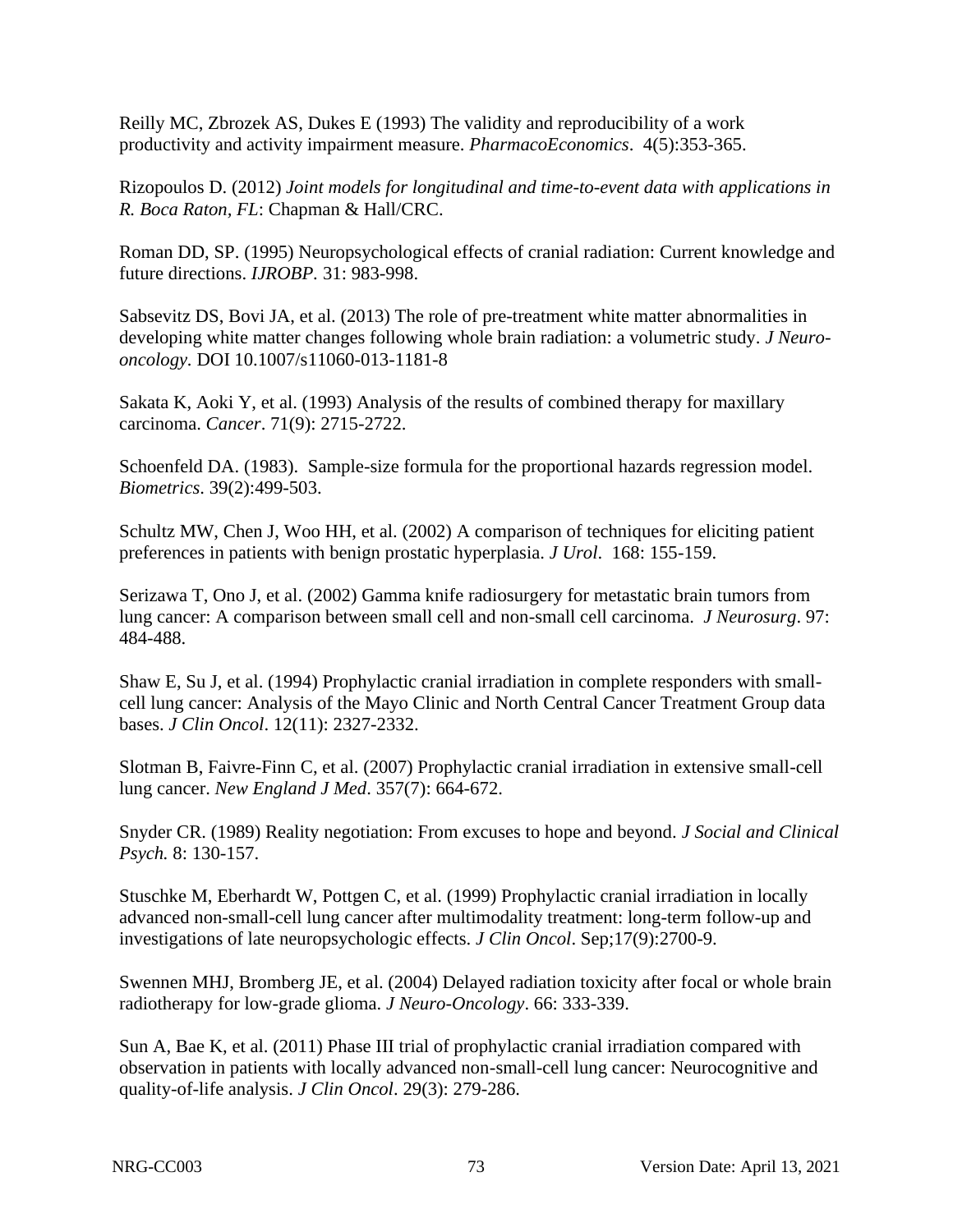Reilly MC, Zbrozek AS, Dukes E (1993) The validity and reproducibility of a work productivity and activity impairment measure. *PharmacoEconomics*. 4(5):353-365.

Rizopoulos D. (2012) *Joint models for longitudinal and time-to-event data with applications in R. Boca Raton, FL*: Chapman & Hall/CRC.

Roman DD, SP. (1995) Neuropsychological effects of cranial radiation: Current knowledge and future directions. *IJROBP*. 31: 983-998.

Sabsevitz DS, Bovi JA, et al. (2013) The role of pre-treatment white matter abnormalities in developing white matter changes following whole brain radiation: a volumetric study. *J Neuro-oncology.* DOI 10.1007/s11060-013-1181-8

Sakata K, Aoki Y, et al. (1993) Analysis of the results of combined therapy for maxillary carcinoma. *Cancer*. 71(9): 2715-2722.

Schoenfeld DA. (1983). Sample-size formula for the proportional hazards regression model. *Biometrics*. 39(2):499-503.

Schultz MW, Chen J, Woo HH, et al. (2002) A comparison of techniques for eliciting patient preferences in patients with benign prostatic hyperplasia. *J Urol*. 168: 155-159.

Serizawa T, Ono J, et al. (2002) Gamma knife radiosurgery for metastatic brain tumors from lung cancer: A comparison between small cell and non-small cell carcinoma. *J Neurosurg*. 97: 484-488.

Shaw E, Su J, et al. (1994) Prophylactic cranial irradiation in complete responders with small-cell lung cancer: Analysis of the Mayo Clinic and North Central Cancer Treatment Group data bases. *J Clin Oncol*. 12(11): 2327-2332.

Slotman B, Faivre-Finn C, et al. (2007) Prophylactic cranial irradiation in extensive small-cell lung cancer. *New England J Med*. 357(7): 664-672.

Snyder CR. (1989) Reality negotiation: From excuses to hope and beyond. *J Social and Clinical Psych.* 8: 130-157.

Stuschke M, Eberhardt W, Pottgen C, et al. (1999) Prophylactic cranial irradiation in locally advanced non-small-cell lung cancer after multimodality treatment: long-term follow-up and investigations of late neuropsychologic effects. *J Clin Oncol*. Sep;17(9):2700-9.

Swennen MHJ, Bromberg JE, et al. (2004) Delayed radiation toxicity after focal or whole brain radiotherapy for low-grade glioma. *J Neuro-Oncology*. 66: 333-339.

Sun A, Bae K, et al. (2011) Phase III trial of prophylactic cranial irradiation compared with observation in patients with locally advanced non-small-cell lung cancer: Neurocognitive and quality-of-life analysis. *J Clin Oncol*. 29(3): 279-286.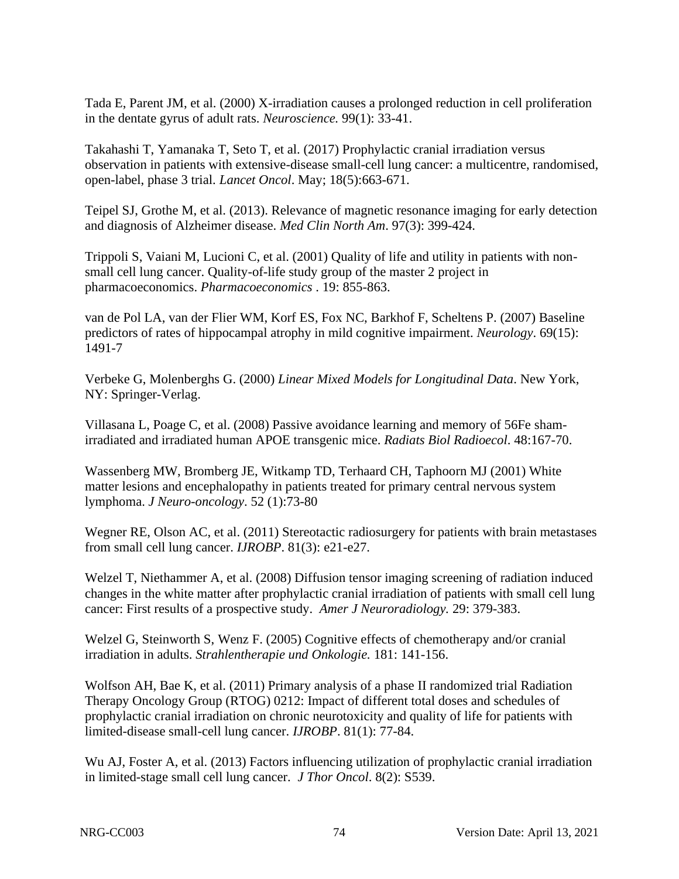Tada E, Parent JM, et al. (2000) X-irradiation causes a prolonged reduction in cell proliferation in the dentate gyrus of adult rats. *Neuroscience.* 99(1): 33-41.

Takahashi T, Yamanaka T, Seto T, et al. (2017) Prophylactic cranial irradiation versus observation in patients with extensive-disease small-cell lung cancer: a multicentre, randomised, open-label, phase 3 trial. *Lancet Oncol*. May; 18(5):663-671.

Teipel SJ, Grothe M, et al. (2013). Relevance of magnetic resonance imaging for early detection and diagnosis of Alzheimer disease. *Med Clin North Am*. 97(3): 399-424.

Trippoli S, Vaiani M, Lucioni C, et al. (2001) Quality of life and utility in patients with non-small cell lung cancer. Quality-of-life study group of the master 2 project in pharmacoeconomics. *Pharmacoeconomics* . 19: 855-863.

van de Pol LA, van der Flier WM, Korf ES, Fox NC, Barkhof F, Scheltens P. (2007) Baseline predictors of rates of hippocampal atrophy in mild cognitive impairment. *Neurology*. 69(15): 1491-7

Verbeke G, Molenberghs G. (2000) *Linear Mixed Models for Longitudinal Data*. New York, NY: Springer-Verlag.

Villasana L, Poage C, et al. (2008) Passive avoidance learning and memory of 56Fe sham-irradiated and irradiated human APOE transgenic mice. *Radiats Biol Radioecol*. 48:167-70.

Wassenberg MW, Bromberg JE, Witkamp TD, Terhaard CH, Taphoorn MJ (2001) White matter lesions and encephalopathy in patients treated for primary central nervous system lymphoma. *J Neuro-oncology*. 52 (1):73-80

Wegner RE, Olson AC, et al. (2011) Stereotactic radiosurgery for patients with brain metastases from small cell lung cancer. *IJROBP*. 81(3): e21-e27.

Welzel T, Niethammer A, et al. (2008) Diffusion tensor imaging screening of radiation induced changes in the white matter after prophylactic cranial irradiation of patients with small cell lung cancer: First results of a prospective study. *Amer J Neuroradiology.* 29: 379-383.

Welzel G, Steinworth S, Wenz F. (2005) Cognitive effects of chemotherapy and/or cranial irradiation in adults. *Strahlentherapie und Onkologie.* 181: 141-156.

Wolfson AH, Bae K, et al. (2011) Primary analysis of a phase II randomized trial Radiation Therapy Oncology Group (RTOG) 0212: Impact of different total doses and schedules of prophylactic cranial irradiation on chronic neurotoxicity and quality of life for patients with limited-disease small-cell lung cancer. *IJROBP*. 81(1): 77-84.

Wu AJ, Foster A, et al. (2013) Factors influencing utilization of prophylactic cranial irradiation in limited-stage small cell lung cancer. *J Thor Oncol*. 8(2): S539.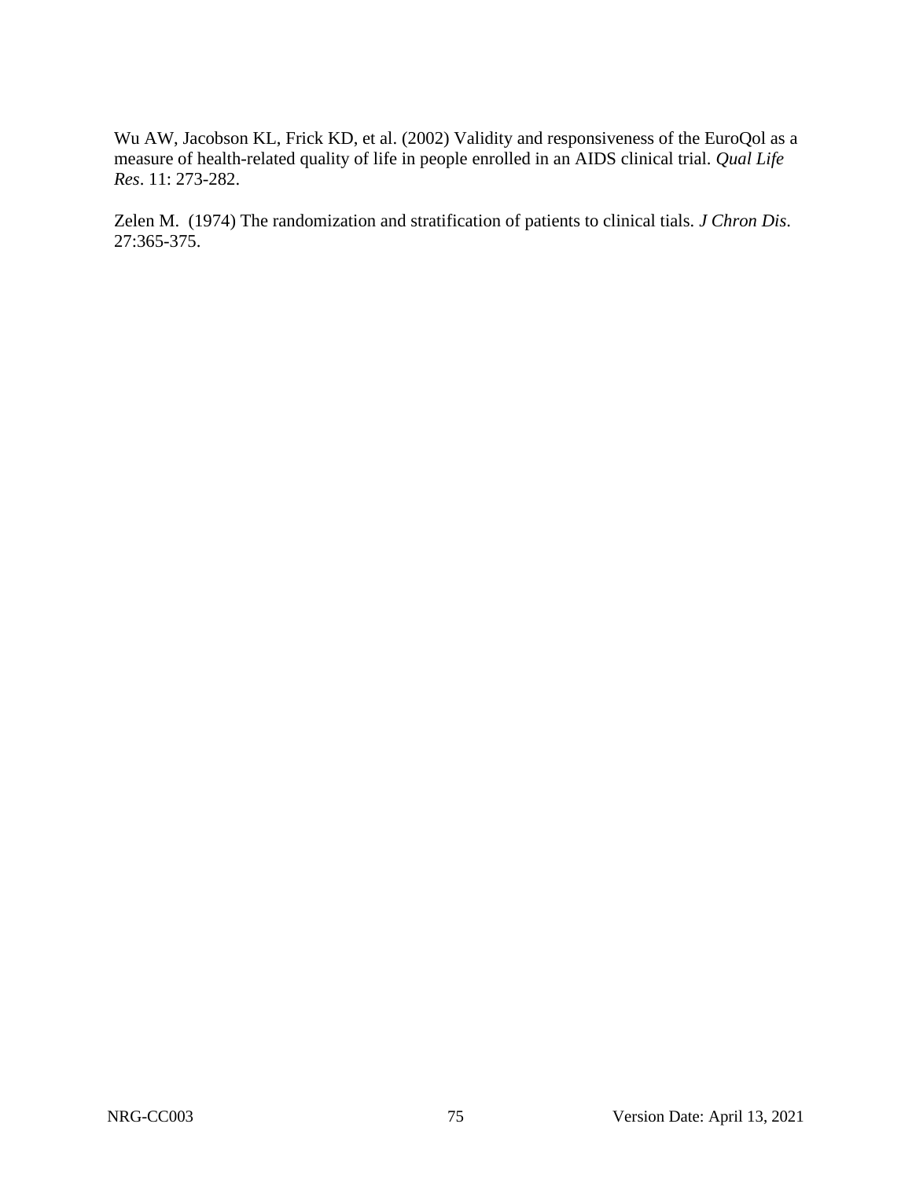Wu AW, Jacobson KL, Frick KD, et al. (2002) Validity and responsiveness of the EuroQol as a measure of health-related quality of life in people enrolled in an AIDS clinical trial. *Qual Life Res*. 11: 273-282.

Zelen M. (1974) The randomization and stratification of patients to clinical tials. *J Chron Dis*. 27:365-375.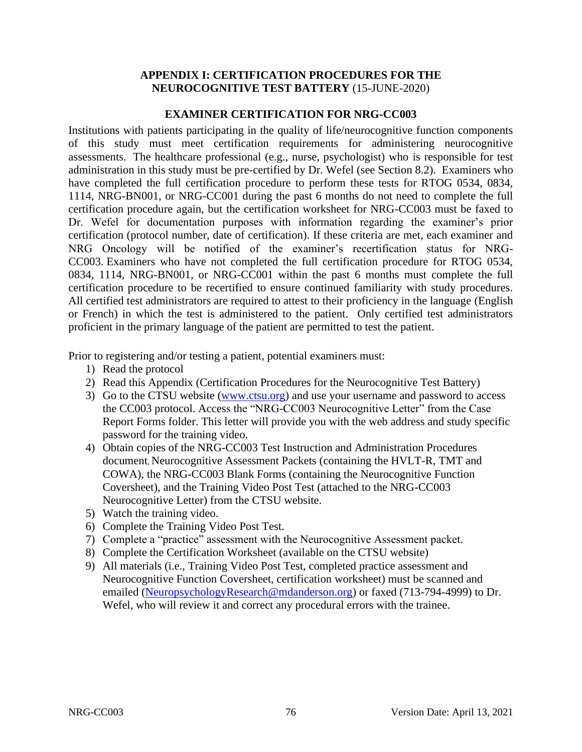## APPENDIX I: CERTIFICATION PROCEDURES FOR THE NEUROCOGNITIVE TEST BATTERY (15-JUNE-2020)

### EXAMINER CERTIFICATION FOR NRG-CC003

Institutions with patients participating in the quality of life/neurocognitive function components of this study must meet certification requirements for administering neurocognitive assessments. The healthcare professional (e.g., nurse, psychologist) who is responsible for test administration in this study must be pre-certified by Dr. Wefel (see Section 8.2). Examiners who have completed the full certification procedure to perform these tests for RTOG 0534, 0834, 1114, NRG-BN001, or NRG-CC001 during the past 6 months do not need to complete the full certification procedure again, but the certification worksheet for NRG-CC003 must be faxed to Dr. Wefel for documentation purposes with information regarding the examiner's prior certification (protocol number, date of certification). If these criteria are met, each examiner and NRG Oncology will be notified of the examiner's recertification status for NRG-CC003. Examiners who have not completed the full certification procedure for RTOG 0534, 0834, 1114, NRG-BN001, or NRG-CC001 within the past 6 months must complete the full certification procedure to be recertified to ensure continued familiarity with study procedures. All certified test administrators are required to attest to their proficiency in the language (English or French) in which the test is administered to the patient. Only certified test administrators proficient in the primary language of the patient are permitted to test the patient.

Prior to registering and/or testing a patient, potential examiners must:

1) Read the protocol
2) Read this Appendix (Certification Procedures for the Neurocognitive Test Battery)
3) Go to the CTSU website (www.ctsu.org) and use your username and password to access the CC003 protocol. Access the "NRG-CC003 Neurocognitive Letter" from the Case Report Forms folder. This letter will provide you with the web address and study specific password for the training video.
4) Obtain copies of the NRG-CC003 Test Instruction and Administration Procedures document, Neurocognitive Assessment Packets (containing the HVLT-R, TMT and COWA), the NRG-CC003 Blank Forms (containing the Neurocognitive Function Coversheet), and the Training Video Post Test (attached to the NRG-CC003 Neurocognitive Letter) from the CTSU website.
5) Watch the training video.
6) Complete the Training Video Post Test.
7) Complete a "practice" assessment with the Neurocognitive Assessment packet.
8) Complete the Certification Worksheet (available on the CTSU website)
9) All materials (i.e., Training Video Post Test, completed practice assessment and Neurocognitive Function Coversheet, certification worksheet) must be scanned and emailed (NeuropsychologyResearch@mdanderson.org) or faxed (713-794-4999) to Dr. Wefel, who will review it and correct any procedural errors with the trainee.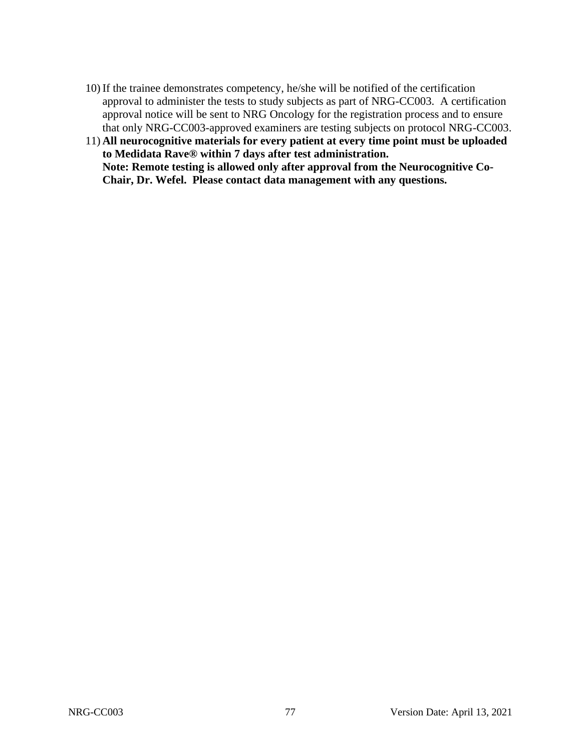10) If the trainee demonstrates competency, he/she will be notified of the certification approval to administer the tests to study subjects as part of NRG-CC003. A certification approval notice will be sent to NRG Oncology for the registration process and to ensure that only NRG-CC003-approved examiners are testing subjects on protocol NRG-CC003.
11) **All neurocognitive materials for every patient at every time point must be uploaded to Medidata Rave® within 7 days after test administration.**
    **Note: Remote testing is allowed only after approval from the Neurocognitive Co-Chair, Dr. Wefel. Please contact data management with any questions.**